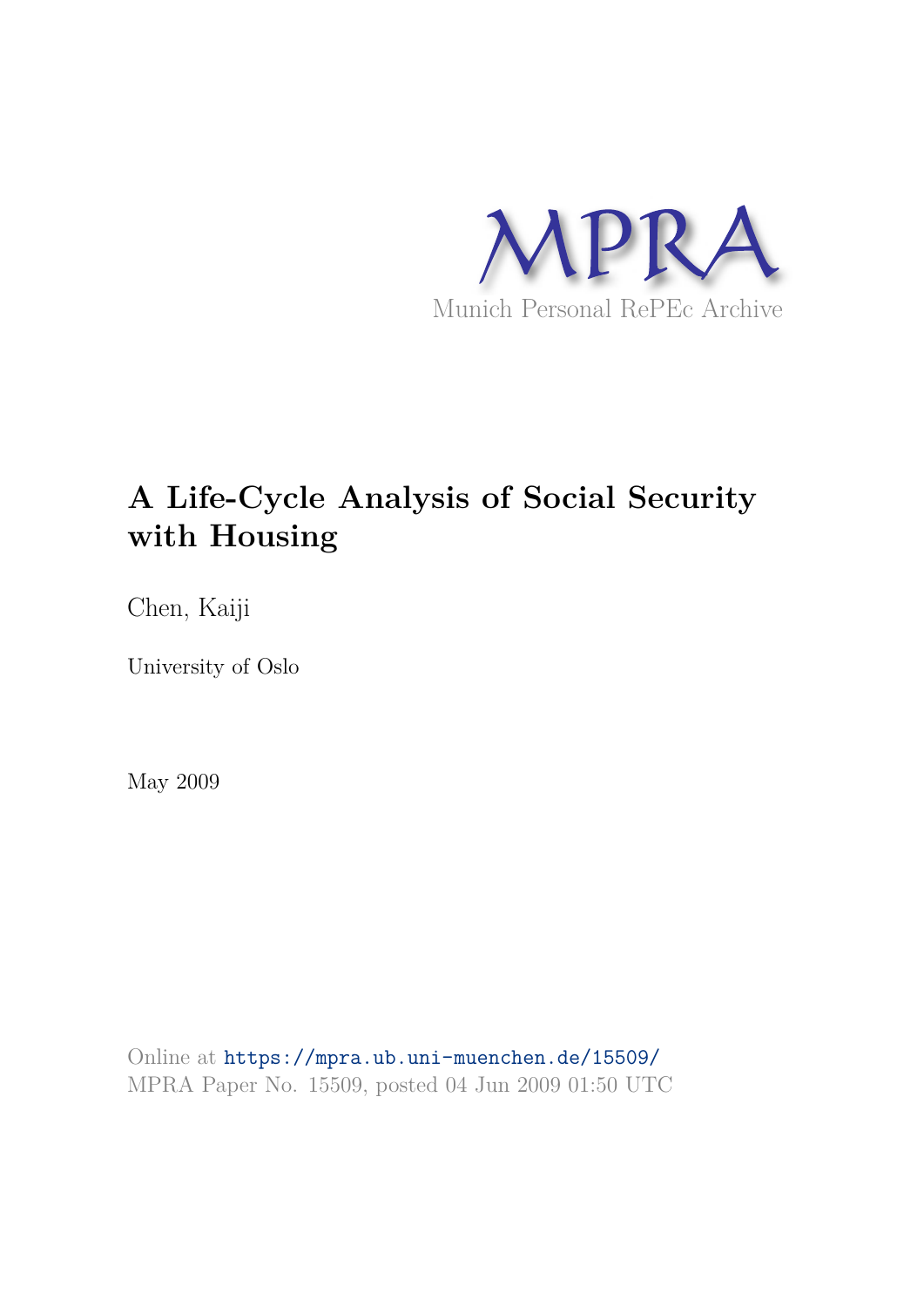MPRA

Munich Personal RePEc Archive

# A Life-Cycle Analysis of Social Security with Housing

Chen, Kaiji

University of Oslo

May 2009

Online at https://mpra.ub.uni-muenchen.de/15509/
MPRA Paper No. 15509, posted 04 Jun 2009 01:50 UTC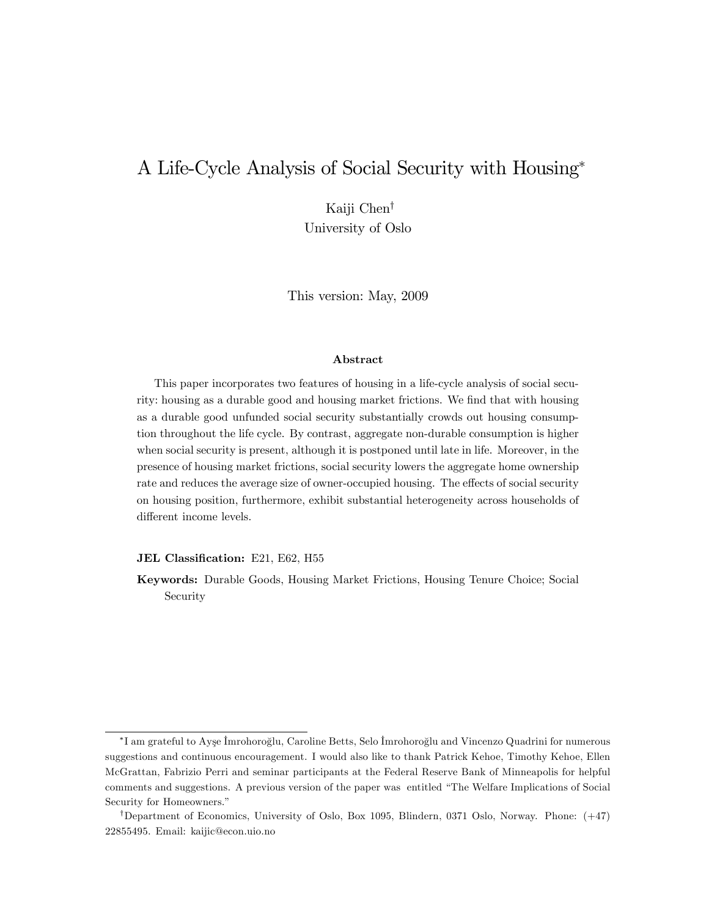# A Life-Cycle Analysis of Social Security with Housing*

Kaiji Chen†
University of Oslo

This version: May, 2009

### Abstract

This paper incorporates two features of housing in a life-cycle analysis of social security: housing as a durable good and housing market frictions. We find that with housing as a durable good unfunded social security substantially crowds out housing consumption throughout the life cycle. By contrast, aggregate non-durable consumption is higher when social security is present, although it is postponed until late in life. Moreover, in the presence of housing market frictions, social security lowers the aggregate home ownership rate and reduces the average size of owner-occupied housing. The effects of social security on housing position, furthermore, exhibit substantial heterogeneity across households of different income levels.

**JEL Classification:** E21, E62, H55

**Keywords:** Durable Goods, Housing Market Frictions, Housing Tenure Choice; Social Security

---

*I am grateful to Ayşe İmrohoroğlu, Caroline Betts, Selo İmrohoroğlu and Vincenzo Quadrini for numerous suggestions and continuous encouragement. I would also like to thank Patrick Kehoe, Timothy Kehoe, Ellen McGrattan, Fabrizio Perri and seminar participants at the Federal Reserve Bank of Minneapolis for helpful comments and suggestions. A previous version of the paper was entitled "The Welfare Implications of Social Security for Homeowners."

†Department of Economics, University of Oslo, Box 1095, Blindern, 0371 Oslo, Norway. Phone: (+47) 22855495. Email: kaijic@econ.uio.no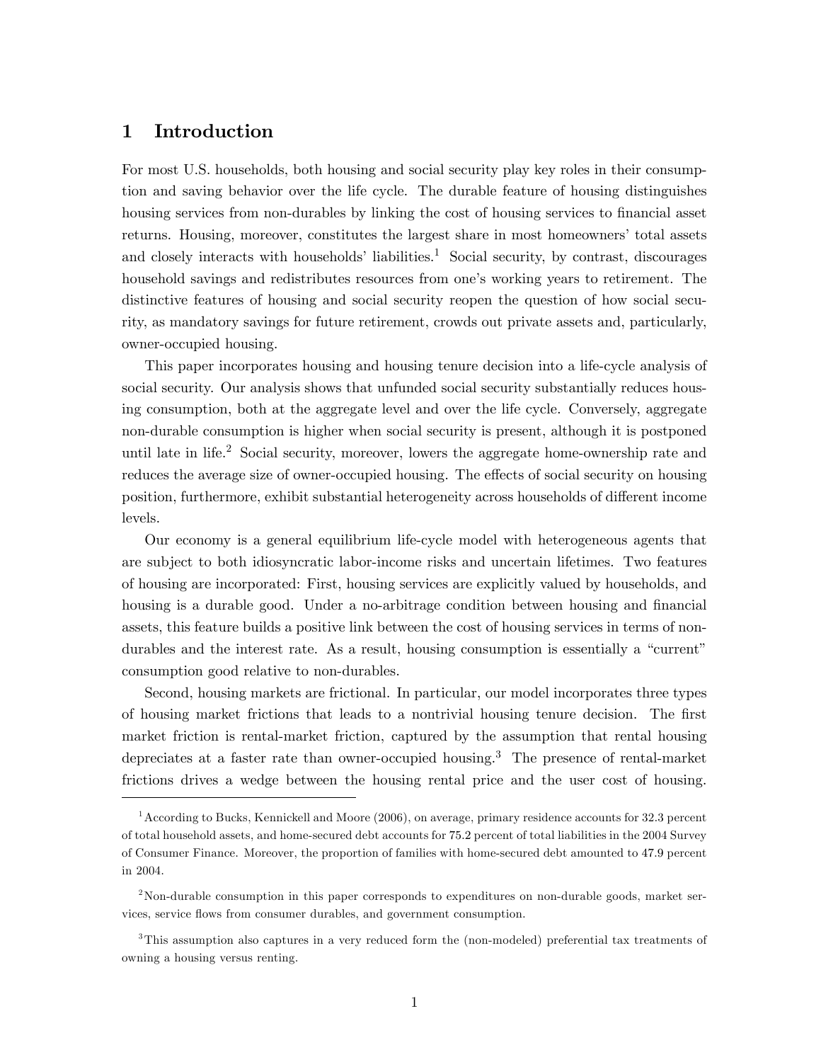# 1 Introduction

For most U.S. households, both housing and social security play key roles in their consumption and saving behavior over the life cycle. The durable feature of housing distinguishes housing services from non-durables by linking the cost of housing services to financial asset returns. Housing, moreover, constitutes the largest share in most homeowners' total assets and closely interacts with households' liabilities.[1] Social security, by contrast, discourages household savings and redistributes resources from one's working years to retirement. The distinctive features of housing and social security reopen the question of how social security, as mandatory savings for future retirement, crowds out private assets and, particularly, owner-occupied housing.

This paper incorporates housing and housing tenure decision into a life-cycle analysis of social security. Our analysis shows that unfunded social security substantially reduces housing consumption, both at the aggregate level and over the life cycle. Conversely, aggregate non-durable consumption is higher when social security is present, although it is postponed until late in life.[2] Social security, moreover, lowers the aggregate home-ownership rate and reduces the average size of owner-occupied housing. The effects of social security on housing position, furthermore, exhibit substantial heterogeneity across households of different income levels.

Our economy is a general equilibrium life-cycle model with heterogeneous agents that are subject to both idiosyncratic labor-income risks and uncertain lifetimes. Two features of housing are incorporated: First, housing services are explicitly valued by households, and housing is a durable good. Under a no-arbitrage condition between housing and financial assets, this feature builds a positive link between the cost of housing services in terms of non-durables and the interest rate. As a result, housing consumption is essentially a "current" consumption good relative to non-durables.

Second, housing markets are frictional. In particular, our model incorporates three types of housing market frictions that leads to a nontrivial housing tenure decision. The first market friction is rental-market friction, captured by the assumption that rental housing depreciates at a faster rate than owner-occupied housing.[3] The presence of rental-market frictions drives a wedge between the housing rental price and the user cost of housing.

---

[1] According to Bucks, Kennickell and Moore (2006), on average, primary residence accounts for 32.3 percent of total household assets, and home-secured debt accounts for 75.2 percent of total liabilities in the 2004 Survey of Consumer Finance. Moreover, the proportion of families with home-secured debt amounted to 47.9 percent in 2004.

[2] Non-durable consumption in this paper corresponds to expenditures on non-durable goods, market services, service flows from consumer durables, and government consumption.

[3] This assumption also captures in a very reduced form the (non-modeled) preferential tax treatments of owning a housing versus renting.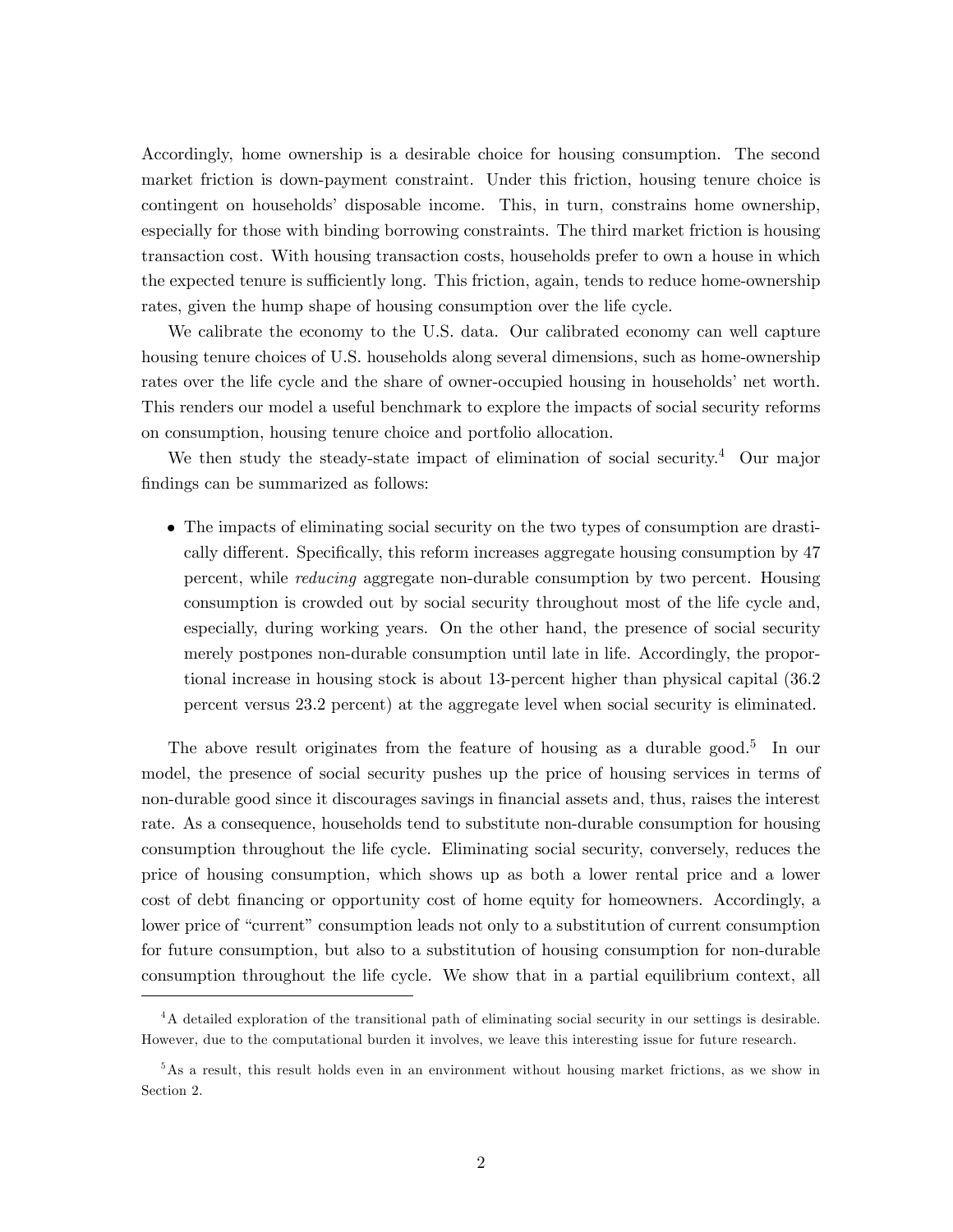Accordingly, home ownership is a desirable choice for housing consumption. The second market friction is down-payment constraint. Under this friction, housing tenure choice is contingent on households' disposable income. This, in turn, constrains home ownership, especially for those with binding borrowing constraints. The third market friction is housing transaction cost. With housing transaction costs, households prefer to own a house in which the expected tenure is sufficiently long. This friction, again, tends to reduce home-ownership rates, given the hump shape of housing consumption over the life cycle.

We calibrate the economy to the U.S. data. Our calibrated economy can well capture housing tenure choices of U.S. households along several dimensions, such as home-ownership rates over the life cycle and the share of owner-occupied housing in households' net worth. This renders our model a useful benchmark to explore the impacts of social security reforms on consumption, housing tenure choice and portfolio allocation.

We then study the steady-state impact of elimination of social security.[4] Our major findings can be summarized as follows:

- The impacts of eliminating social security on the two types of consumption are drastically different. Specifically, this reform increases aggregate housing consumption by 47 percent, while *reducing* aggregate non-durable consumption by two percent. Housing consumption is crowded out by social security throughout most of the life cycle and, especially, during working years. On the other hand, the presence of social security merely postpones non-durable consumption until late in life. Accordingly, the proportional increase in housing stock is about 13-percent higher than physical capital (36.2 percent versus 23.2 percent) at the aggregate level when social security is eliminated.

The above result originates from the feature of housing as a durable good.[5] In our model, the presence of social security pushes up the price of housing services in terms of non-durable good since it discourages savings in financial assets and, thus, raises the interest rate. As a consequence, households tend to substitute non-durable consumption for housing consumption throughout the life cycle. Eliminating social security, conversely, reduces the price of housing consumption, which shows up as both a lower rental price and a lower cost of debt financing or opportunity cost of home equity for homeowners. Accordingly, a lower price of "current" consumption leads not only to a substitution of current consumption for future consumption, but also to a substitution of housing consumption for non-durable consumption throughout the life cycle. We show that in a partial equilibrium context, all

[4] A detailed exploration of the transitional path of eliminating social security in our settings is desirable. However, due to the computational burden it involves, we leave this interesting issue for future research.

[5] As a result, this result holds even in an environment without housing market frictions, as we show in Section 2.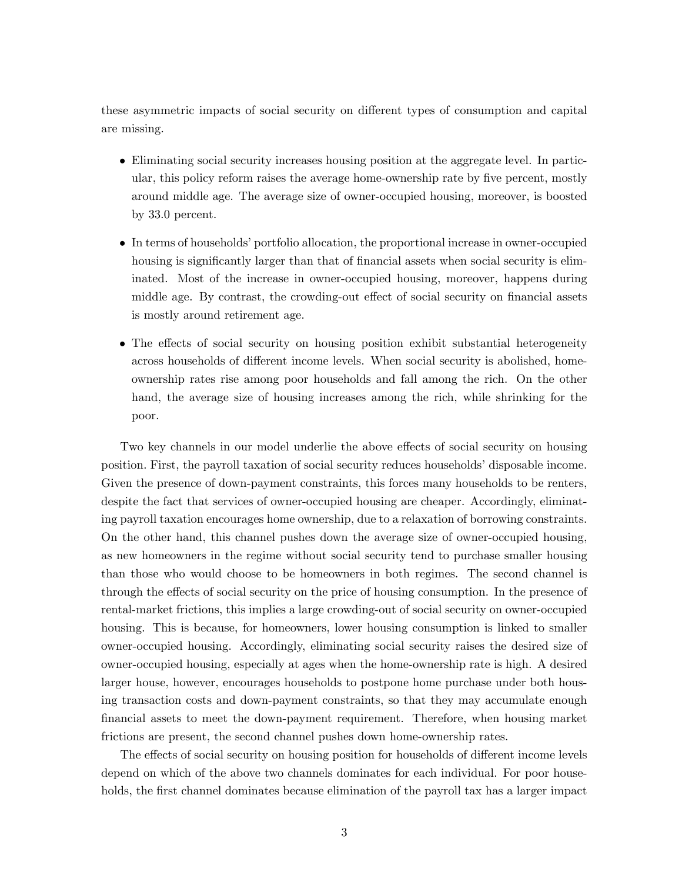these asymmetric impacts of social security on different types of consumption and capital are missing.

- Eliminating social security increases housing position at the aggregate level. In particular, this policy reform raises the average home-ownership rate by five percent, mostly around middle age. The average size of owner-occupied housing, moreover, is boosted by 33.0 percent.
- In terms of households' portfolio allocation, the proportional increase in owner-occupied housing is significantly larger than that of financial assets when social security is eliminated. Most of the increase in owner-occupied housing, moreover, happens during middle age. By contrast, the crowding-out effect of social security on financial assets is mostly around retirement age.
- The effects of social security on housing position exhibit substantial heterogeneity across households of different income levels. When social security is abolished, home-ownership rates rise among poor households and fall among the rich. On the other hand, the average size of housing increases among the rich, while shrinking for the poor.

Two key channels in our model underlie the above effects of social security on housing position. First, the payroll taxation of social security reduces households' disposable income. Given the presence of down-payment constraints, this forces many households to be renters, despite the fact that services of owner-occupied housing are cheaper. Accordingly, eliminating payroll taxation encourages home ownership, due to a relaxation of borrowing constraints. On the other hand, this channel pushes down the average size of owner-occupied housing, as new homeowners in the regime without social security tend to purchase smaller housing than those who would choose to be homeowners in both regimes. The second channel is through the effects of social security on the price of housing consumption. In the presence of rental-market frictions, this implies a large crowding-out of social security on owner-occupied housing. This is because, for homeowners, lower housing consumption is linked to smaller owner-occupied housing. Accordingly, eliminating social security raises the desired size of owner-occupied housing, especially at ages when the home-ownership rate is high. A desired larger house, however, encourages households to postpone home purchase under both housing transaction costs and down-payment constraints, so that they may accumulate enough financial assets to meet the down-payment requirement. Therefore, when housing market frictions are present, the second channel pushes down home-ownership rates.

The effects of social security on housing position for households of different income levels depend on which of the above two channels dominates for each individual. For poor households, the first channel dominates because elimination of the payroll tax has a larger impact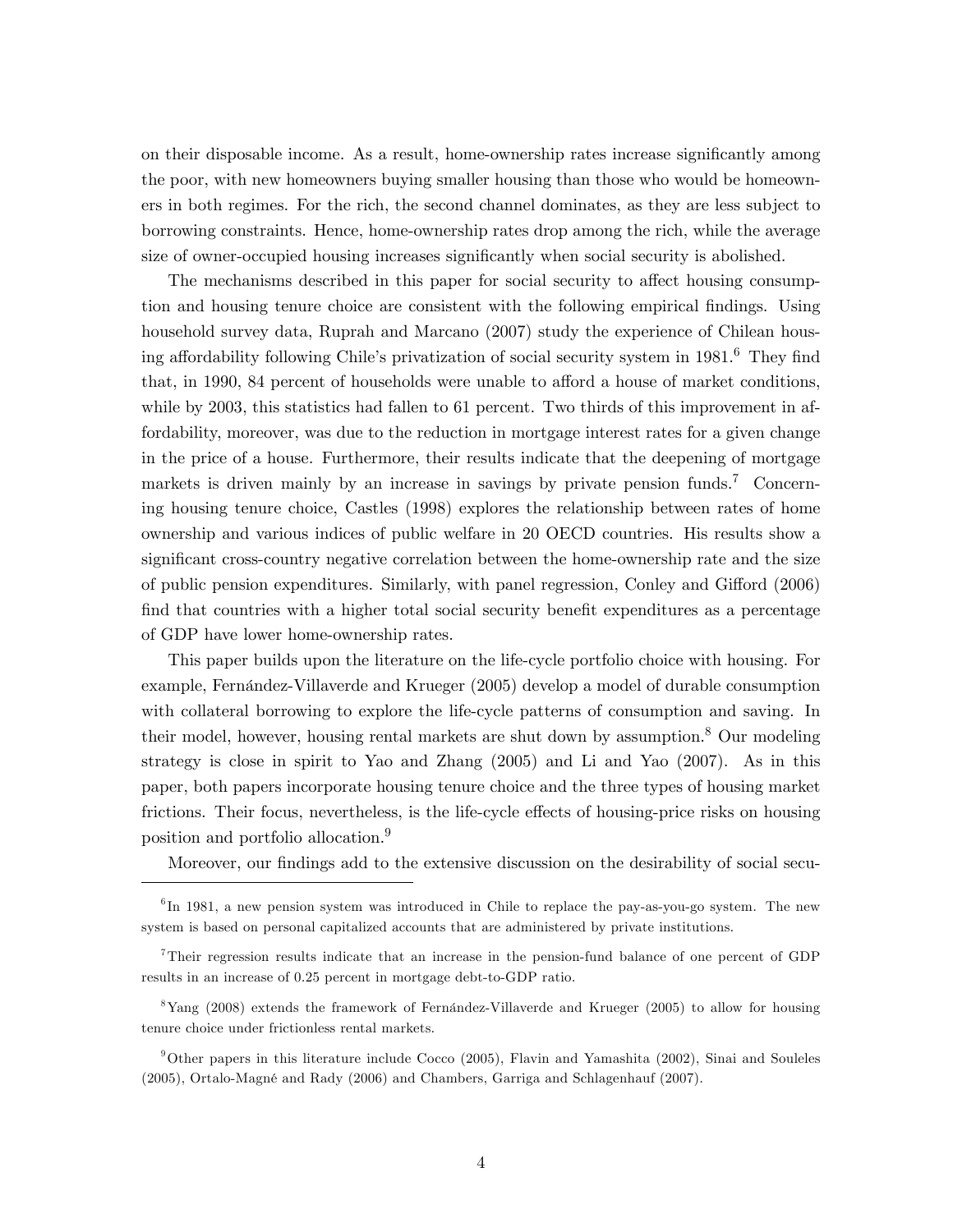on their disposable income. As a result, home-ownership rates increase significantly among the poor, with new homeowners buying smaller housing than those who would be homeowners in both regimes. For the rich, the second channel dominates, as they are less subject to borrowing constraints. Hence, home-ownership rates drop among the rich, while the average size of owner-occupied housing increases significantly when social security is abolished.

The mechanisms described in this paper for social security to affect housing consumption and housing tenure choice are consistent with the following empirical findings. Using household survey data, Ruprah and Marcano (2007) study the experience of Chilean housing affordability following Chile's privatization of social security system in 1981.[6] They find that, in 1990, 84 percent of households were unable to afford a house of market conditions, while by 2003, this statistics had fallen to 61 percent. Two thirds of this improvement in affordability, moreover, was due to the reduction in mortgage interest rates for a given change in the price of a house. Furthermore, their results indicate that the deepening of mortgage markets is driven mainly by an increase in savings by private pension funds.[7] Concerning housing tenure choice, Castles (1998) explores the relationship between rates of home ownership and various indices of public welfare in 20 OECD countries. His results show a significant cross-country negative correlation between the home-ownership rate and the size of public pension expenditures. Similarly, with panel regression, Conley and Gifford (2006) find that countries with a higher total social security benefit expenditures as a percentage of GDP have lower home-ownership rates.

This paper builds upon the literature on the life-cycle portfolio choice with housing. For example, Fernández-Villaverde and Krueger (2005) develop a model of durable consumption with collateral borrowing to explore the life-cycle patterns of consumption and saving. In their model, however, housing rental markets are shut down by assumption.[8] Our modeling strategy is close in spirit to Yao and Zhang (2005) and Li and Yao (2007). As in this paper, both papers incorporate housing tenure choice and the three types of housing market frictions. Their focus, nevertheless, is the life-cycle effects of housing-price risks on housing position and portfolio allocation.[9]

Moreover, our findings add to the extensive discussion on the desirability of social secu-

[6] In 1981, a new pension system was introduced in Chile to replace the pay-as-you-go system. The new system is based on personal capitalized accounts that are administered by private institutions.

[7] Their regression results indicate that an increase in the pension-fund balance of one percent of GDP results in an increase of 0.25 percent in mortgage debt-to-GDP ratio.

[8] Yang (2008) extends the framework of Fernández-Villaverde and Krueger (2005) to allow for housing tenure choice under frictionless rental markets.

[9] Other papers in this literature include Cocco (2005), Flavin and Yamashita (2002), Sinai and Souleles (2005), Ortalo-Magné and Rady (2006) and Chambers, Garriga and Schlagenhauf (2007).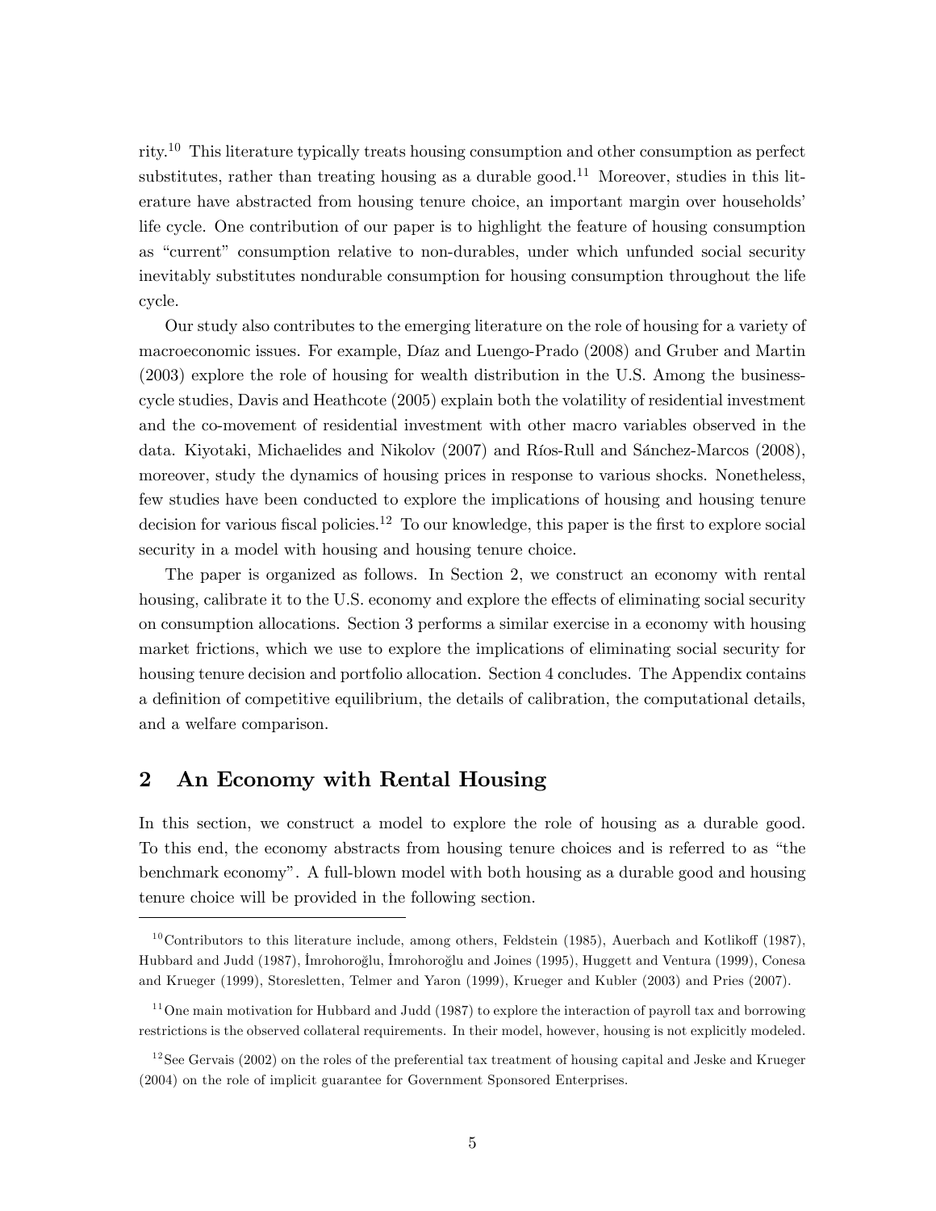rity.[10] This literature typically treats housing consumption and other consumption as perfect substitutes, rather than treating housing as a durable good.[11] Moreover, studies in this literature have abstracted from housing tenure choice, an important margin over households' life cycle. One contribution of our paper is to highlight the feature of housing consumption as "current" consumption relative to non-durables, under which unfunded social security inevitably substitutes nondurable consumption for housing consumption throughout the life cycle.

Our study also contributes to the emerging literature on the role of housing for a variety of macroeconomic issues. For example, Díaz and Luengo-Prado (2008) and Gruber and Martin (2003) explore the role of housing for wealth distribution in the U.S. Among the business-cycle studies, Davis and Heathcote (2005) explain both the volatility of residential investment and the co-movement of residential investment with other macro variables observed in the data. Kiyotaki, Michaelides and Nikolov (2007) and Ríos-Rull and Sánchez-Marcos (2008), moreover, study the dynamics of housing prices in response to various shocks. Nonetheless, few studies have been conducted to explore the implications of housing and housing tenure decision for various fiscal policies.[12] To our knowledge, this paper is the first to explore social security in a model with housing and housing tenure choice.

The paper is organized as follows. In Section 2, we construct an economy with rental housing, calibrate it to the U.S. economy and explore the effects of eliminating social security on consumption allocations. Section 3 performs a similar exercise in a economy with housing market frictions, which we use to explore the implications of eliminating social security for housing tenure decision and portfolio allocation. Section 4 concludes. The Appendix contains a definition of competitive equilibrium, the details of calibration, the computational details, and a welfare comparison.

## 2 An Economy with Rental Housing

In this section, we construct a model to explore the role of housing as a durable good. To this end, the economy abstracts from housing tenure choices and is referred to as "the benchmark economy". A full-blown model with both housing as a durable good and housing tenure choice will be provided in the following section.

---

[10] Contributors to this literature include, among others, Feldstein (1985), Auerbach and Kotlikoff (1987), Hubbard and Judd (1987), İmrohoroğlu, İmrohoroğlu and Joines (1995), Huggett and Ventura (1999), Conesa and Krueger (1999), Storesletten, Telmer and Yaron (1999), Krueger and Kubler (2003) and Pries (2007).

[11] One main motivation for Hubbard and Judd (1987) to explore the interaction of payroll tax and borrowing restrictions is the observed collateral requirements. In their model, however, housing is not explicitly modeled.

[12] See Gervais (2002) on the roles of the preferential tax treatment of housing capital and Jeske and Krueger (2004) on the role of implicit guarantee for Government Sponsored Enterprises.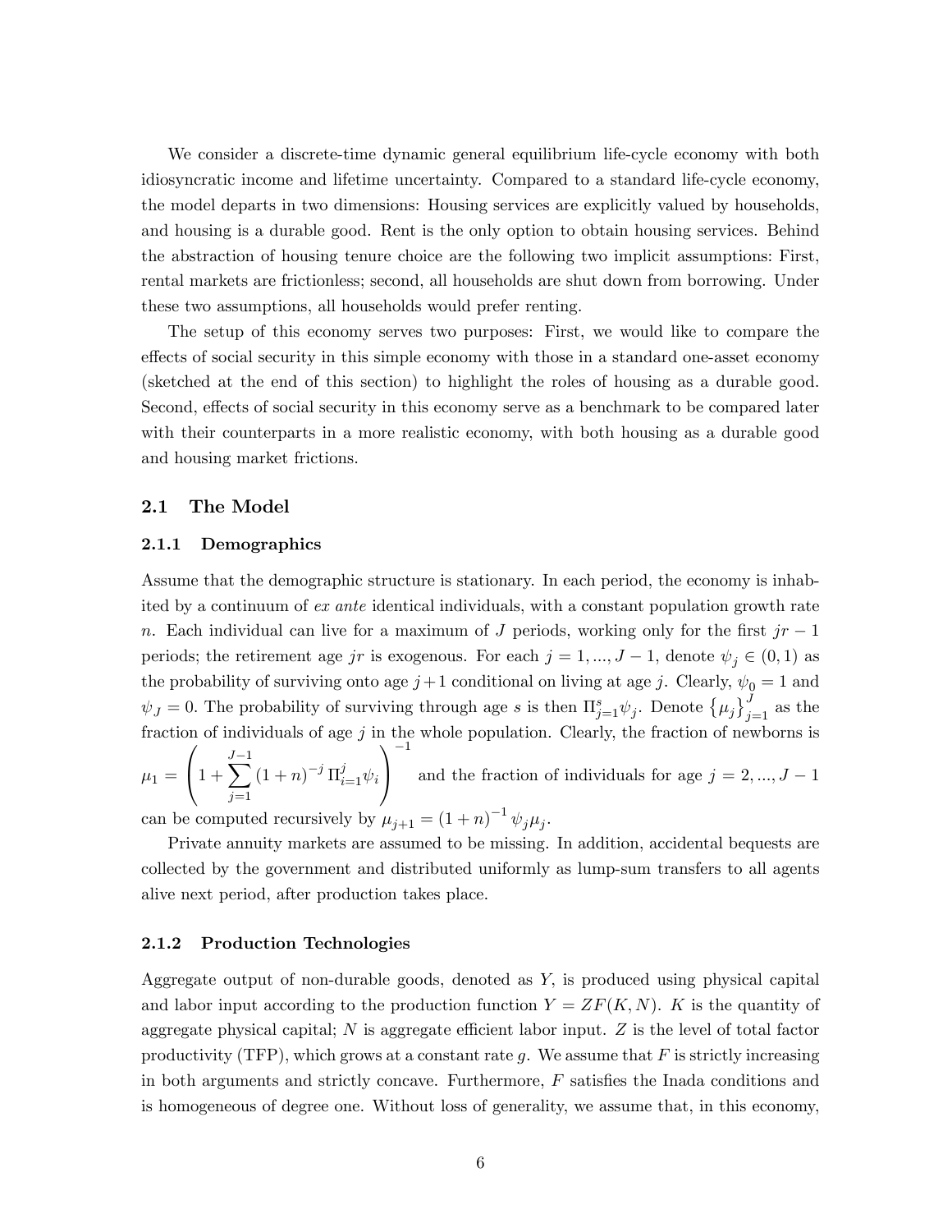We consider a discrete-time dynamic general equilibrium life-cycle economy with both idiosyncratic income and lifetime uncertainty. Compared to a standard life-cycle economy, the model departs in two dimensions: Housing services are explicitly valued by households, and housing is a durable good. Rent is the only option to obtain housing services. Behind the abstraction of housing tenure choice are the following two implicit assumptions: First, rental markets are frictionless; second, all households are shut down from borrowing. Under these two assumptions, all households would prefer renting.

The setup of this economy serves two purposes: First, we would like to compare the effects of social security in this simple economy with those in a standard one-asset economy (sketched at the end of this section) to highlight the roles of housing as a durable good. Second, effects of social security in this economy serve as a benchmark to be compared later with their counterparts in a more realistic economy, with both housing as a durable good and housing market frictions.

## 2.1 The Model

### 2.1.1 Demographics

Assume that the demographic structure is stationary. In each period, the economy is inhabited by a continuum of *ex ante* identical individuals, with a constant population growth rate $n$. Each individual can live for a maximum of $J$ periods, working only for the first $jr-1$ periods; the retirement age $jr$ is exogenous. For each $j = 1, ..., J-1$, denote $\psi_j \in (0,1)$ as the probability of surviving onto age $j+1$ conditional on living at age $j$. Clearly, $\psi_0 = 1$ and $\psi_J = 0$. The probability of surviving through age $s$ is then $\Pi_{j=1}^{s}\psi_j$. Denote $\{\mu_j\}_{j=1}^{J}$ as the fraction of individuals of age $j$ in the whole population. Clearly, the fraction of newborns is $\mu_1 = \left(1 + \sum_{j=1}^{J-1} (1+n)^{-j} \Pi_{i=1}^{j}\psi_i\right)^{-1}$ and the fraction of individuals for age $j = 2, ..., J-1$ can be computed recursively by $\mu_{j+1} = (1+n)^{-1}\psi_j\mu_j$.

Private annuity markets are assumed to be missing. In addition, accidental bequests are collected by the government and distributed uniformly as lump-sum transfers to all agents alive next period, after production takes place.

### 2.1.2 Production Technologies

Aggregate output of non-durable goods, denoted as $Y$, is produced using physical capital and labor input according to the production function $Y = ZF(K, N)$. $K$ is the quantity of aggregate physical capital; $N$ is aggregate efficient labor input. $Z$ is the level of total factor productivity (TFP), which grows at a constant rate $g$. We assume that $F$ is strictly increasing in both arguments and strictly concave. Furthermore, $F$ satisfies the Inada conditions and is homogeneous of degree one. Without loss of generality, we assume that, in this economy,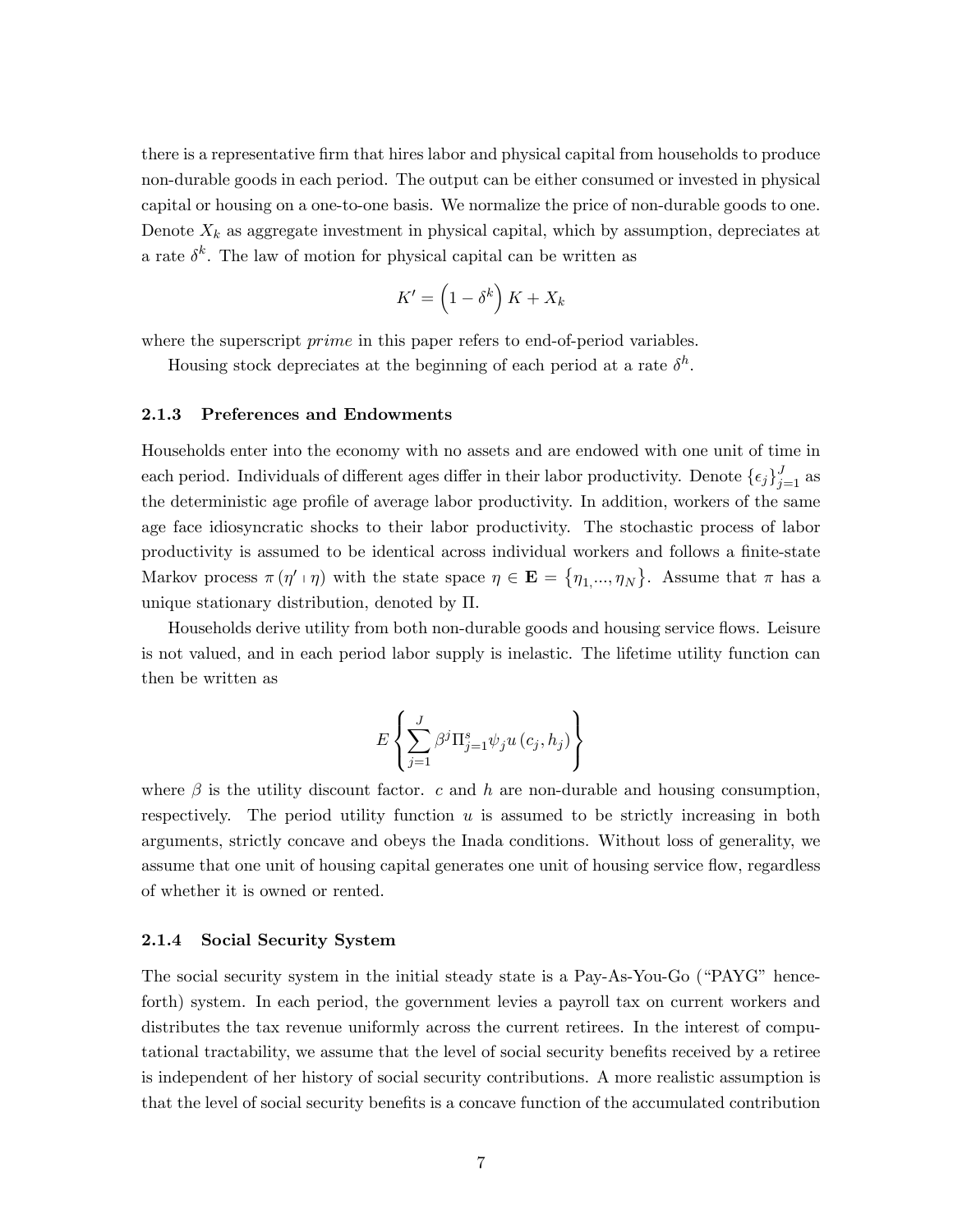there is a representative firm that hires labor and physical capital from households to produce non-durable goods in each period. The output can be either consumed or invested in physical capital or housing on a one-to-one basis. We normalize the price of non-durable goods to one. Denote $X_k$ as aggregate investment in physical capital, which by assumption, depreciates at a rate $\delta^k$. The law of motion for physical capital can be written as

$$K' = \left(1 - \delta^k\right) K + X_k$$

where the superscript *prime* in this paper refers to end-of-period variables.

Housing stock depreciates at the beginning of each period at a rate $\delta^h$.

### 2.1.3 Preferences and Endowments

Households enter into the economy with no assets and are endowed with one unit of time in each period. Individuals of different ages differ in their labor productivity. Denote $\{\epsilon_j\}_{j=1}^{J}$ as the deterministic age profile of average labor productivity. In addition, workers of the same age face idiosyncratic shocks to their labor productivity. The stochastic process of labor productivity is assumed to be identical across individual workers and follows a finite-state Markov process $\pi(\eta' \mid \eta)$ with the state space $\eta \in \mathbf{E} = \{\eta_1, ..., \eta_N\}$. Assume that $\pi$ has a unique stationary distribution, denoted by $\Pi$.

Households derive utility from both non-durable goods and housing service flows. Leisure is not valued, and in each period labor supply is inelastic. The lifetime utility function can then be written as

$$E\left\{\sum_{j=1}^{J} \beta^j \Pi_{j=1}^{s} \psi_j u(c_j, h_j)\right\}$$

where $\beta$ is the utility discount factor. $c$ and $h$ are non-durable and housing consumption, respectively. The period utility function $u$ is assumed to be strictly increasing in both arguments, strictly concave and obeys the Inada conditions. Without loss of generality, we assume that one unit of housing capital generates one unit of housing service flow, regardless of whether it is owned or rented.

### 2.1.4 Social Security System

The social security system in the initial steady state is a Pay-As-You-Go ("PAYG" henceforth) system. In each period, the government levies a payroll tax on current workers and distributes the tax revenue uniformly across the current retirees. In the interest of computational tractability, we assume that the level of social security benefits received by a retiree is independent of her history of social security contributions. A more realistic assumption is that the level of social security benefits is a concave function of the accumulated contribution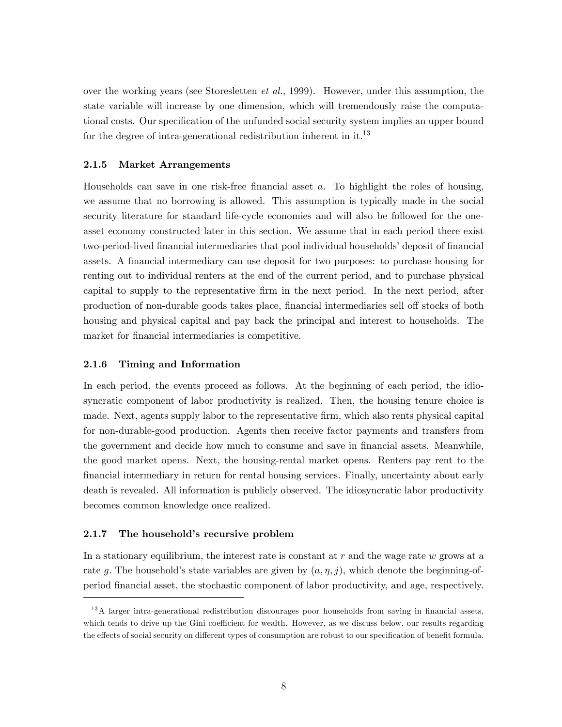over the working years (see Storesletten *et al.*, 1999). However, under this assumption, the state variable will increase by one dimension, which will tremendously raise the computational costs. Our specification of the unfunded social security system implies an upper bound for the degree of intra-generational redistribution inherent in it.[13]

### 2.1.5 Market Arrangements

Households can save in one risk-free financial asset $a$. To highlight the roles of housing, we assume that no borrowing is allowed. This assumption is typically made in the social security literature for standard life-cycle economies and will also be followed for the one-asset economy constructed later in this section. We assume that in each period there exist two-period-lived financial intermediaries that pool individual households' deposit of financial assets. A financial intermediary can use deposit for two purposes: to purchase housing for renting out to individual renters at the end of the current period, and to purchase physical capital to supply to the representative firm in the next period. In the next period, after production of non-durable goods takes place, financial intermediaries sell off stocks of both housing and physical capital and pay back the principal and interest to households. The market for financial intermediaries is competitive.

### 2.1.6 Timing and Information

In each period, the events proceed as follows. At the beginning of each period, the idiosyncratic component of labor productivity is realized. Then, the housing tenure choice is made. Next, agents supply labor to the representative firm, which also rents physical capital for non-durable-good production. Agents then receive factor payments and transfers from the government and decide how much to consume and save in financial assets. Meanwhile, the good market opens. Next, the housing-rental market opens. Renters pay rent to the financial intermediary in return for rental housing services. Finally, uncertainty about early death is revealed. All information is publicly observed. The idiosyncratic labor productivity becomes common knowledge once realized.

### 2.1.7 The household's recursive problem

In a stationary equilibrium, the interest rate is constant at $r$ and the wage rate $w$ grows at a rate $g$. The household's state variables are given by $(a, \eta, j)$, which denote the beginning-of-period financial asset, the stochastic component of labor productivity, and age, respectively.

[13] A larger intra-generational redistribution discourages poor households from saving in financial assets, which tends to drive up the Gini coefficient for wealth. However, as we discuss below, our results regarding the effects of social security on different types of consumption are robust to our specification of benefit formula.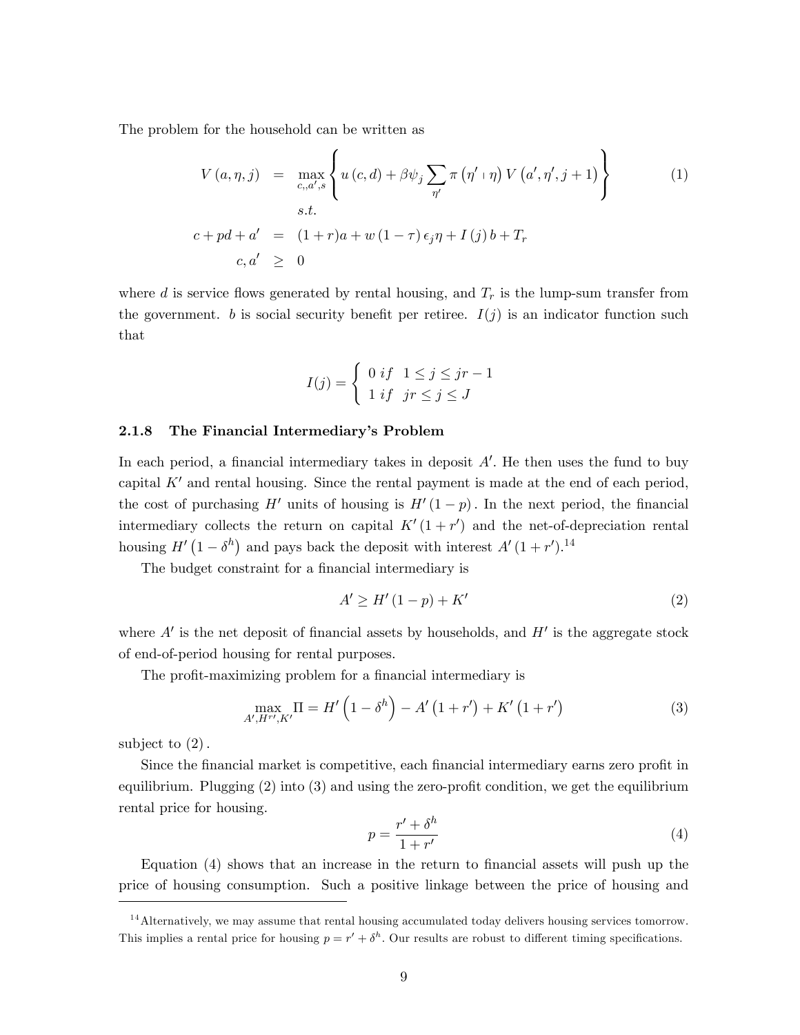The problem for the household can be written as

$$
\begin{aligned}
V(a,\eta,j) &= \max_{c,,a',s}\left\{u(c,d)+\beta\psi_j\sum_{\eta'}\pi(\eta'\mid\eta)\,V(a',\eta',j+1)\right\} \qquad (1)\\
& \quad s.t. \\
c+pd+a' &= (1+r)a+w(1-\tau)\epsilon_j\eta+I(j)\,b+T_r \\
c,a' &\geq 0
\end{aligned}
$$

where $d$ is service flows generated by rental housing, and $T_r$ is the lump-sum transfer from the government. $b$ is social security benefit per retiree. $I(j)$ is an indicator function such that

$$
I(j)=\begin{cases} 0 \; if \;\; 1\leq j\leq jr-1 \\ 1 \; if \;\; jr\leq j\leq J \end{cases}
$$

#### 2.1.8 The Financial Intermediary's Problem

In each period, a financial intermediary takes in deposit $A'$. He then uses the fund to buy capital $K'$ and rental housing. Since the rental payment is made at the end of each period, the cost of purchasing $H'$ units of housing is $H'(1-p)$. In the next period, the financial intermediary collects the return on capital $K'(1+r')$ and the net-of-depreciation rental housing $H'(1-\delta^h)$ and pays back the deposit with interest $A'(1+r')$.[14]

The budget constraint for a financial intermediary is

$$
A' \geq H'(1-p)+K' \qquad (2)
$$

where $A'$ is the net deposit of financial assets by households, and $H'$ is the aggregate stock of end-of-period housing for rental purposes.

The profit-maximizing problem for a financial intermediary is

$$
\max_{A',H^{r\prime},K'} \Pi = H'\left(1-\delta^h\right)-A'\left(1+r'\right)+K'\left(1+r'\right) \qquad (3)
$$

subject to $(2)$.

Since the financial market is competitive, each financial intermediary earns zero profit in equilibrium. Plugging (2) into (3) and using the zero-profit condition, we get the equilibrium rental price for housing.

$$
p=\frac{r'+\delta^h}{1+r'} \qquad (4)
$$

Equation (4) shows that an increase in the return to financial assets will push up the price of housing consumption. Such a positive linkage between the price of housing and

[14] Alternatively, we may assume that rental housing accumulated today delivers housing services tomorrow. This implies a rental price for housing $p=r'+\delta^h$. Our results are robust to different timing specifications.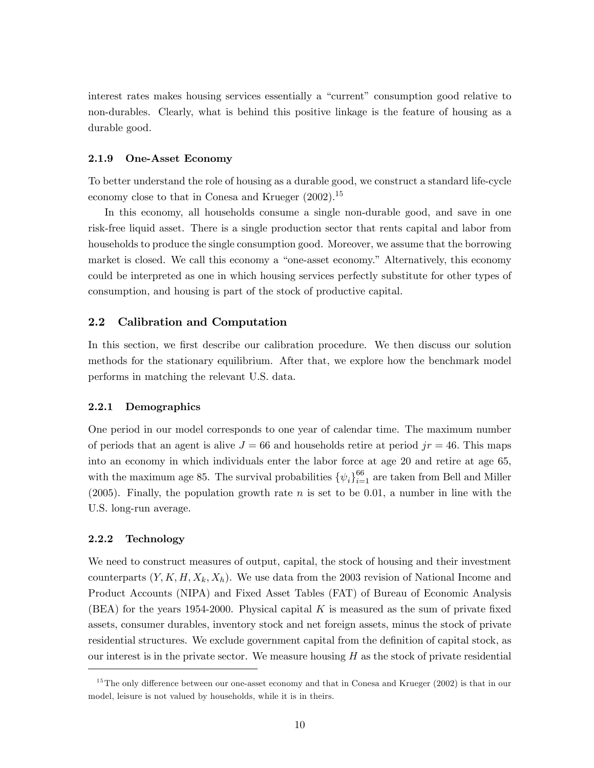interest rates makes housing services essentially a "current" consumption good relative to non-durables. Clearly, what is behind this positive linkage is the feature of housing as a durable good.

#### 2.1.9 One-Asset Economy

To better understand the role of housing as a durable good, we construct a standard life-cycle economy close to that in Conesa and Krueger (2002).[15]

In this economy, all households consume a single non-durable good, and save in one risk-free liquid asset. There is a single production sector that rents capital and labor from households to produce the single consumption good. Moreover, we assume that the borrowing market is closed. We call this economy a "one-asset economy." Alternatively, this economy could be interpreted as one in which housing services perfectly substitute for other types of consumption, and housing is part of the stock of productive capital.

### 2.2 Calibration and Computation

In this section, we first describe our calibration procedure. We then discuss our solution methods for the stationary equilibrium. After that, we explore how the benchmark model performs in matching the relevant U.S. data.

#### 2.2.1 Demographics

One period in our model corresponds to one year of calendar time. The maximum number of periods that an agent is alive $J = 66$ and households retire at period $jr = 46$. This maps into an economy in which individuals enter the labor force at age 20 and retire at age 65, with the maximum age 85. The survival probabilities $\{\psi_i\}_{i=1}^{66}$ are taken from Bell and Miller (2005). Finally, the population growth rate $n$ is set to be 0.01, a number in line with the U.S. long-run average.

#### 2.2.2 Technology

We need to construct measures of output, capital, the stock of housing and their investment counterparts $(Y, K, H, X_k, X_h)$. We use data from the 2003 revision of National Income and Product Accounts (NIPA) and Fixed Asset Tables (FAT) of Bureau of Economic Analysis (BEA) for the years 1954-2000. Physical capital $K$ is measured as the sum of private fixed assets, consumer durables, inventory stock and net foreign assets, minus the stock of private residential structures. We exclude government capital from the definition of capital stock, as our interest is in the private sector. We measure housing $H$ as the stock of private residential

[15]The only difference between our one-asset economy and that in Conesa and Krueger (2002) is that in our model, leisure is not valued by households, while it is in theirs.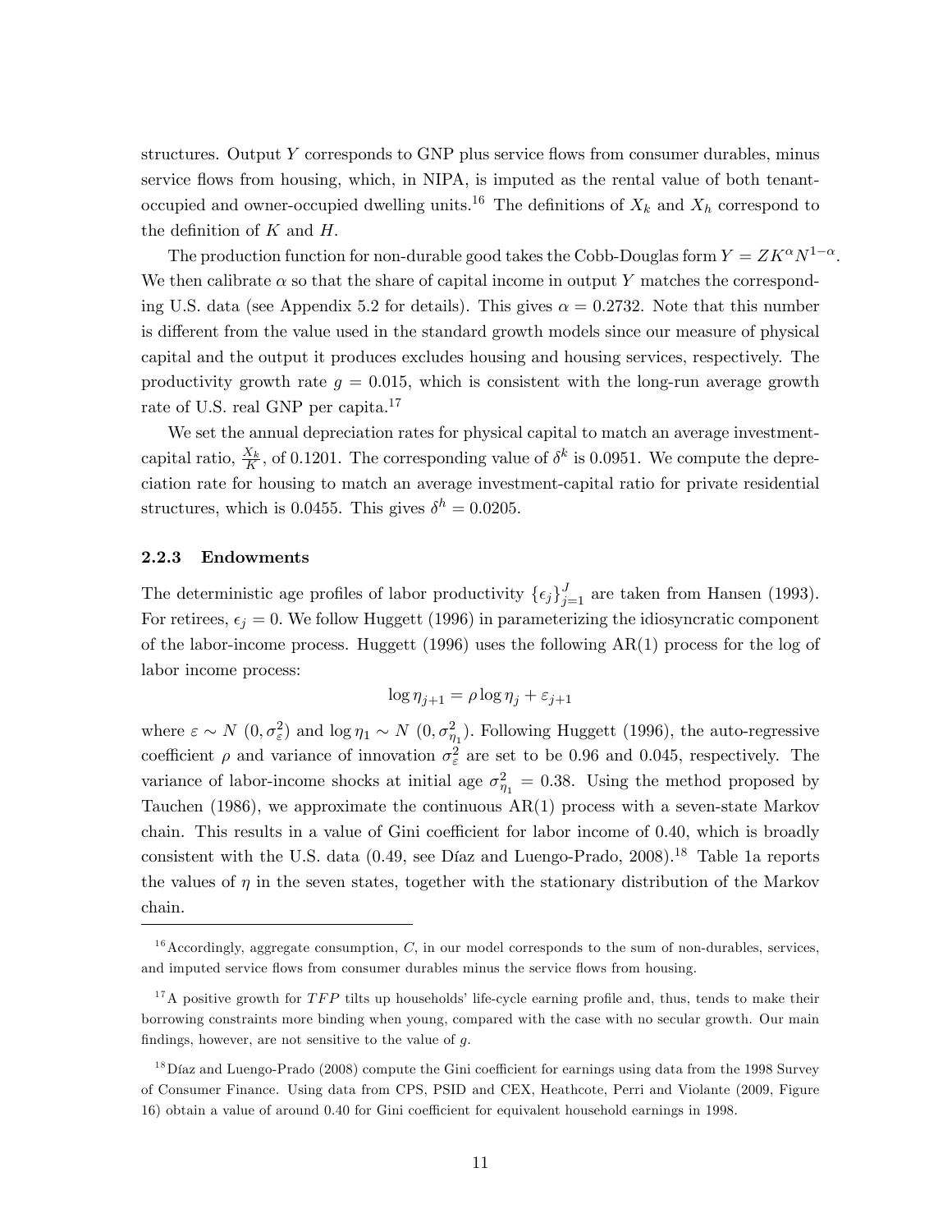structures. Output $Y$ corresponds to GNP plus service flows from consumer durables, minus service flows from housing, which, in NIPA, is imputed as the rental value of both tenant-occupied and owner-occupied dwelling units.[16] The definitions of $X_k$ and $X_h$ correspond to the definition of $K$ and $H$.

The production function for non-durable good takes the Cobb-Douglas form $Y = ZK^{\alpha}N^{1-\alpha}$. We then calibrate $\alpha$ so that the share of capital income in output $Y$ matches the corresponding U.S. data (see Appendix 5.2 for details). This gives $\alpha = 0.2732$. Note that this number is different from the value used in the standard growth models since our measure of physical capital and the output it produces excludes housing and housing services, respectively. The productivity growth rate $g = 0.015$, which is consistent with the long-run average growth rate of U.S. real GNP per capita.[17]

We set the annual depreciation rates for physical capital to match an average investment-capital ratio, $\frac{X_k}{K}$, of 0.1201. The corresponding value of $\delta^k$ is 0.0951. We compute the depreciation rate for housing to match an average investment-capital ratio for private residential structures, which is 0.0455. This gives $\delta^h = 0.0205$.

### 2.2.3 Endowments

The deterministic age profiles of labor productivity $\{\epsilon_j\}_{j=1}^{J}$ are taken from Hansen (1993). For retirees, $\epsilon_j = 0$. We follow Huggett (1996) in parameterizing the idiosyncratic component of the labor-income process. Huggett (1996) uses the following AR(1) process for the log of labor income process:

$$\log \eta_{j+1} = \rho \log \eta_j + \varepsilon_{j+1}$$

where $\varepsilon \sim N\ (0, \sigma_{\varepsilon}^2)$ and $\log \eta_1 \sim N\ (0, \sigma_{\eta_1}^2)$. Following Huggett (1996), the auto-regressive coefficient $\rho$ and variance of innovation $\sigma_{\varepsilon}^2$ are set to be 0.96 and 0.045, respectively. The variance of labor-income shocks at initial age $\sigma_{\eta_1}^2 = 0.38$. Using the method proposed by Tauchen (1986), we approximate the continuous AR(1) process with a seven-state Markov chain. This results in a value of Gini coefficient for labor income of 0.40, which is broadly consistent with the U.S. data (0.49, see Díaz and Luengo-Prado, 2008).[18] Table 1a reports the values of $\eta$ in the seven states, together with the stationary distribution of the Markov chain.

---

[16] Accordingly, aggregate consumption, $C$, in our model corresponds to the sum of non-durables, services, and imputed service flows from consumer durables minus the service flows from housing.

[17] A positive growth for $TFP$ tilts up households' life-cycle earning profile and, thus, tends to make their borrowing constraints more binding when young, compared with the case with no secular growth. Our main findings, however, are not sensitive to the value of $g$.

[18] Díaz and Luengo-Prado (2008) compute the Gini coefficient for earnings using data from the 1998 Survey of Consumer Finance. Using data from CPS, PSID and CEX, Heathcote, Perri and Violante (2009, Figure 16) obtain a value of around 0.40 for Gini coefficient for equivalent household earnings in 1998.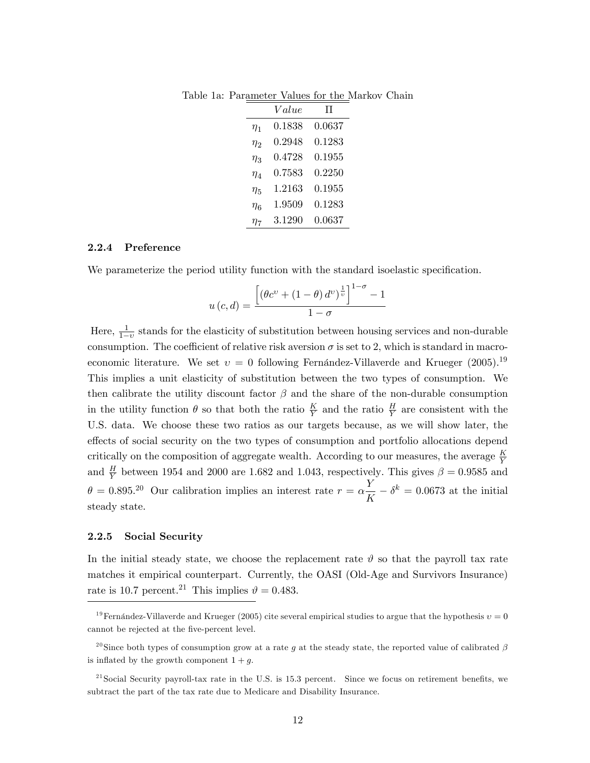Table 1a: Parameter Values for the Markov Chain

| | $Value$ | $\Pi$ |
|---|---|---|
| $\eta_1$ | 0.1838 | 0.0637 |
| $\eta_2$ | 0.2948 | 0.1283 |
| $\eta_3$ | 0.4728 | 0.1955 |
| $\eta_4$ | 0.7583 | 0.2250 |
| $\eta_5$ | 1.2163 | 0.1955 |
| $\eta_6$ | 1.9509 | 0.1283 |
| $\eta_7$ | 3.1290 | 0.0637 |

### 2.2.4 Preference

We parameterize the period utility function with the standard isoelastic specification.

$$u(c,d) = \frac{\left[\left(\theta c^{\upsilon} + (1-\theta) d^{\upsilon}\right)^{\frac{1}{\upsilon}}\right]^{1-\sigma} - 1}{1-\sigma}$$

Here, $\frac{1}{1-\upsilon}$ stands for the elasticity of substitution between housing services and non-durable consumption. The coefficient of relative risk aversion $\sigma$ is set to 2, which is standard in macroeconomic literature. We set $\upsilon = 0$ following Fernández-Villaverde and Krueger (2005).[19] This implies a unit elasticity of substitution between the two types of consumption. We then calibrate the utility discount factor $\beta$ and the share of the non-durable consumption in the utility function $\theta$ so that both the ratio $\frac{K}{Y}$ and the ratio $\frac{H}{Y}$ are consistent with the U.S. data. We choose these two ratios as our targets because, as we will show later, the effects of social security on the two types of consumption and portfolio allocations depend critically on the composition of aggregate wealth. According to our measures, the average $\frac{K}{Y}$ and $\frac{H}{Y}$ between 1954 and 2000 are 1.682 and 1.043, respectively. This gives $\beta = 0.9585$ and $\theta = 0.895$.[20] Our calibration implies an interest rate $r = \alpha \dfrac{Y}{K} - \delta^k = 0.0673$ at the initial steady state.

### 2.2.5 Social Security

In the initial steady state, we choose the replacement rate $\vartheta$ so that the payroll tax rate matches it empirical counterpart. Currently, the OASI (Old-Age and Survivors Insurance) rate is 10.7 percent.[21] This implies $\vartheta = 0.483$.

[19] Fernández-Villaverde and Krueger (2005) cite several empirical studies to argue that the hypothesis $\upsilon = 0$ cannot be rejected at the five-percent level.

[20] Since both types of consumption grow at a rate $g$ at the steady state, the reported value of calibrated $\beta$ is inflated by the growth component $1 + g$.

[21] Social Security payroll-tax rate in the U.S. is 15.3 percent. Since we focus on retirement benefits, we subtract the part of the tax rate due to Medicare and Disability Insurance.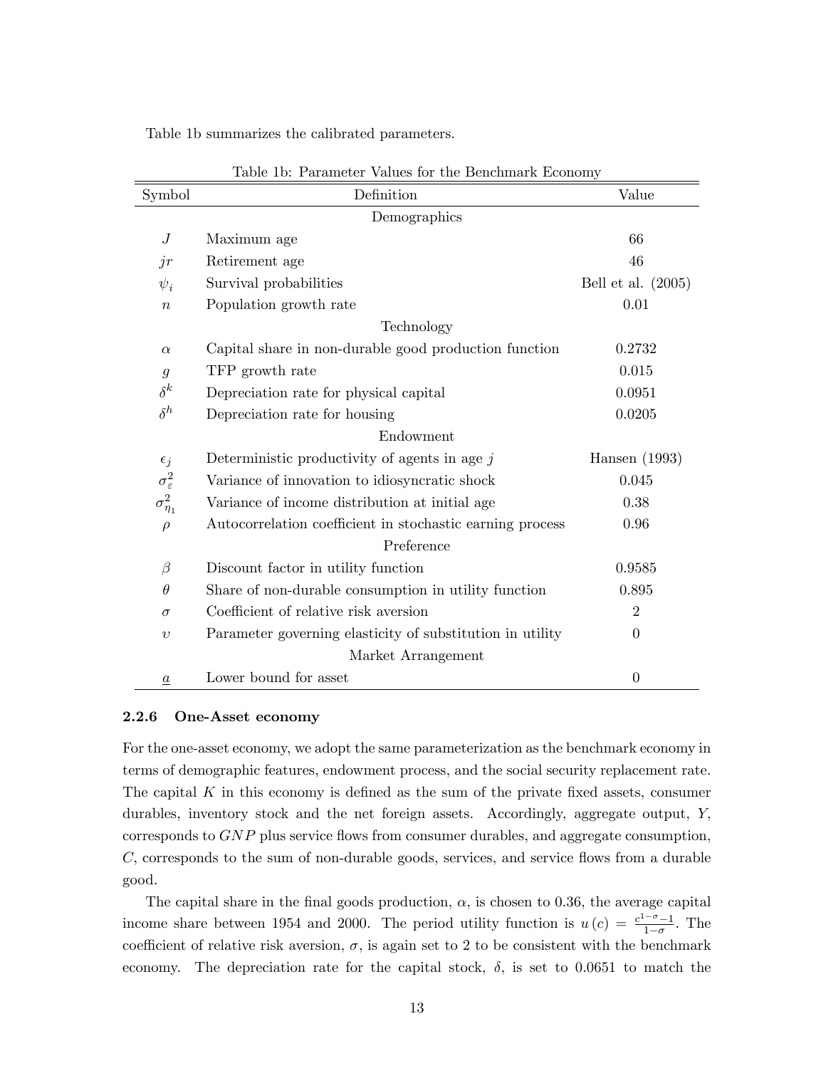Table 1b summarizes the calibrated parameters.

Table 1b: Parameter Values for the Benchmark Economy

| Symbol | Definition | Value |
|---|---|---|
| | Demographics | |
| $J$ | Maximum age | 66 |
| $jr$ | Retirement age | 46 |
| $\psi_i$ | Survival probabilities | Bell et al. (2005) |
| $n$ | Population growth rate | 0.01 |
| | Technology | |
| $\alpha$ | Capital share in non-durable good production function | 0.2732 |
| $g$ | TFP growth rate | 0.015 |
| $\delta^k$ | Depreciation rate for physical capital | 0.0951 |
| $\delta^h$ | Depreciation rate for housing | 0.0205 |
| | Endowment | |
| $\epsilon_j$ | Deterministic productivity of agents in age $j$ | Hansen (1993) |
| $\sigma_\varepsilon^2$ | Variance of innovation to idiosyncratic shock | 0.045 |
| $\sigma_{\eta_1}^2$ | Variance of income distribution at initial age | 0.38 |
| $\rho$ | Autocorrelation coefficient in stochastic earning process | 0.96 |
| | Preference | |
| $\beta$ | Discount factor in utility function | 0.9585 |
| $\theta$ | Share of non-durable consumption in utility function | 0.895 |
| $\sigma$ | Coefficient of relative risk aversion | 2 |
| $\upsilon$ | Parameter governing elasticity of substitution in utility | 0 |
| | Market Arrangement | |
| $\underline{a}$ | Lower bound for asset | 0 |

### 2.2.6 One-Asset economy

For the one-asset economy, we adopt the same parameterization as the benchmark economy in terms of demographic features, endowment process, and the social security replacement rate. The capital $K$ in this economy is defined as the sum of the private fixed assets, consumer durables, inventory stock and the net foreign assets. Accordingly, aggregate output, $Y$, corresponds to $GNP$ plus service flows from consumer durables, and aggregate consumption, $C$, corresponds to the sum of non-durable goods, services, and service flows from a durable good.

The capital share in the final goods production, $\alpha$, is chosen to 0.36, the average capital income share between 1954 and 2000. The period utility function is $u(c) = \frac{c^{1-\sigma}-1}{1-\sigma}$. The coefficient of relative risk aversion, $\sigma$, is again set to 2 to be consistent with the benchmark economy. The depreciation rate for the capital stock, $\delta$, is set to 0.0651 to match the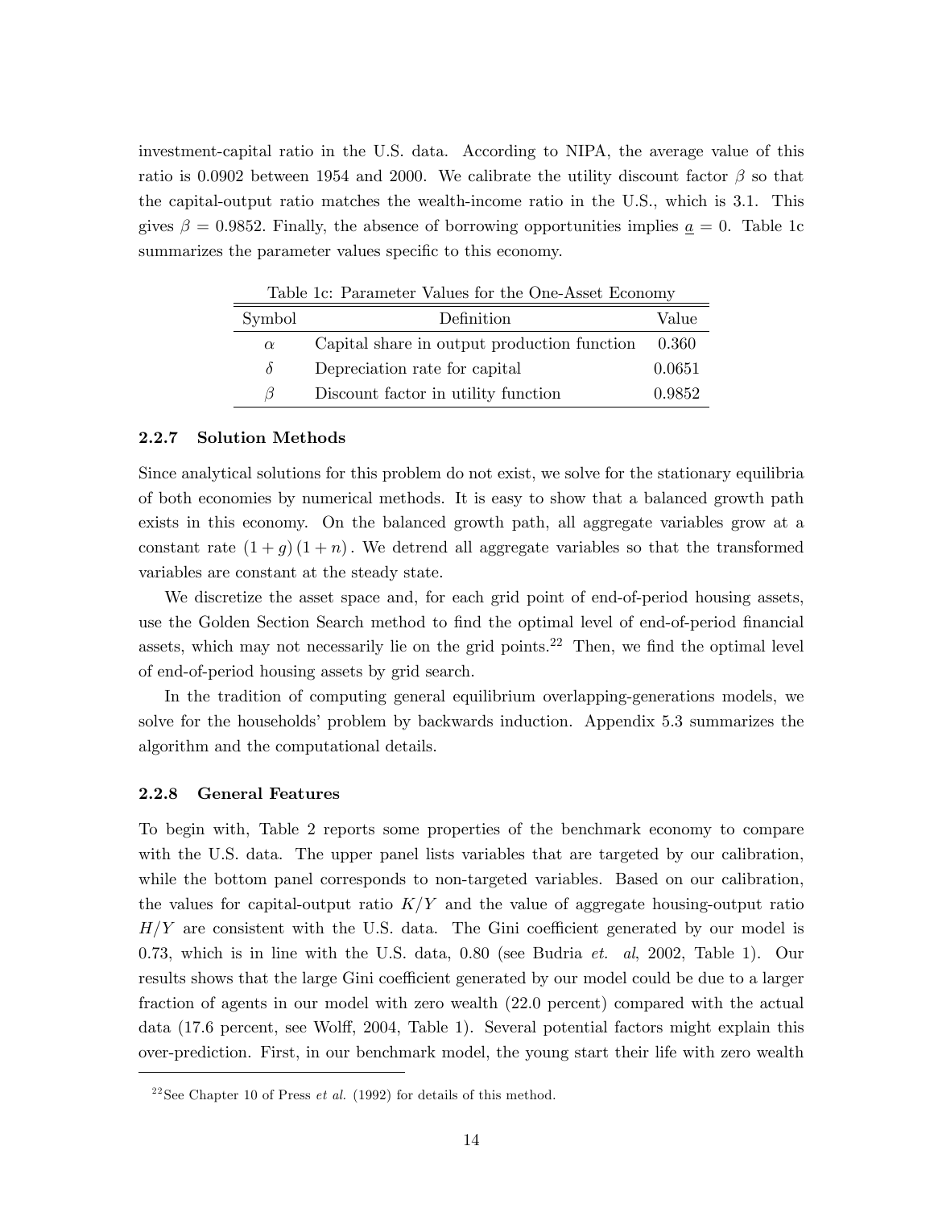investment-capital ratio in the U.S. data. According to NIPA, the average value of this ratio is 0.0902 between 1954 and 2000. We calibrate the utility discount factor $\beta$ so that the capital-output ratio matches the wealth-income ratio in the U.S., which is 3.1. This gives $\beta = 0.9852$. Finally, the absence of borrowing opportunities implies $\underline{a} = 0$. Table 1c summarizes the parameter values specific to this economy.

Table 1c: Parameter Values for the One-Asset Economy

| Symbol | Definition | Value |
|---|---|---|
| $\alpha$ | Capital share in output production function | 0.360 |
| $\delta$ | Depreciation rate for capital | 0.0651 |
| $\beta$ | Discount factor in utility function | 0.9852 |

### 2.2.7 Solution Methods

Since analytical solutions for this problem do not exist, we solve for the stationary equilibria of both economies by numerical methods. It is easy to show that a balanced growth path exists in this economy. On the balanced growth path, all aggregate variables grow at a constant rate $(1+g)(1+n)$. We detrend all aggregate variables so that the transformed variables are constant at the steady state.

We discretize the asset space and, for each grid point of end-of-period housing assets, use the Golden Section Search method to find the optimal level of end-of-period financial assets, which may not necessarily lie on the grid points.[22] Then, we find the optimal level of end-of-period housing assets by grid search.

In the tradition of computing general equilibrium overlapping-generations models, we solve for the households' problem by backwards induction. Appendix 5.3 summarizes the algorithm and the computational details.

### 2.2.8 General Features

To begin with, Table 2 reports some properties of the benchmark economy to compare with the U.S. data. The upper panel lists variables that are targeted by our calibration, while the bottom panel corresponds to non-targeted variables. Based on our calibration, the values for capital-output ratio $K/Y$ and the value of aggregate housing-output ratio $H/Y$ are consistent with the U.S. data. The Gini coefficient generated by our model is 0.73, which is in line with the U.S. data, 0.80 (see Budria *et. al*, 2002, Table 1). Our results shows that the large Gini coefficient generated by our model could be due to a larger fraction of agents in our model with zero wealth (22.0 percent) compared with the actual data (17.6 percent, see Wolff, 2004, Table 1). Several potential factors might explain this over-prediction. First, in our benchmark model, the young start their life with zero wealth

[22] See Chapter 10 of Press *et al.* (1992) for details of this method.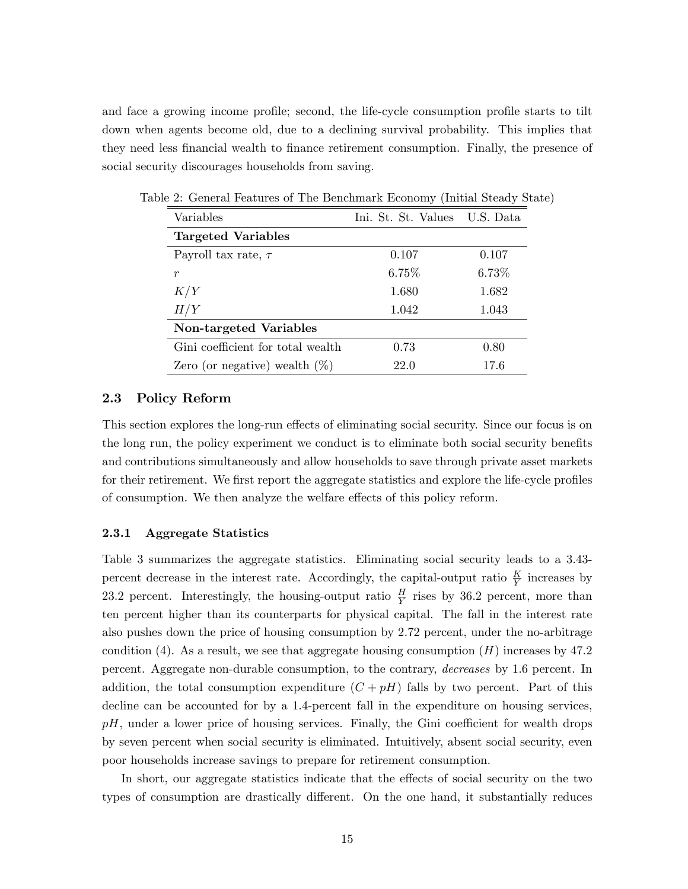and face a growing income profile; second, the life-cycle consumption profile starts to tilt down when agents become old, due to a declining survival probability. This implies that they need less financial wealth to finance retirement consumption. Finally, the presence of social security discourages households from saving.

Table 2: General Features of The Benchmark Economy (Initial Steady State)

| Variables | Ini. St. St. Values | U.S. Data |
|---|---|---|
| **Targeted Variables** | | |
| Payroll tax rate, $\tau$ | 0.107 | 0.107 |
| $r$ | 6.75% | 6.73% |
| $K/Y$ | 1.680 | 1.682 |
| $H/Y$ | 1.042 | 1.043 |
| **Non-targeted Variables** | | |
| Gini coefficient for total wealth | 0.73 | 0.80 |
| Zero (or negative) wealth (%) | 22.0 | 17.6 |

### 2.3 Policy Reform

This section explores the long-run effects of eliminating social security. Since our focus is on the long run, the policy experiment we conduct is to eliminate both social security benefits and contributions simultaneously and allow households to save through private asset markets for their retirement. We first report the aggregate statistics and explore the life-cycle profiles of consumption. We then analyze the welfare effects of this policy reform.

#### 2.3.1 Aggregate Statistics

Table 3 summarizes the aggregate statistics. Eliminating social security leads to a 3.43-percent decrease in the interest rate. Accordingly, the capital-output ratio $\frac{K}{Y}$ increases by 23.2 percent. Interestingly, the housing-output ratio $\frac{H}{Y}$ rises by 36.2 percent, more than ten percent higher than its counterparts for physical capital. The fall in the interest rate also pushes down the price of housing consumption by 2.72 percent, under the no-arbitrage condition (4). As a result, we see that aggregate housing consumption ($H$) increases by 47.2 percent. Aggregate non-durable consumption, to the contrary, *decreases* by 1.6 percent. In addition, the total consumption expenditure ($C + pH$) falls by two percent. Part of this decline can be accounted for by a 1.4-percent fall in the expenditure on housing services, $pH$, under a lower price of housing services. Finally, the Gini coefficient for wealth drops by seven percent when social security is eliminated. Intuitively, absent social security, even poor households increase savings to prepare for retirement consumption.

In short, our aggregate statistics indicate that the effects of social security on the two types of consumption are drastically different. On the one hand, it substantially reduces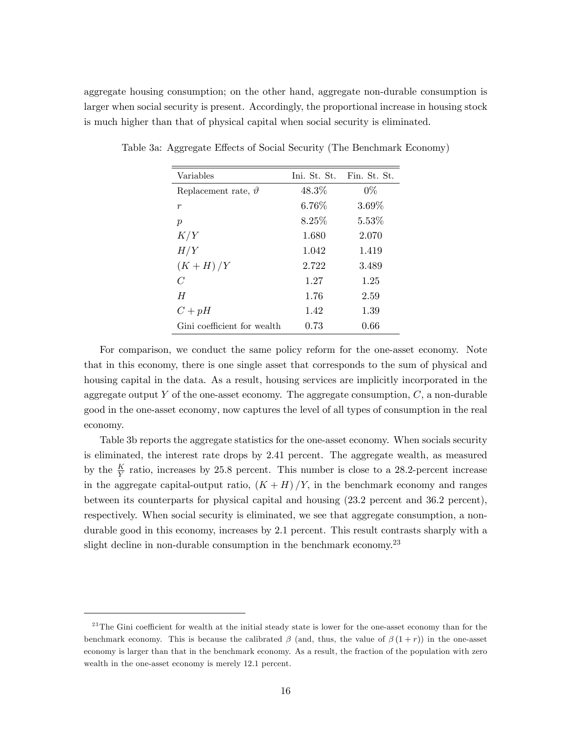aggregate housing consumption; on the other hand, aggregate non-durable consumption is larger when social security is present. Accordingly, the proportional increase in housing stock is much higher than that of physical capital when social security is eliminated.

Table 3a: Aggregate Effects of Social Security (The Benchmark Economy)

| Variables | Ini. St. St. | Fin. St. St. |
|---|---|---|
| Replacement rate, $\vartheta$ | 48.3% | 0% |
| $r$ | 6.76% | 3.69% |
| $p$ | 8.25% | 5.53% |
| $K/Y$ | 1.680 | 2.070 |
| $H/Y$ | 1.042 | 1.419 |
| $(K+H)/Y$ | 2.722 | 3.489 |
| $C$ | 1.27 | 1.25 |
| $H$ | 1.76 | 2.59 |
| $C+pH$ | 1.42 | 1.39 |
| Gini coefficient for wealth | 0.73 | 0.66 |

For comparison, we conduct the same policy reform for the one-asset economy. Note that in this economy, there is one single asset that corresponds to the sum of physical and housing capital in the data. As a result, housing services are implicitly incorporated in the aggregate output $Y$ of the one-asset economy. The aggregate consumption, $C$, a non-durable good in the one-asset economy, now captures the level of all types of consumption in the real economy.

Table 3b reports the aggregate statistics for the one-asset economy. When socials security is eliminated, the interest rate drops by 2.41 percent. The aggregate wealth, as measured by the $\frac{K}{Y}$ ratio, increases by 25.8 percent. This number is close to a 28.2-percent increase in the aggregate capital-output ratio, $(K+H)/Y$, in the benchmark economy and ranges between its counterparts for physical capital and housing (23.2 percent and 36.2 percent), respectively. When social security is eliminated, we see that aggregate consumption, a non-durable good in this economy, increases by 2.1 percent. This result contrasts sharply with a slight decline in non-durable consumption in the benchmark economy.[23]

[23] The Gini coefficient for wealth at the initial steady state is lower for the one-asset economy than for the benchmark economy. This is because the calibrated $\beta$ (and, thus, the value of $\beta(1+r)$) in the one-asset economy is larger than that in the benchmark economy. As a result, the fraction of the population with zero wealth in the one-asset economy is merely 12.1 percent.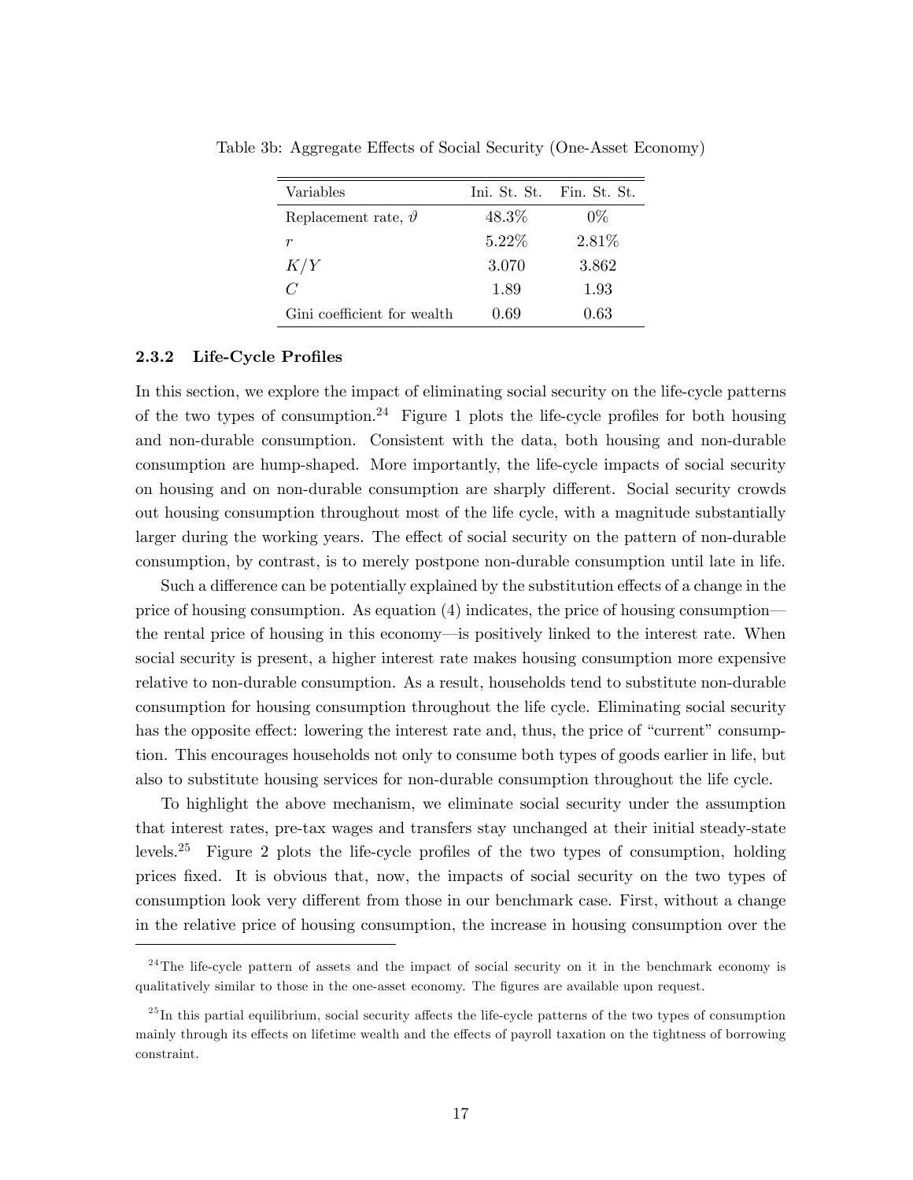Table 3b: Aggregate Effects of Social Security (One-Asset Economy)

| Variables | Ini. St. St. | Fin. St. St. |
|---|---|---|
| Replacement rate, $\vartheta$ | 48.3% | 0% |
| $r$ | 5.22% | 2.81% |
| $K/Y$ | 3.070 | 3.862 |
| $C$ | 1.89 | 1.93 |
| Gini coefficient for wealth | 0.69 | 0.63 |

### 2.3.2 Life-Cycle Profiles

In this section, we explore the impact of eliminating social security on the life-cycle patterns of the two types of consumption.[24] Figure 1 plots the life-cycle profiles for both housing and non-durable consumption. Consistent with the data, both housing and non-durable consumption are hump-shaped. More importantly, the life-cycle impacts of social security on housing and on non-durable consumption are sharply different. Social security crowds out housing consumption throughout most of the life cycle, with a magnitude substantially larger during the working years. The effect of social security on the pattern of non-durable consumption, by contrast, is to merely postpone non-durable consumption until late in life.

Such a difference can be potentially explained by the substitution effects of a change in the price of housing consumption. As equation (4) indicates, the price of housing consumption—the rental price of housing in this economy—is positively linked to the interest rate. When social security is present, a higher interest rate makes housing consumption more expensive relative to non-durable consumption. As a result, households tend to substitute non-durable consumption for housing consumption throughout the life cycle. Eliminating social security has the opposite effect: lowering the interest rate and, thus, the price of "current" consumption. This encourages households not only to consume both types of goods earlier in life, but also to substitute housing services for non-durable consumption throughout the life cycle.

To highlight the above mechanism, we eliminate social security under the assumption that interest rates, pre-tax wages and transfers stay unchanged at their initial steady-state levels.[25] Figure 2 plots the life-cycle profiles of the two types of consumption, holding prices fixed. It is obvious that, now, the impacts of social security on the two types of consumption look very different from those in our benchmark case. First, without a change in the relative price of housing consumption, the increase in housing consumption over the

[24] The life-cycle pattern of assets and the impact of social security on it in the benchmark economy is qualitatively similar to those in the one-asset economy. The figures are available upon request.

[25] In this partial equilibrium, social security affects the life-cycle patterns of the two types of consumption mainly through its effects on lifetime wealth and the effects of payroll taxation on the tightness of borrowing constraint.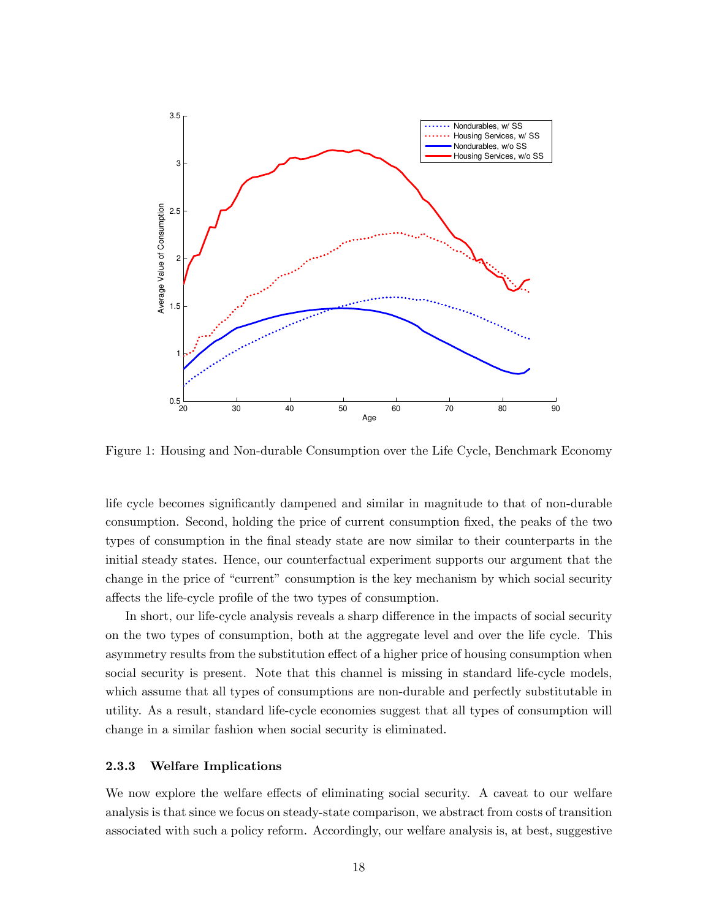Figure 1: Housing and Non-durable Consumption over the Life Cycle, Benchmark Economy

life cycle becomes significantly dampened and similar in magnitude to that of non-durable consumption. Second, holding the price of current consumption fixed, the peaks of the two types of consumption in the final steady state are now similar to their counterparts in the initial steady states. Hence, our counterfactual experiment supports our argument that the change in the price of "current" consumption is the key mechanism by which social security affects the life-cycle profile of the two types of consumption.

In short, our life-cycle analysis reveals a sharp difference in the impacts of social security on the two types of consumption, both at the aggregate level and over the life cycle. This asymmetry results from the substitution effect of a higher price of housing consumption when social security is present. Note that this channel is missing in standard life-cycle models, which assume that all types of consumptions are non-durable and perfectly substitutable in utility. As a result, standard life-cycle economies suggest that all types of consumption will change in a similar fashion when social security is eliminated.

### 2.3.3 Welfare Implications

We now explore the welfare effects of eliminating social security. A caveat to our welfare analysis is that since we focus on steady-state comparison, we abstract from costs of transition associated with such a policy reform. Accordingly, our welfare analysis is, at best, suggestive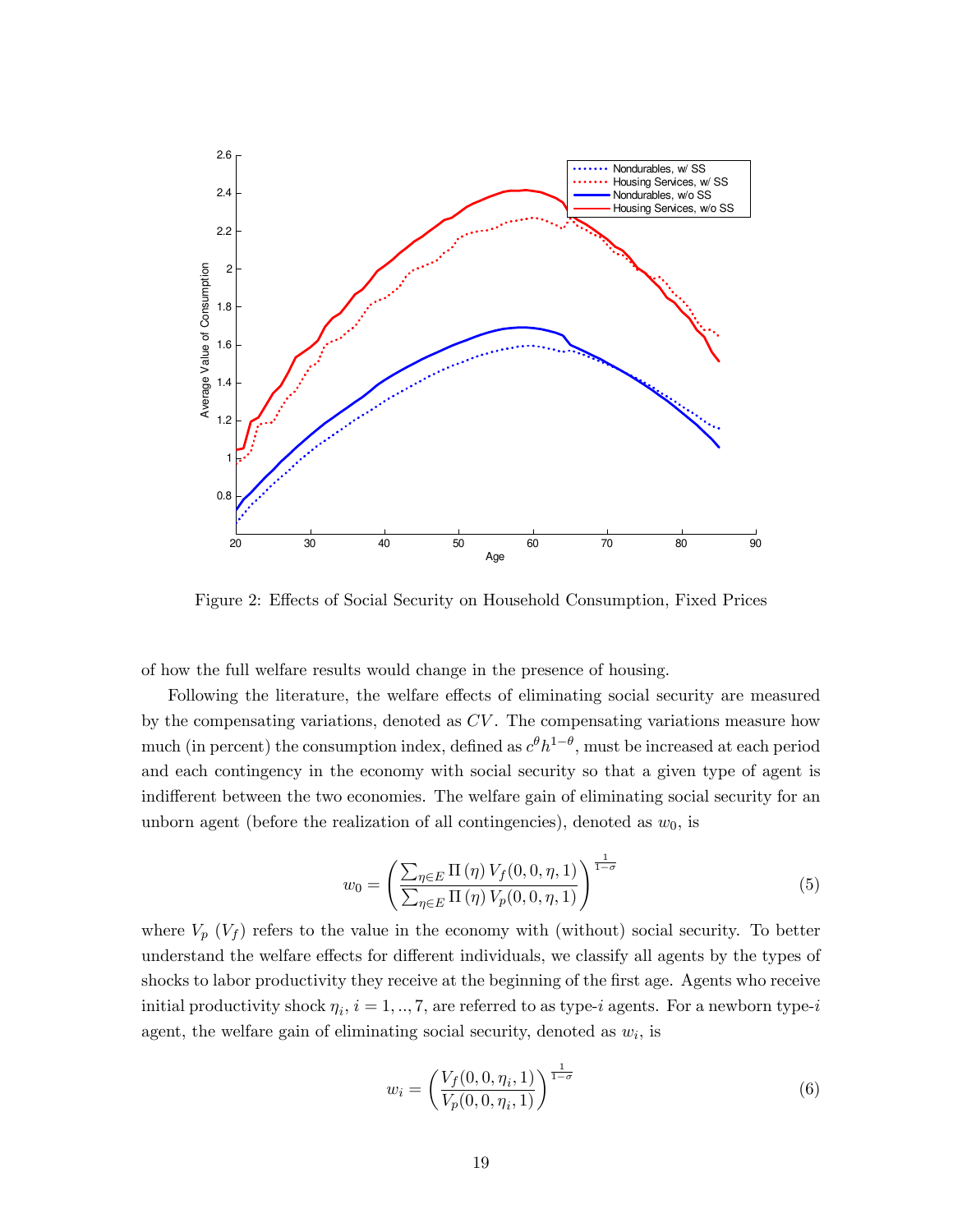Figure 2: Effects of Social Security on Household Consumption, Fixed Prices

of how the full welfare results would change in the presence of housing.

Following the literature, the welfare effects of eliminating social security are measured by the compensating variations, denoted as $CV$. The compensating variations measure how much (in percent) the consumption index, defined as $c^{\theta}h^{1-\theta}$, must be increased at each period and each contingency in the economy with social security so that a given type of agent is indifferent between the two economies. The welfare gain of eliminating social security for an unborn agent (before the realization of all contingencies), denoted as $w_0$, is

$$w_0 = \left( \frac{\sum_{\eta \in E} \Pi(\eta) V_f(0, 0, \eta, 1)}{\sum_{\eta \in E} \Pi(\eta) V_p(0, 0, \eta, 1)} \right)^{\frac{1}{1-\sigma}} \tag{5}$$

where $V_p$ ($V_f$) refers to the value in the economy with (without) social security. To better understand the welfare effects for different individuals, we classify all agents by the types of shocks to labor productivity they receive at the beginning of the first age. Agents who receive initial productivity shock $\eta_i$, $i = 1, .., 7$, are referred to as type-$i$ agents. For a newborn type-$i$ agent, the welfare gain of eliminating social security, denoted as $w_i$, is

$$w_i = \left( \frac{V_f(0, 0, \eta_i, 1)}{V_p(0, 0, \eta_i, 1)} \right)^{\frac{1}{1-\sigma}} \tag{6}$$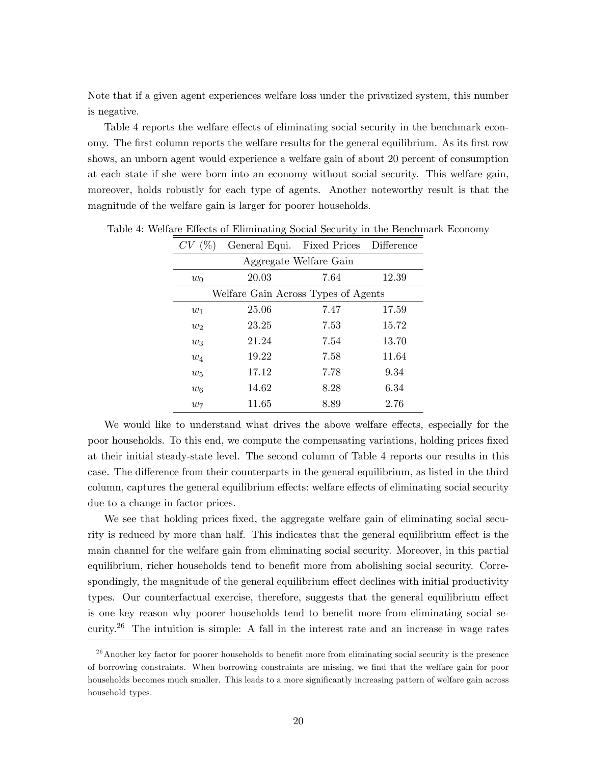Note that if a given agent experiences welfare loss under the privatized system, this number is negative.

Table 4 reports the welfare effects of eliminating social security in the benchmark economy. The first column reports the welfare results for the general equilibrium. As its first row shows, an unborn agent would experience a welfare gain of about 20 percent of consumption at each state if she were born into an economy without social security. This welfare gain, moreover, holds robustly for each type of agents. Another noteworthy result is that the magnitude of the welfare gain is larger for poorer households.

Table 4: Welfare Effects of Eliminating Social Security in the Benchmark Economy

| $CV$ (%) | General Equi. | Fixed Prices | Difference |
|---|---|---|---|
| Aggregate Welfare Gain | | | |
| $w_0$ | 20.03 | 7.64 | 12.39 |
| Welfare Gain Across Types of Agents | | | |
| $w_1$ | 25.06 | 7.47 | 17.59 |
| $w_2$ | 23.25 | 7.53 | 15.72 |
| $w_3$ | 21.24 | 7.54 | 13.70 |
| $w_4$ | 19.22 | 7.58 | 11.64 |
| $w_5$ | 17.12 | 7.78 | 9.34 |
| $w_6$ | 14.62 | 8.28 | 6.34 |
| $w_7$ | 11.65 | 8.89 | 2.76 |

We would like to understand what drives the above welfare effects, especially for the poor households. To this end, we compute the compensating variations, holding prices fixed at their initial steady-state level. The second column of Table 4 reports our results in this case. The difference from their counterparts in the general equilibrium, as listed in the third column, captures the general equilibrium effects: welfare effects of eliminating social security due to a change in factor prices.

We see that holding prices fixed, the aggregate welfare gain of eliminating social security is reduced by more than half. This indicates that the general equilibrium effect is the main channel for the welfare gain from eliminating social security. Moreover, in this partial equilibrium, richer households tend to benefit more from abolishing social security. Correspondingly, the magnitude of the general equilibrium effect declines with initial productivity types. Our counterfactual exercise, therefore, suggests that the general equilibrium effect is one key reason why poorer households tend to benefit more from eliminating social security.[26] The intuition is simple: A fall in the interest rate and an increase in wage rates

[26] Another key factor for poorer households to benefit more from eliminating social security is the presence of borrowing constraints. When borrowing constraints are missing, we find that the welfare gain for poor households becomes much smaller. This leads to a more significantly increasing pattern of welfare gain across household types.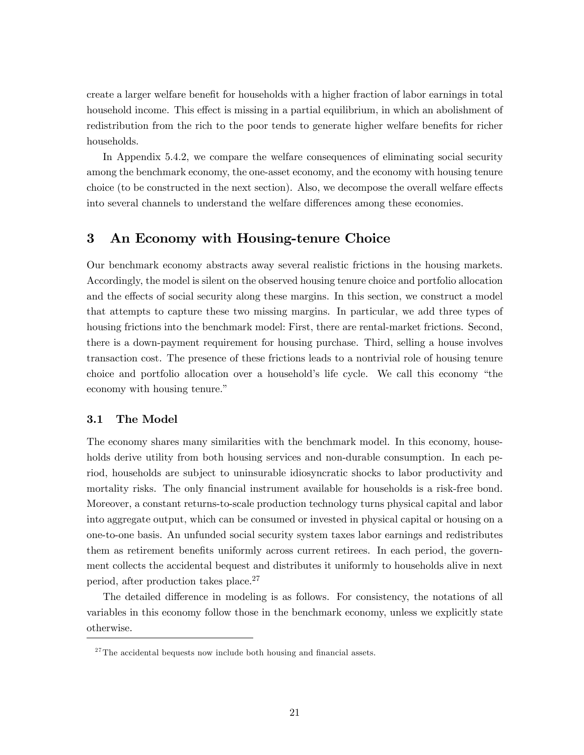create a larger welfare benefit for households with a higher fraction of labor earnings in total household income. This effect is missing in a partial equilibrium, in which an abolishment of redistribution from the rich to the poor tends to generate higher welfare benefits for richer households.

In Appendix 5.4.2, we compare the welfare consequences of eliminating social security among the benchmark economy, the one-asset economy, and the economy with housing tenure choice (to be constructed in the next section). Also, we decompose the overall welfare effects into several channels to understand the welfare differences among these economies.

# 3 An Economy with Housing-tenure Choice

Our benchmark economy abstracts away several realistic frictions in the housing markets. Accordingly, the model is silent on the observed housing tenure choice and portfolio allocation and the effects of social security along these margins. In this section, we construct a model that attempts to capture these two missing margins. In particular, we add three types of housing frictions into the benchmark model: First, there are rental-market frictions. Second, there is a down-payment requirement for housing purchase. Third, selling a house involves transaction cost. The presence of these frictions leads to a nontrivial role of housing tenure choice and portfolio allocation over a household's life cycle. We call this economy "the economy with housing tenure."

## 3.1 The Model

The economy shares many similarities with the benchmark model. In this economy, households derive utility from both housing services and non-durable consumption. In each period, households are subject to uninsurable idiosyncratic shocks to labor productivity and mortality risks. The only financial instrument available for households is a risk-free bond. Moreover, a constant returns-to-scale production technology turns physical capital and labor into aggregate output, which can be consumed or invested in physical capital or housing on a one-to-one basis. An unfunded social security system taxes labor earnings and redistributes them as retirement benefits uniformly across current retirees. In each period, the government collects the accidental bequest and distributes it uniformly to households alive in next period, after production takes place.[27]

The detailed difference in modeling is as follows. For consistency, the notations of all variables in this economy follow those in the benchmark economy, unless we explicitly state otherwise.

[27] The accidental bequests now include both housing and financial assets.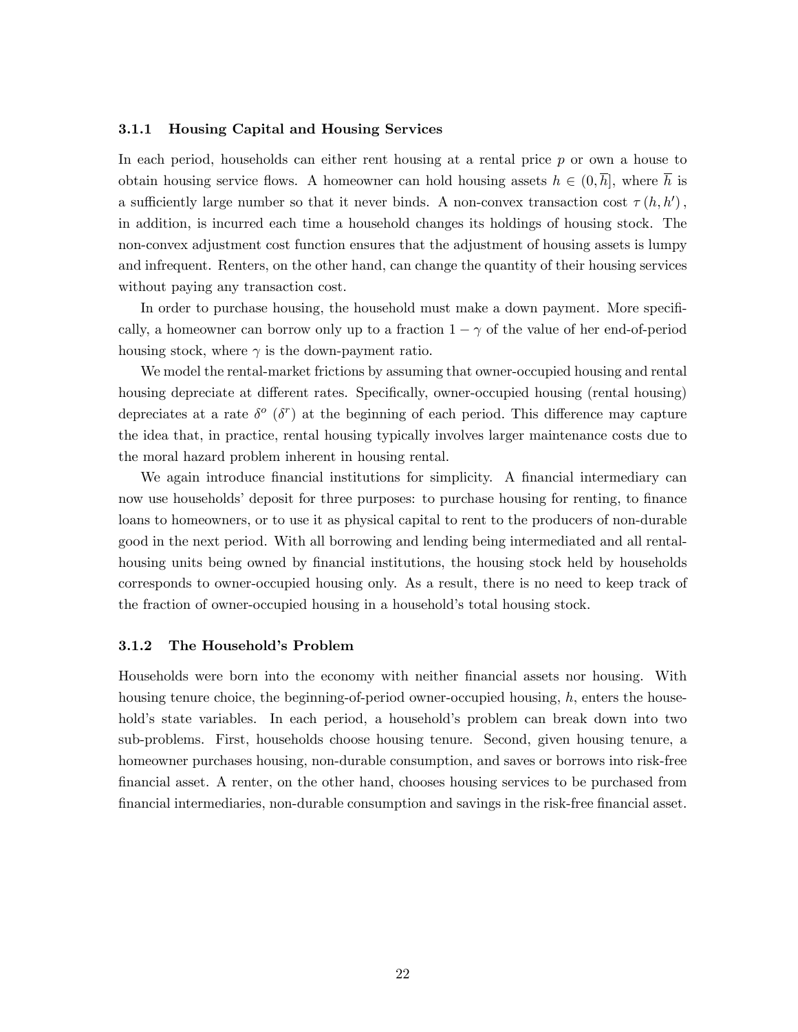### 3.1.1 Housing Capital and Housing Services

In each period, households can either rent housing at a rental price $p$ or own a house to obtain housing service flows. A homeowner can hold housing assets $h \in (0, \overline{h}]$, where $\overline{h}$ is a sufficiently large number so that it never binds. A non-convex transaction cost $\tau(h, h')$, in addition, is incurred each time a household changes its holdings of housing stock. The non-convex adjustment cost function ensures that the adjustment of housing assets is lumpy and infrequent. Renters, on the other hand, can change the quantity of their housing services without paying any transaction cost.

In order to purchase housing, the household must make a down payment. More specifically, a homeowner can borrow only up to a fraction $1 - \gamma$ of the value of her end-of-period housing stock, where $\gamma$ is the down-payment ratio.

We model the rental-market frictions by assuming that owner-occupied housing and rental housing depreciate at different rates. Specifically, owner-occupied housing (rental housing) depreciates at a rate $\delta^o$ ($\delta^r$) at the beginning of each period. This difference may capture the idea that, in practice, rental housing typically involves larger maintenance costs due to the moral hazard problem inherent in housing rental.

We again introduce financial institutions for simplicity. A financial intermediary can now use households' deposit for three purposes: to purchase housing for renting, to finance loans to homeowners, or to use it as physical capital to rent to the producers of non-durable good in the next period. With all borrowing and lending being intermediated and all rental-housing units being owned by financial institutions, the housing stock held by households corresponds to owner-occupied housing only. As a result, there is no need to keep track of the fraction of owner-occupied housing in a household's total housing stock.

### 3.1.2 The Household's Problem

Households were born into the economy with neither financial assets nor housing. With housing tenure choice, the beginning-of-period owner-occupied housing, $h$, enters the household's state variables. In each period, a household's problem can break down into two sub-problems. First, households choose housing tenure. Second, given housing tenure, a homeowner purchases housing, non-durable consumption, and saves or borrows into risk-free financial asset. A renter, on the other hand, chooses housing services to be purchased from financial intermediaries, non-durable consumption and savings in the risk-free financial asset.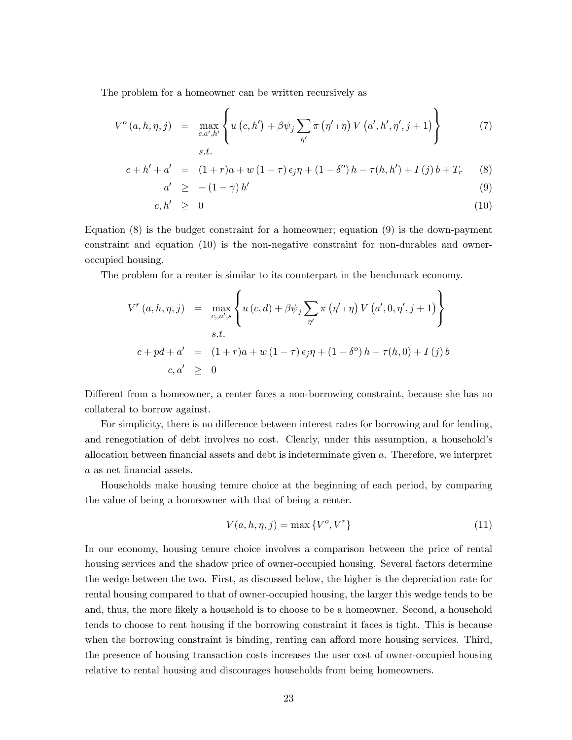The problem for a homeowner can be written recursively as

$$
V^o(a,h,\eta,j) = \max_{c,a',h'} \left\{ u\left(c,h'\right) + \beta\psi_j \sum_{\eta'} \pi\left(\eta' \mid \eta\right) V\left(a',h',\eta',j+1\right) \right\} \tag{7}
$$

$$
s.t.
$$

$$
c + h' + a' = (1+r)a + w(1-\tau)\epsilon_j\eta + (1-\delta^o)h - \tau(h,h') + I(j)b + T_r \tag{8}
$$

$$
a' \geq -(1-\gamma)h' \tag{9}
$$

$$
c, h' \geq 0 \tag{10}
$$

Equation (8) is the budget constraint for a homeowner; equation (9) is the down-payment constraint and equation (10) is the non-negative constraint for non-durables and owner-occupied housing.

The problem for a renter is similar to its counterpart in the benchmark economy.

$$
V^r(a,h,\eta,j) = \max_{c,,a',s} \left\{ u(c,d) + \beta\psi_j \sum_{\eta'} \pi\left(\eta' \mid \eta\right) V\left(a',0,\eta',j+1\right) \right\}
$$

$$
s.t.
$$

$$
c + pd + a' = (1+r)a + w(1-\tau)\epsilon_j\eta + (1-\delta^o)h - \tau(h,0) + I(j)b
$$

$$
c, a' \geq 0
$$

Different from a homeowner, a renter faces a non-borrowing constraint, because she has no collateral to borrow against.

For simplicity, there is no difference between interest rates for borrowing and for lending, and renegotiation of debt involves no cost. Clearly, under this assumption, a household's allocation between financial assets and debt is indeterminate given $a$. Therefore, we interpret $a$ as net financial assets.

Households make housing tenure choice at the beginning of each period, by comparing the value of being a homeowner with that of being a renter.

$$
V(a,h,\eta,j) = \max\{V^o, V^r\} \tag{11}
$$

In our economy, housing tenure choice involves a comparison between the price of rental housing services and the shadow price of owner-occupied housing. Several factors determine the wedge between the two. First, as discussed below, the higher is the depreciation rate for rental housing compared to that of owner-occupied housing, the larger this wedge tends to be and, thus, the more likely a household is to choose to be a homeowner. Second, a household tends to choose to rent housing if the borrowing constraint it faces is tight. This is because when the borrowing constraint is binding, renting can afford more housing services. Third, the presence of housing transaction costs increases the user cost of owner-occupied housing relative to rental housing and discourages households from being homeowners.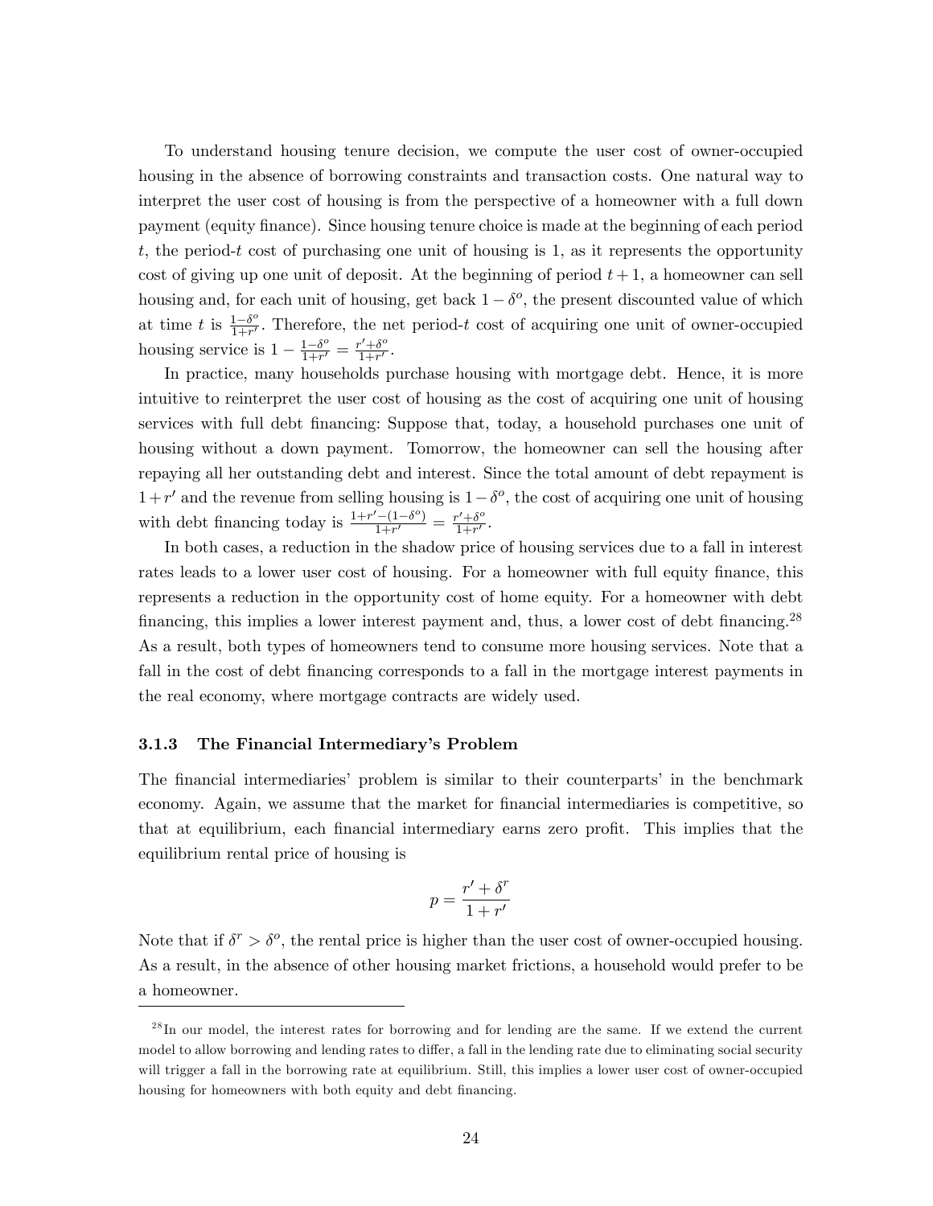To understand housing tenure decision, we compute the user cost of owner-occupied housing in the absence of borrowing constraints and transaction costs. One natural way to interpret the user cost of housing is from the perspective of a homeowner with a full down payment (equity finance). Since housing tenure choice is made at the beginning of each period $t$, the period-$t$ cost of purchasing one unit of housing is 1, as it represents the opportunity cost of giving up one unit of deposit. At the beginning of period $t+1$, a homeowner can sell housing and, for each unit of housing, get back $1-\delta^o$, the present discounted value of which at time $t$ is $\frac{1-\delta^o}{1+r'}$. Therefore, the net period-$t$ cost of acquiring one unit of owner-occupied housing service is $1 - \frac{1-\delta^o}{1+r'} = \frac{r'+\delta^o}{1+r'}$.

In practice, many households purchase housing with mortgage debt. Hence, it is more intuitive to reinterpret the user cost of housing as the cost of acquiring one unit of housing services with full debt financing: Suppose that, today, a household purchases one unit of housing without a down payment. Tomorrow, the homeowner can sell the housing after repaying all her outstanding debt and interest. Since the total amount of debt repayment is $1+r'$ and the revenue from selling housing is $1-\delta^o$, the cost of acquiring one unit of housing with debt financing today is $\frac{1+r'-(1-\delta^o)}{1+r'} = \frac{r'+\delta^o}{1+r'}$.

In both cases, a reduction in the shadow price of housing services due to a fall in interest rates leads to a lower user cost of housing. For a homeowner with full equity finance, this represents a reduction in the opportunity cost of home equity. For a homeowner with debt financing, this implies a lower interest payment and, thus, a lower cost of debt financing.[28] As a result, both types of homeowners tend to consume more housing services. Note that a fall in the cost of debt financing corresponds to a fall in the mortgage interest payments in the real economy, where mortgage contracts are widely used.

### 3.1.3 The Financial Intermediary's Problem

The financial intermediaries' problem is similar to their counterparts' in the benchmark economy. Again, we assume that the market for financial intermediaries is competitive, so that at equilibrium, each financial intermediary earns zero profit. This implies that the equilibrium rental price of housing is

$$p = \frac{r' + \delta^r}{1 + r'}$$

Note that if $\delta^r > \delta^o$, the rental price is higher than the user cost of owner-occupied housing. As a result, in the absence of other housing market frictions, a household would prefer to be a homeowner.

---

[28] In our model, the interest rates for borrowing and for lending are the same. If we extend the current model to allow borrowing and lending rates to differ, a fall in the lending rate due to eliminating social security will trigger a fall in the borrowing rate at equilibrium. Still, this implies a lower user cost of owner-occupied housing for homeowners with both equity and debt financing.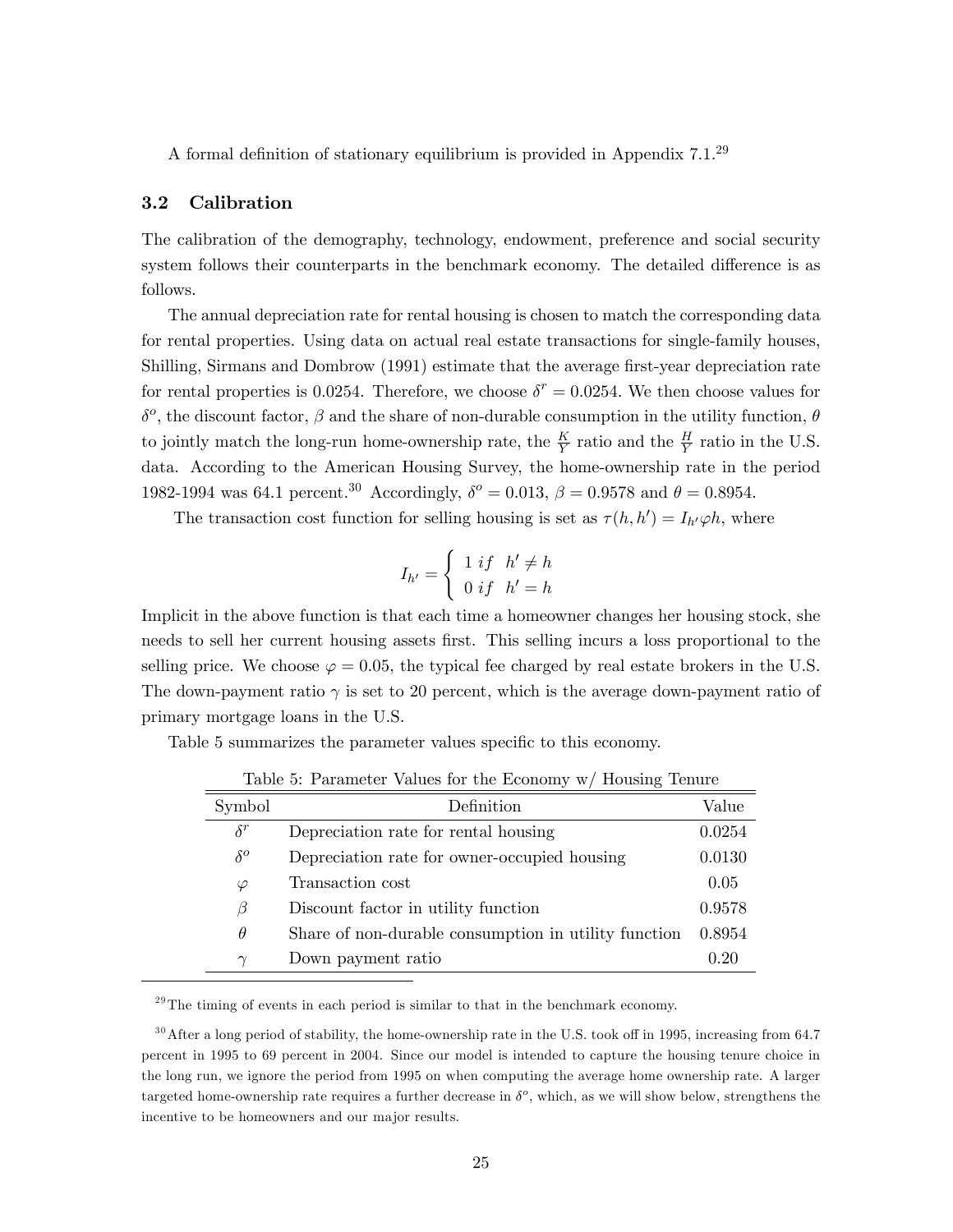A formal definition of stationary equilibrium is provided in Appendix 7.1.[29]

### 3.2 Calibration

The calibration of the demography, technology, endowment, preference and social security system follows their counterparts in the benchmark economy. The detailed difference is as follows.

The annual depreciation rate for rental housing is chosen to match the corresponding data for rental properties. Using data on actual real estate transactions for single-family houses, Shilling, Sirmans and Dombrow (1991) estimate that the average first-year depreciation rate for rental properties is 0.0254. Therefore, we choose $\delta^r = 0.0254$. We then choose values for $\delta^o$, the discount factor, $\beta$ and the share of non-durable consumption in the utility function, $\theta$ to jointly match the long-run home-ownership rate, the $\frac{K}{Y}$ ratio and the $\frac{H}{Y}$ ratio in the U.S. data. According to the American Housing Survey, the home-ownership rate in the period 1982-1994 was 64.1 percent.[30] Accordingly, $\delta^o = 0.013$, $\beta = 0.9578$ and $\theta = 0.8954$.

The transaction cost function for selling housing is set as $\tau(h, h') = I_{h'}\varphi h$, where

$$I_{h'} = \begin{cases} 1 \; if \;\; h' \neq h \\ 0 \; if \;\; h' = h \end{cases}$$

Implicit in the above function is that each time a homeowner changes her housing stock, she needs to sell her current housing assets first. This selling incurs a loss proportional to the selling price. We choose $\varphi = 0.05$, the typical fee charged by real estate brokers in the U.S. The down-payment ratio $\gamma$ is set to 20 percent, which is the average down-payment ratio of primary mortgage loans in the U.S.

Table 5 summarizes the parameter values specific to this economy.

Table 5: Parameter Values for the Economy w/ Housing Tenure

| Symbol | Definition | Value |
|---|---|---|
| $\delta^r$ | Depreciation rate for rental housing | 0.0254 |
| $\delta^o$ | Depreciation rate for owner-occupied housing | 0.0130 |
| $\varphi$ | Transaction cost | 0.05 |
| $\beta$ | Discount factor in utility function | 0.9578 |
| $\theta$ | Share of non-durable consumption in utility function | 0.8954 |
| $\gamma$ | Down payment ratio | 0.20 |

[29] The timing of events in each period is similar to that in the benchmark economy.

[30] After a long period of stability, the home-ownership rate in the U.S. took off in 1995, increasing from 64.7 percent in 1995 to 69 percent in 2004. Since our model is intended to capture the housing tenure choice in the long run, we ignore the period from 1995 on when computing the average home ownership rate. A larger targeted home-ownership rate requires a further decrease in $\delta^o$, which, as we will show below, strengthens the incentive to be homeowners and our major results.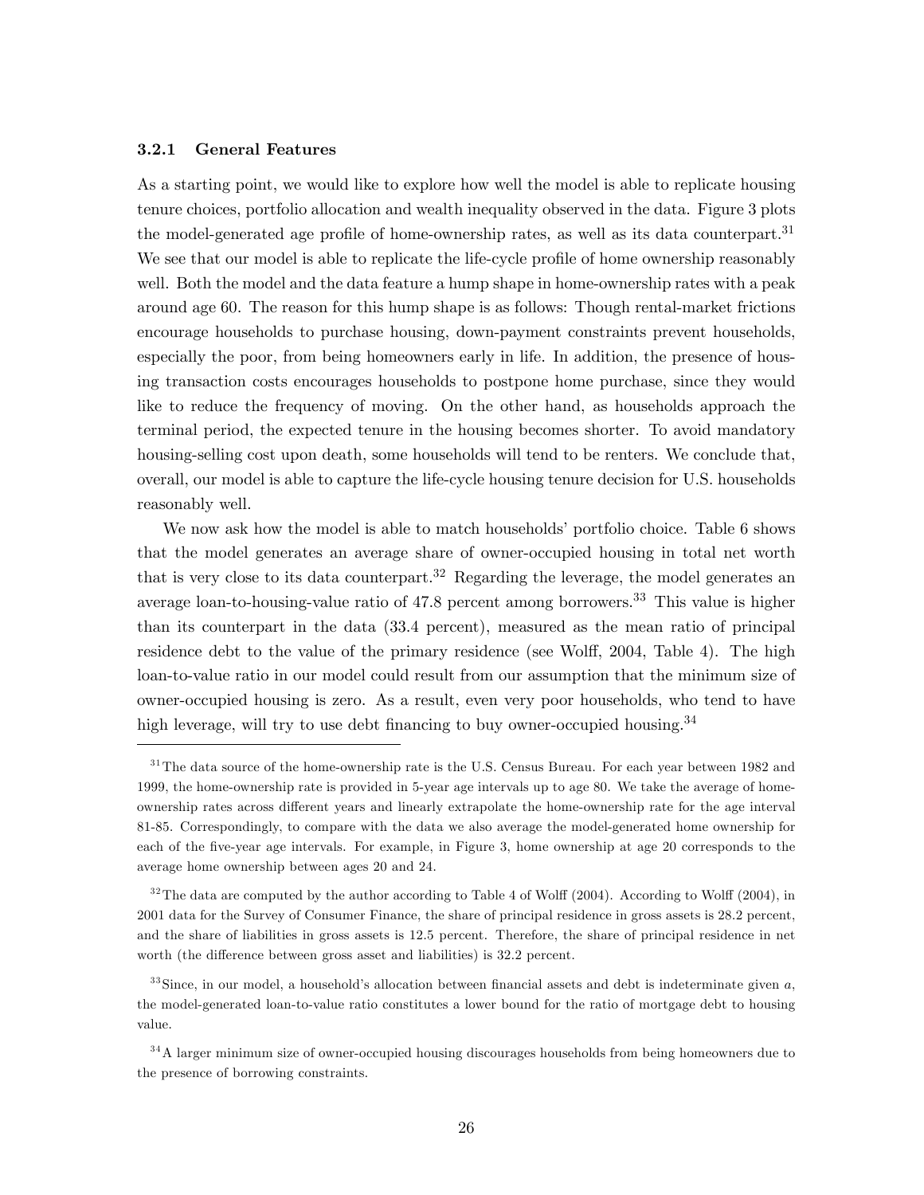### 3.2.1 General Features

As a starting point, we would like to explore how well the model is able to replicate housing tenure choices, portfolio allocation and wealth inequality observed in the data. Figure 3 plots the model-generated age profile of home-ownership rates, as well as its data counterpart.[31] We see that our model is able to replicate the life-cycle profile of home ownership reasonably well. Both the model and the data feature a hump shape in home-ownership rates with a peak around age 60. The reason for this hump shape is as follows: Though rental-market frictions encourage households to purchase housing, down-payment constraints prevent households, especially the poor, from being homeowners early in life. In addition, the presence of housing transaction costs encourages households to postpone home purchase, since they would like to reduce the frequency of moving. On the other hand, as households approach the terminal period, the expected tenure in the housing becomes shorter. To avoid mandatory housing-selling cost upon death, some households will tend to be renters. We conclude that, overall, our model is able to capture the life-cycle housing tenure decision for U.S. households reasonably well.

We now ask how the model is able to match households' portfolio choice. Table 6 shows that the model generates an average share of owner-occupied housing in total net worth that is very close to its data counterpart.[32] Regarding the leverage, the model generates an average loan-to-housing-value ratio of 47.8 percent among borrowers.[33] This value is higher than its counterpart in the data (33.4 percent), measured as the mean ratio of principal residence debt to the value of the primary residence (see Wolff, 2004, Table 4). The high loan-to-value ratio in our model could result from our assumption that the minimum size of owner-occupied housing is zero. As a result, even very poor households, who tend to have high leverage, will try to use debt financing to buy owner-occupied housing.[34]

---

[31] The data source of the home-ownership rate is the U.S. Census Bureau. For each year between 1982 and 1999, the home-ownership rate is provided in 5-year age intervals up to age 80. We take the average of home-ownership rates across different years and linearly extrapolate the home-ownership rate for the age interval 81-85. Correspondingly, to compare with the data we also average the model-generated home ownership for each of the five-year age intervals. For example, in Figure 3, home ownership at age 20 corresponds to the average home ownership between ages 20 and 24.

[32] The data are computed by the author according to Table 4 of Wolff (2004). According to Wolff (2004), in 2001 data for the Survey of Consumer Finance, the share of principal residence in gross assets is 28.2 percent, and the share of liabilities in gross assets is 12.5 percent. Therefore, the share of principal residence in net worth (the difference between gross asset and liabilities) is 32.2 percent.

[33] Since, in our model, a household's allocation between financial assets and debt is indeterminate given $a$, the model-generated loan-to-value ratio constitutes a lower bound for the ratio of mortgage debt to housing value.

[34] A larger minimum size of owner-occupied housing discourages households from being homeowners due to the presence of borrowing constraints.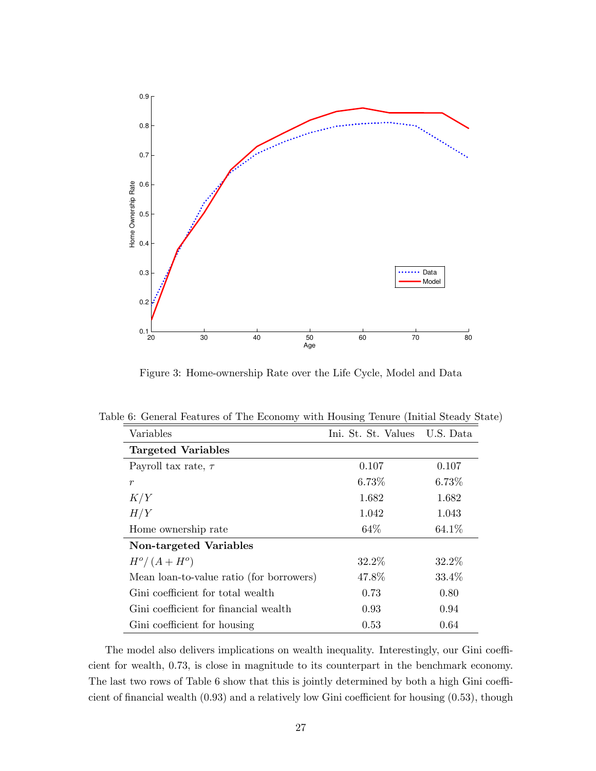Figure 3: Home-ownership Rate over the Life Cycle, Model and Data

Table 6: General Features of The Economy with Housing Tenure (Initial Steady State)

| Variables | Ini. St. St. Values | U.S. Data |
|---|---|---|
| **Targeted Variables** | | |
| Payroll tax rate, $\tau$ | 0.107 | 0.107 |
| $r$ | 6.73% | 6.73% |
| $K/Y$ | 1.682 | 1.682 |
| $H/Y$ | 1.042 | 1.043 |
| Home ownership rate | 64% | 64.1% |
| **Non-targeted Variables** | | |
| $H^o/(A + H^o)$ | 32.2% | 32.2% |
| Mean loan-to-value ratio (for borrowers) | 47.8% | 33.4% |
| Gini coefficient for total wealth | 0.73 | 0.80 |
| Gini coefficient for financial wealth | 0.93 | 0.94 |
| Gini coefficient for housing | 0.53 | 0.64 |

The model also delivers implications on wealth inequality. Interestingly, our Gini coefficient for wealth, 0.73, is close in magnitude to its counterpart in the benchmark economy. The last two rows of Table 6 show that this is jointly determined by both a high Gini coefficient of financial wealth (0.93) and a relatively low Gini coefficient for housing (0.53), though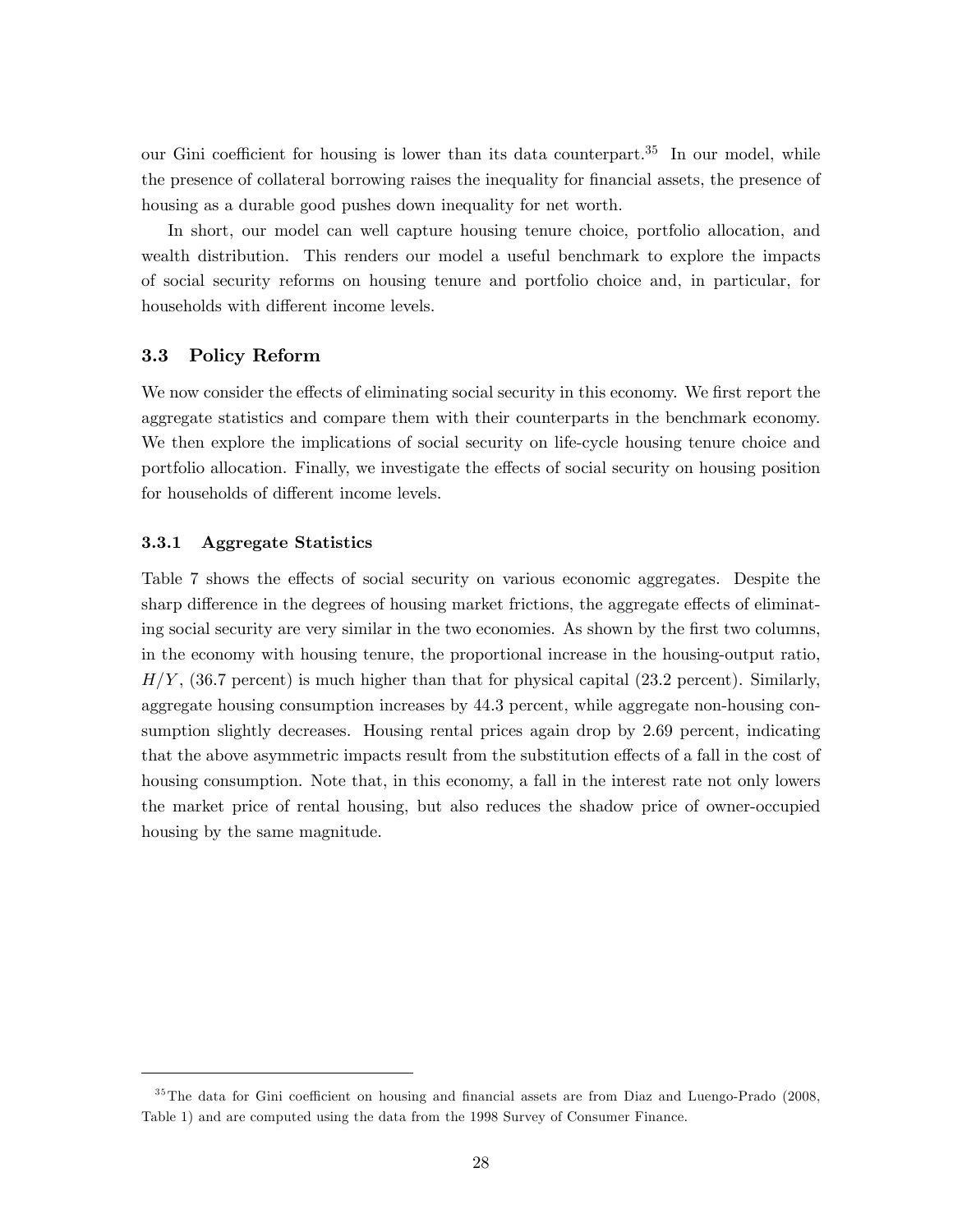our Gini coefficient for housing is lower than its data counterpart.[35] In our model, while the presence of collateral borrowing raises the inequality for financial assets, the presence of housing as a durable good pushes down inequality for net worth.

In short, our model can well capture housing tenure choice, portfolio allocation, and wealth distribution. This renders our model a useful benchmark to explore the impacts of social security reforms on housing tenure and portfolio choice and, in particular, for households with different income levels.

### 3.3 Policy Reform

We now consider the effects of eliminating social security in this economy. We first report the aggregate statistics and compare them with their counterparts in the benchmark economy. We then explore the implications of social security on life-cycle housing tenure choice and portfolio allocation. Finally, we investigate the effects of social security on housing position for households of different income levels.

#### 3.3.1 Aggregate Statistics

Table 7 shows the effects of social security on various economic aggregates. Despite the sharp difference in the degrees of housing market frictions, the aggregate effects of eliminating social security are very similar in the two economies. As shown by the first two columns, in the economy with housing tenure, the proportional increase in the housing-output ratio, $H/Y$, (36.7 percent) is much higher than that for physical capital (23.2 percent). Similarly, aggregate housing consumption increases by 44.3 percent, while aggregate non-housing consumption slightly decreases. Housing rental prices again drop by 2.69 percent, indicating that the above asymmetric impacts result from the substitution effects of a fall in the cost of housing consumption. Note that, in this economy, a fall in the interest rate not only lowers the market price of rental housing, but also reduces the shadow price of owner-occupied housing by the same magnitude.

[35] The data for Gini coefficient on housing and financial assets are from Diaz and Luengo-Prado (2008, Table 1) and are computed using the data from the 1998 Survey of Consumer Finance.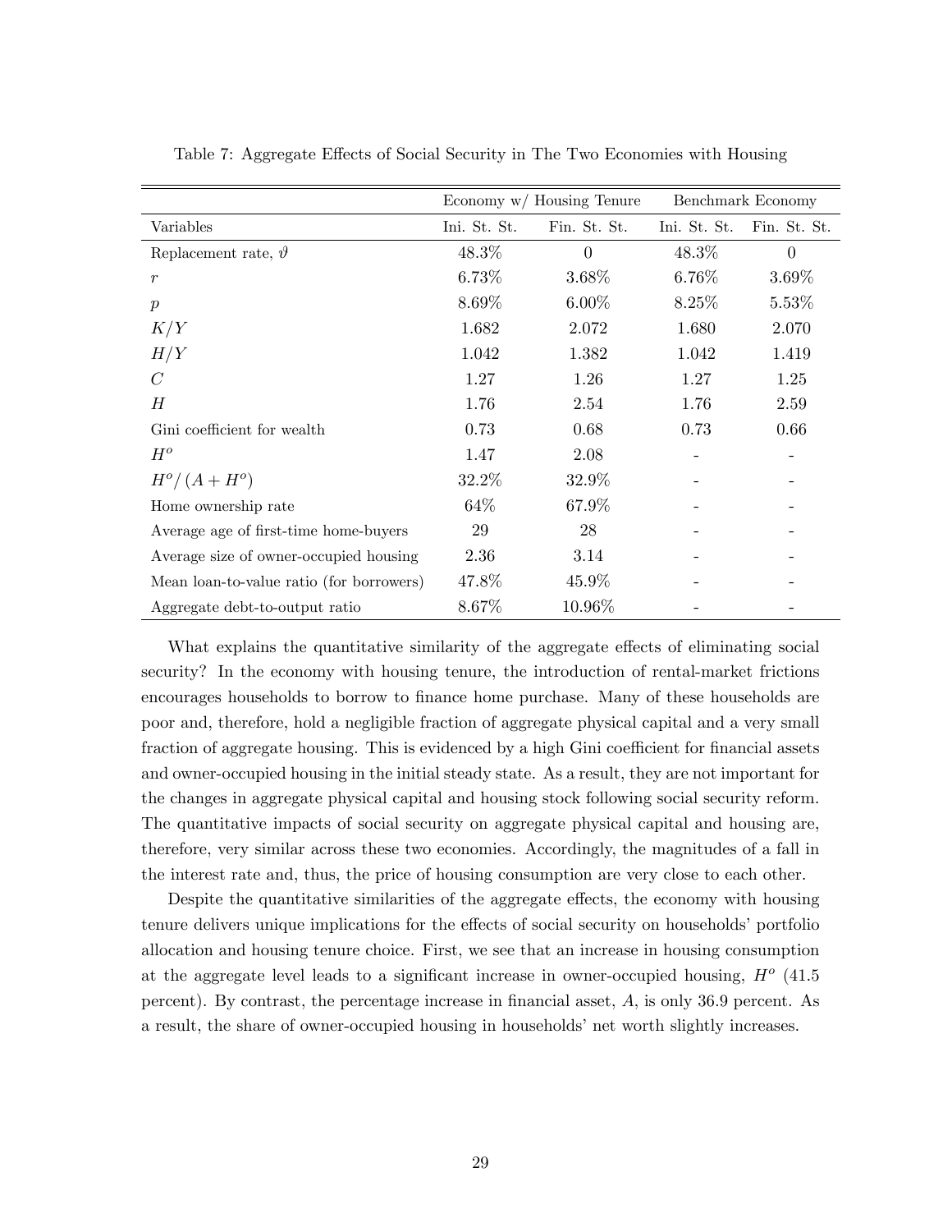Table 7: Aggregate Effects of Social Security in The Two Economies with Housing

| | Economy w/ Housing Tenure | | Benchmark Economy | |
|---|---|---|---|---|
| Variables | Ini. St. St. | Fin. St. St. | Ini. St. St. | Fin. St. St. |
| Replacement rate, $\vartheta$ | 48.3% | 0 | 48.3% | 0 |
| $r$ | 6.73% | 3.68% | 6.76% | 3.69% |
| $p$ | 8.69% | 6.00% | 8.25% | 5.53% |
| $K/Y$ | 1.682 | 2.072 | 1.680 | 2.070 |
| $H/Y$ | 1.042 | 1.382 | 1.042 | 1.419 |
| $C$ | 1.27 | 1.26 | 1.27 | 1.25 |
| $H$ | 1.76 | 2.54 | 1.76 | 2.59 |
| Gini coefficient for wealth | 0.73 | 0.68 | 0.73 | 0.66 |
| $H^o$ | 1.47 | 2.08 | - | - |
| $H^o/(A+H^o)$ | 32.2% | 32.9% | - | - |
| Home ownership rate | 64% | 67.9% | - | - |
| Average age of first-time home-buyers | 29 | 28 | - | - |
| Average size of owner-occupied housing | 2.36 | 3.14 | - | - |
| Mean loan-to-value ratio (for borrowers) | 47.8% | 45.9% | - | - |
| Aggregate debt-to-output ratio | 8.67% | 10.96% | - | - |

What explains the quantitative similarity of the aggregate effects of eliminating social security? In the economy with housing tenure, the introduction of rental-market frictions encourages households to borrow to finance home purchase. Many of these households are poor and, therefore, hold a negligible fraction of aggregate physical capital and a very small fraction of aggregate housing. This is evidenced by a high Gini coefficient for financial assets and owner-occupied housing in the initial steady state. As a result, they are not important for the changes in aggregate physical capital and housing stock following social security reform. The quantitative impacts of social security on aggregate physical capital and housing are, therefore, very similar across these two economies. Accordingly, the magnitudes of a fall in the interest rate and, thus, the price of housing consumption are very close to each other.

Despite the quantitative similarities of the aggregate effects, the economy with housing tenure delivers unique implications for the effects of social security on households' portfolio allocation and housing tenure choice. First, we see that an increase in housing consumption at the aggregate level leads to a significant increase in owner-occupied housing, $H^o$ (41.5 percent). By contrast, the percentage increase in financial asset, $A$, is only 36.9 percent. As a result, the share of owner-occupied housing in households' net worth slightly increases.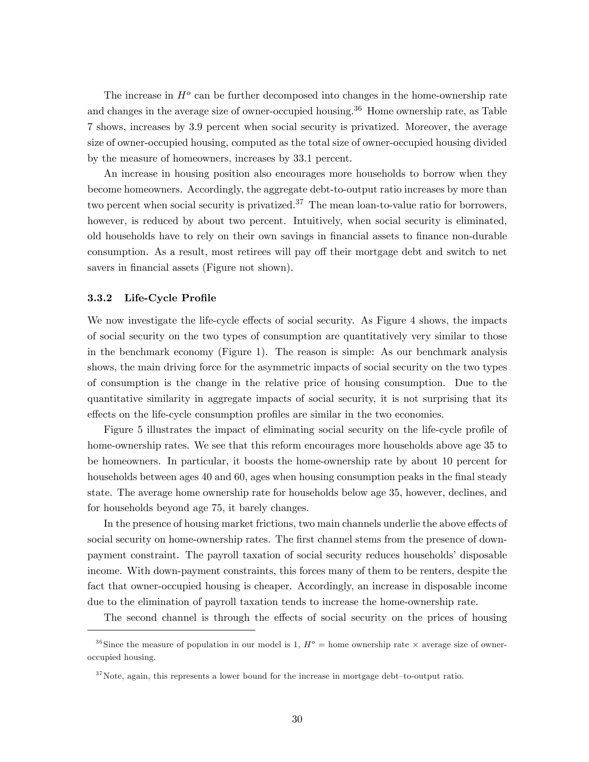The increase in $H^o$ can be further decomposed into changes in the home-ownership rate and changes in the average size of owner-occupied housing.[36] Home ownership rate, as Table 7 shows, increases by 3.9 percent when social security is privatized. Moreover, the average size of owner-occupied housing, computed as the total size of owner-occupied housing divided by the measure of homeowners, increases by 33.1 percent.

An increase in housing position also encourages more households to borrow when they become homeowners. Accordingly, the aggregate debt-to-output ratio increases by more than two percent when social security is privatized.[37] The mean loan-to-value ratio for borrowers, however, is reduced by about two percent. Intuitively, when social security is eliminated, old households have to rely on their own savings in financial assets to finance non-durable consumption. As a result, most retirees will pay off their mortgage debt and switch to net savers in financial assets (Figure not shown).

### 3.3.2 Life-Cycle Profile

We now investigate the life-cycle effects of social security. As Figure 4 shows, the impacts of social security on the two types of consumption are quantitatively very similar to those in the benchmark economy (Figure 1). The reason is simple: As our benchmark analysis shows, the main driving force for the asymmetric impacts of social security on the two types of consumption is the change in the relative price of housing consumption. Due to the quantitative similarity in aggregate impacts of social security, it is not surprising that its effects on the life-cycle consumption profiles are similar in the two economies.

Figure 5 illustrates the impact of eliminating social security on the life-cycle profile of home-ownership rates. We see that this reform encourages more households above age 35 to be homeowners. In particular, it boosts the home-ownership rate by about 10 percent for households between ages 40 and 60, ages when housing consumption peaks in the final steady state. The average home ownership rate for households below age 35, however, declines, and for households beyond age 75, it barely changes.

In the presence of housing market frictions, two main channels underlie the above effects of social security on home-ownership rates. The first channel stems from the presence of down-payment constraint. The payroll taxation of social security reduces households' disposable income. With down-payment constraints, this forces many of them to be renters, despite the fact that owner-occupied housing is cheaper. Accordingly, an increase in disposable income due to the elimination of payroll taxation tends to increase the home-ownership rate.

The second channel is through the effects of social security on the prices of housing

---

[36] Since the measure of population in our model is 1, $H^o$ = home ownership rate $\times$ average size of owner-occupied housing.

[37] Note, again, this represents a lower bound for the increase in mortgage debt–to-output ratio.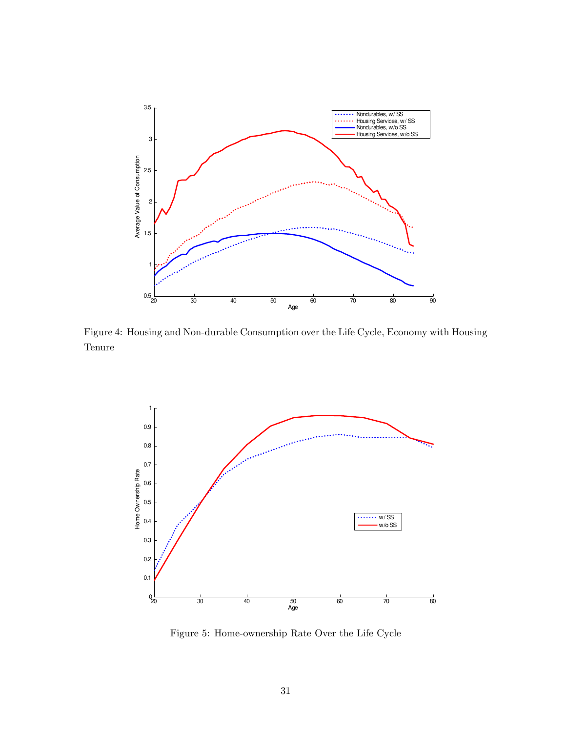Figure 4: Housing and Non-durable Consumption over the Life Cycle, Economy with Housing Tenure

Figure 5: Home-ownership Rate Over the Life Cycle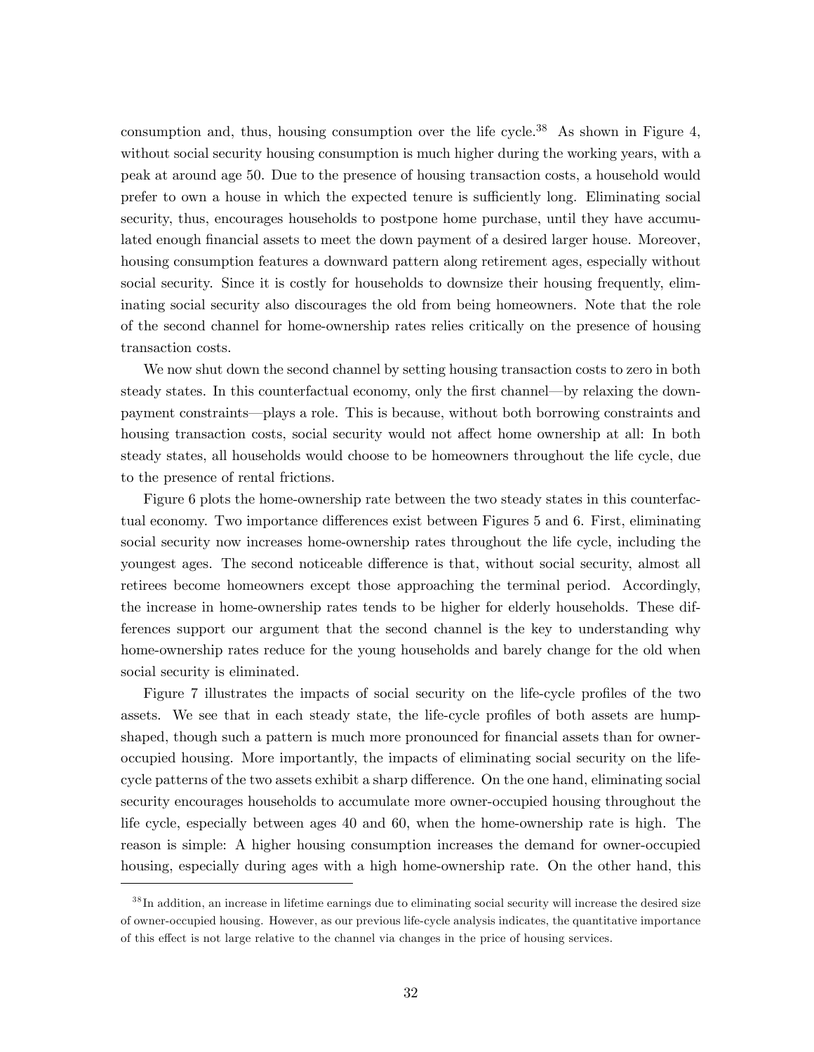consumption and, thus, housing consumption over the life cycle.[38] As shown in Figure 4, without social security housing consumption is much higher during the working years, with a peak at around age 50. Due to the presence of housing transaction costs, a household would prefer to own a house in which the expected tenure is sufficiently long. Eliminating social security, thus, encourages households to postpone home purchase, until they have accumulated enough financial assets to meet the down payment of a desired larger house. Moreover, housing consumption features a downward pattern along retirement ages, especially without social security. Since it is costly for households to downsize their housing frequently, eliminating social security also discourages the old from being homeowners. Note that the role of the second channel for home-ownership rates relies critically on the presence of housing transaction costs.

We now shut down the second channel by setting housing transaction costs to zero in both steady states. In this counterfactual economy, only the first channel—by relaxing the down-payment constraints—plays a role. This is because, without both borrowing constraints and housing transaction costs, social security would not affect home ownership at all: In both steady states, all households would choose to be homeowners throughout the life cycle, due to the presence of rental frictions.

Figure 6 plots the home-ownership rate between the two steady states in this counterfactual economy. Two importance differences exist between Figures 5 and 6. First, eliminating social security now increases home-ownership rates throughout the life cycle, including the youngest ages. The second noticeable difference is that, without social security, almost all retirees become homeowners except those approaching the terminal period. Accordingly, the increase in home-ownership rates tends to be higher for elderly households. These differences support our argument that the second channel is the key to understanding why home-ownership rates reduce for the young households and barely change for the old when social security is eliminated.

Figure 7 illustrates the impacts of social security on the life-cycle profiles of the two assets. We see that in each steady state, the life-cycle profiles of both assets are hump-shaped, though such a pattern is much more pronounced for financial assets than for owner-occupied housing. More importantly, the impacts of eliminating social security on the life-cycle patterns of the two assets exhibit a sharp difference. On the one hand, eliminating social security encourages households to accumulate more owner-occupied housing throughout the life cycle, especially between ages 40 and 60, when the home-ownership rate is high. The reason is simple: A higher housing consumption increases the demand for owner-occupied housing, especially during ages with a high home-ownership rate. On the other hand, this

[38] In addition, an increase in lifetime earnings due to eliminating social security will increase the desired size of owner-occupied housing. However, as our previous life-cycle analysis indicates, the quantitative importance of this effect is not large relative to the channel via changes in the price of housing services.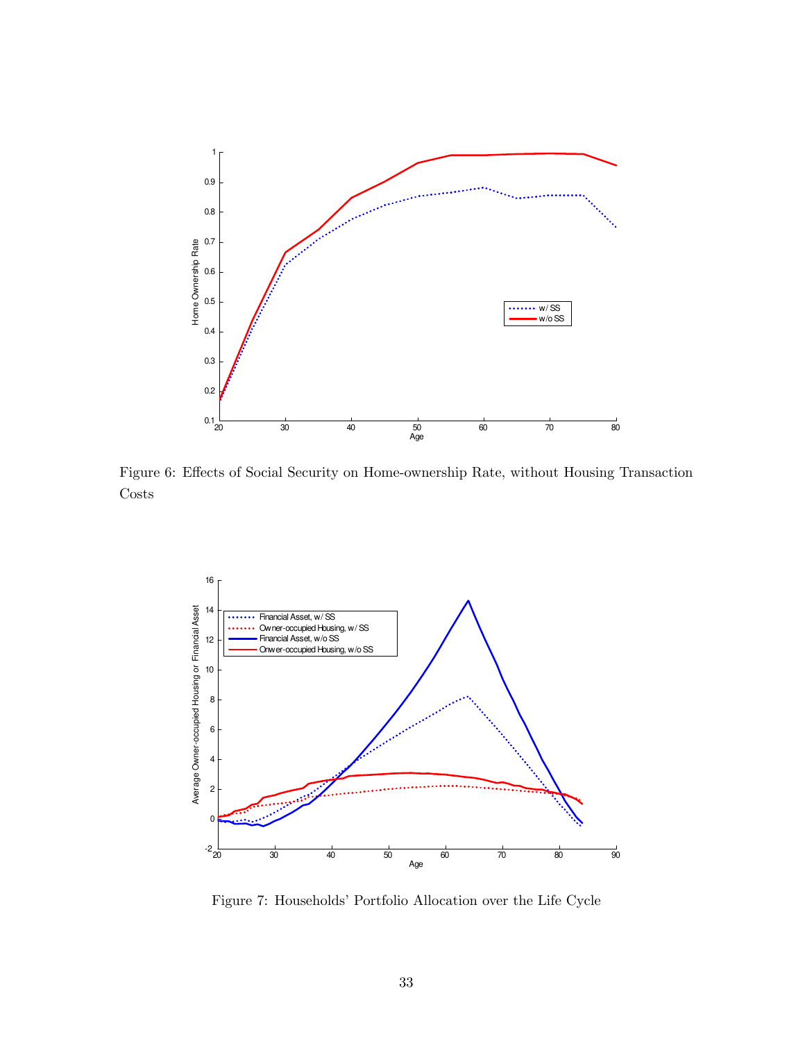Figure 6: Effects of Social Security on Home-ownership Rate, without Housing Transaction Costs

Figure 7: Households' Portfolio Allocation over the Life Cycle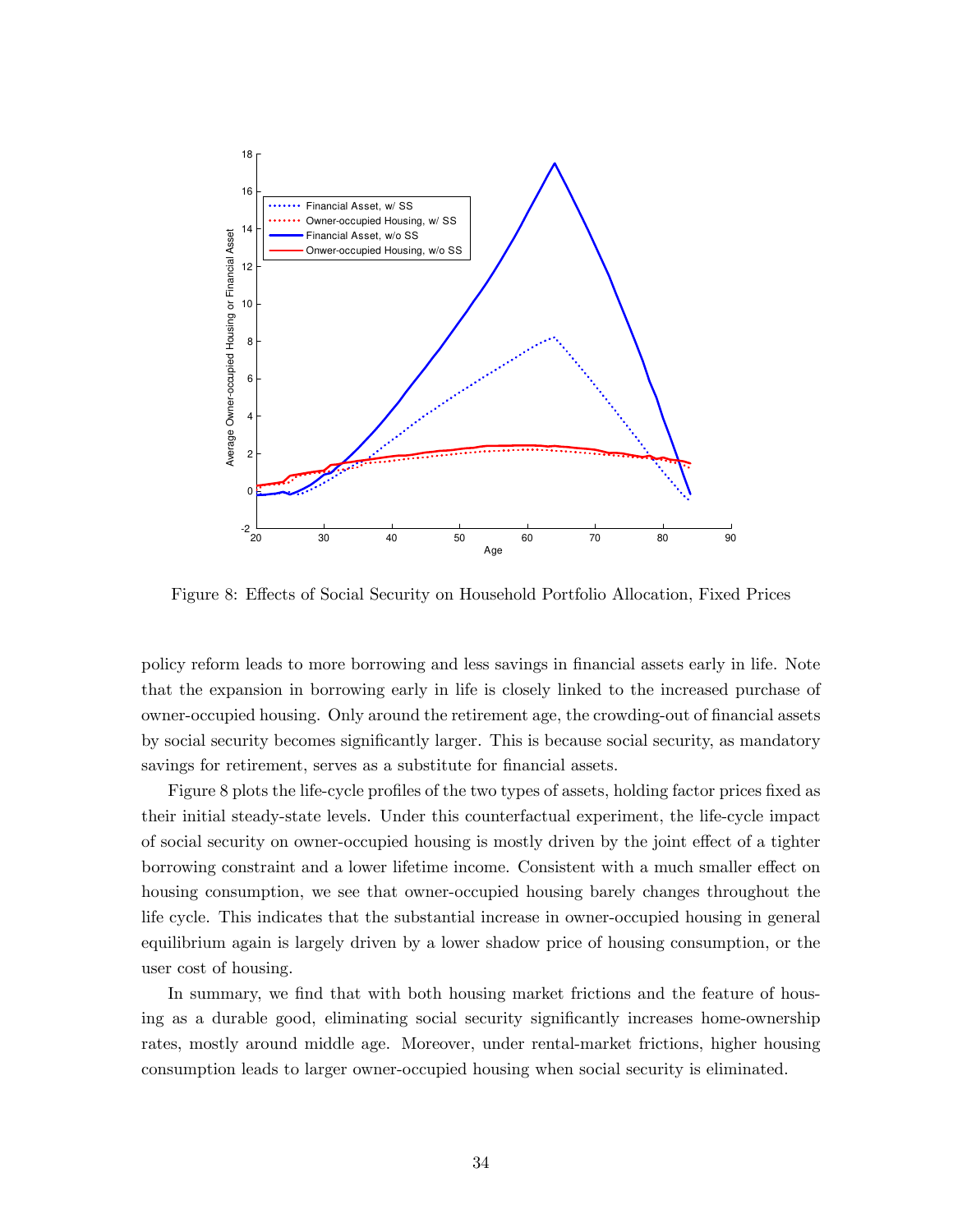Figure 8: Effects of Social Security on Household Portfolio Allocation, Fixed Prices

policy reform leads to more borrowing and less savings in financial assets early in life. Note that the expansion in borrowing early in life is closely linked to the increased purchase of owner-occupied housing. Only around the retirement age, the crowding-out of financial assets by social security becomes significantly larger. This is because social security, as mandatory savings for retirement, serves as a substitute for financial assets.

Figure 8 plots the life-cycle profiles of the two types of assets, holding factor prices fixed as their initial steady-state levels. Under this counterfactual experiment, the life-cycle impact of social security on owner-occupied housing is mostly driven by the joint effect of a tighter borrowing constraint and a lower lifetime income. Consistent with a much smaller effect on housing consumption, we see that owner-occupied housing barely changes throughout the life cycle. This indicates that the substantial increase in owner-occupied housing in general equilibrium again is largely driven by a lower shadow price of housing consumption, or the user cost of housing.

In summary, we find that with both housing market frictions and the feature of housing as a durable good, eliminating social security significantly increases home-ownership rates, mostly around middle age. Moreover, under rental-market frictions, higher housing consumption leads to larger owner-occupied housing when social security is eliminated.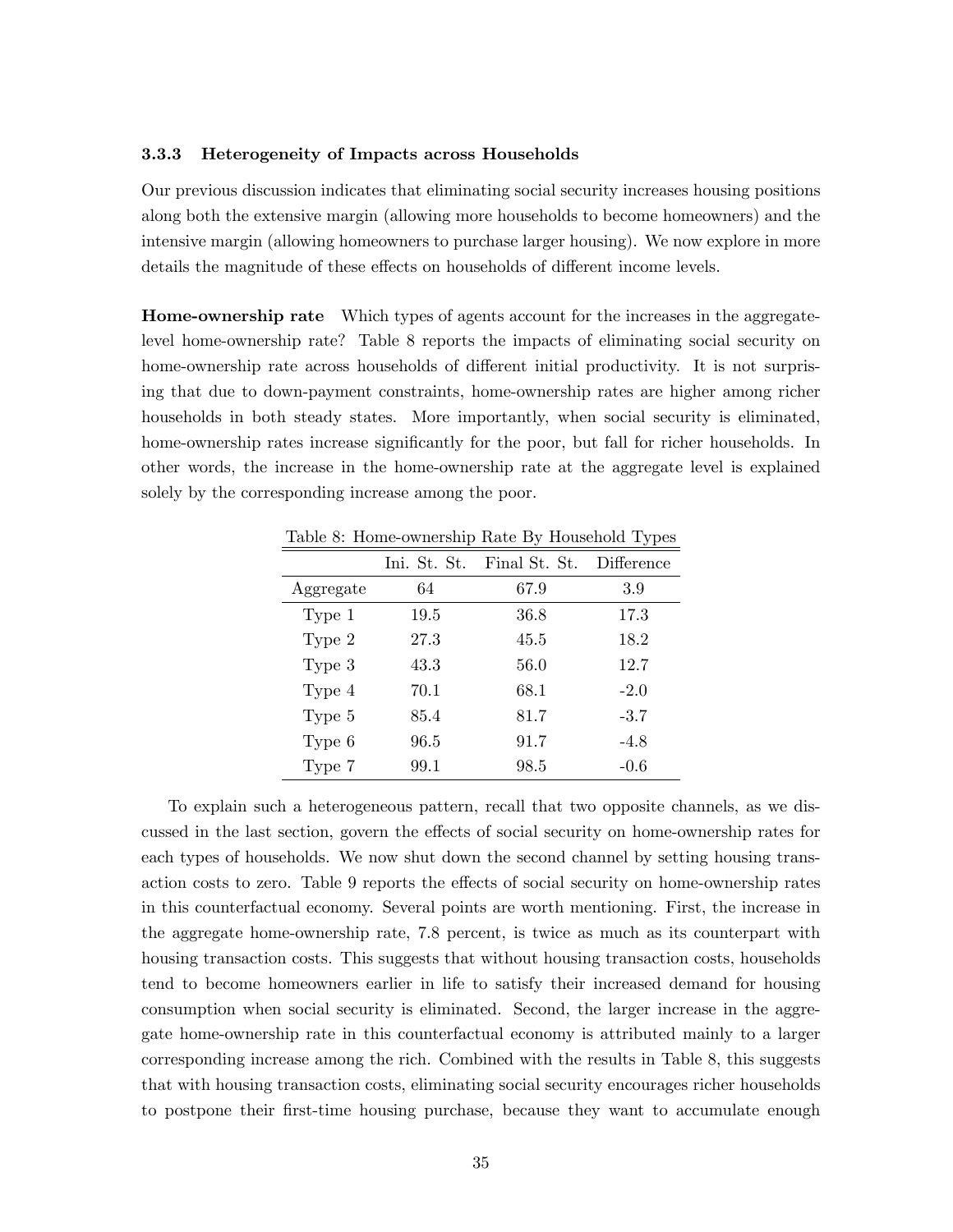### 3.3.3 Heterogeneity of Impacts across Households

Our previous discussion indicates that eliminating social security increases housing positions along both the extensive margin (allowing more households to become homeowners) and the intensive margin (allowing homeowners to purchase larger housing). We now explore in more details the magnitude of these effects on households of different income levels.

**Home-ownership rate** Which types of agents account for the increases in the aggregate-level home-ownership rate? Table 8 reports the impacts of eliminating social security on home-ownership rate across households of different initial productivity. It is not surprising that due to down-payment constraints, home-ownership rates are higher among richer households in both steady states. More importantly, when social security is eliminated, home-ownership rates increase significantly for the poor, but fall for richer households. In other words, the increase in the home-ownership rate at the aggregate level is explained solely by the corresponding increase among the poor.

Table 8: Home-ownership Rate By Household Types

| | Ini. St. St. | Final St. St. | Difference |
|---|---|---|---|
| Aggregate | 64 | 67.9 | 3.9 |
| Type 1 | 19.5 | 36.8 | 17.3 |
| Type 2 | 27.3 | 45.5 | 18.2 |
| Type 3 | 43.3 | 56.0 | 12.7 |
| Type 4 | 70.1 | 68.1 | -2.0 |
| Type 5 | 85.4 | 81.7 | -3.7 |
| Type 6 | 96.5 | 91.7 | -4.8 |
| Type 7 | 99.1 | 98.5 | -0.6 |

To explain such a heterogeneous pattern, recall that two opposite channels, as we discussed in the last section, govern the effects of social security on home-ownership rates for each types of households. We now shut down the second channel by setting housing transaction costs to zero. Table 9 reports the effects of social security on home-ownership rates in this counterfactual economy. Several points are worth mentioning. First, the increase in the aggregate home-ownership rate, 7.8 percent, is twice as much as its counterpart with housing transaction costs. This suggests that without housing transaction costs, households tend to become homeowners earlier in life to satisfy their increased demand for housing consumption when social security is eliminated. Second, the larger increase in the aggregate home-ownership rate in this counterfactual economy is attributed mainly to a larger corresponding increase among the rich. Combined with the results in Table 8, this suggests that with housing transaction costs, eliminating social security encourages richer households to postpone their first-time housing purchase, because they want to accumulate enough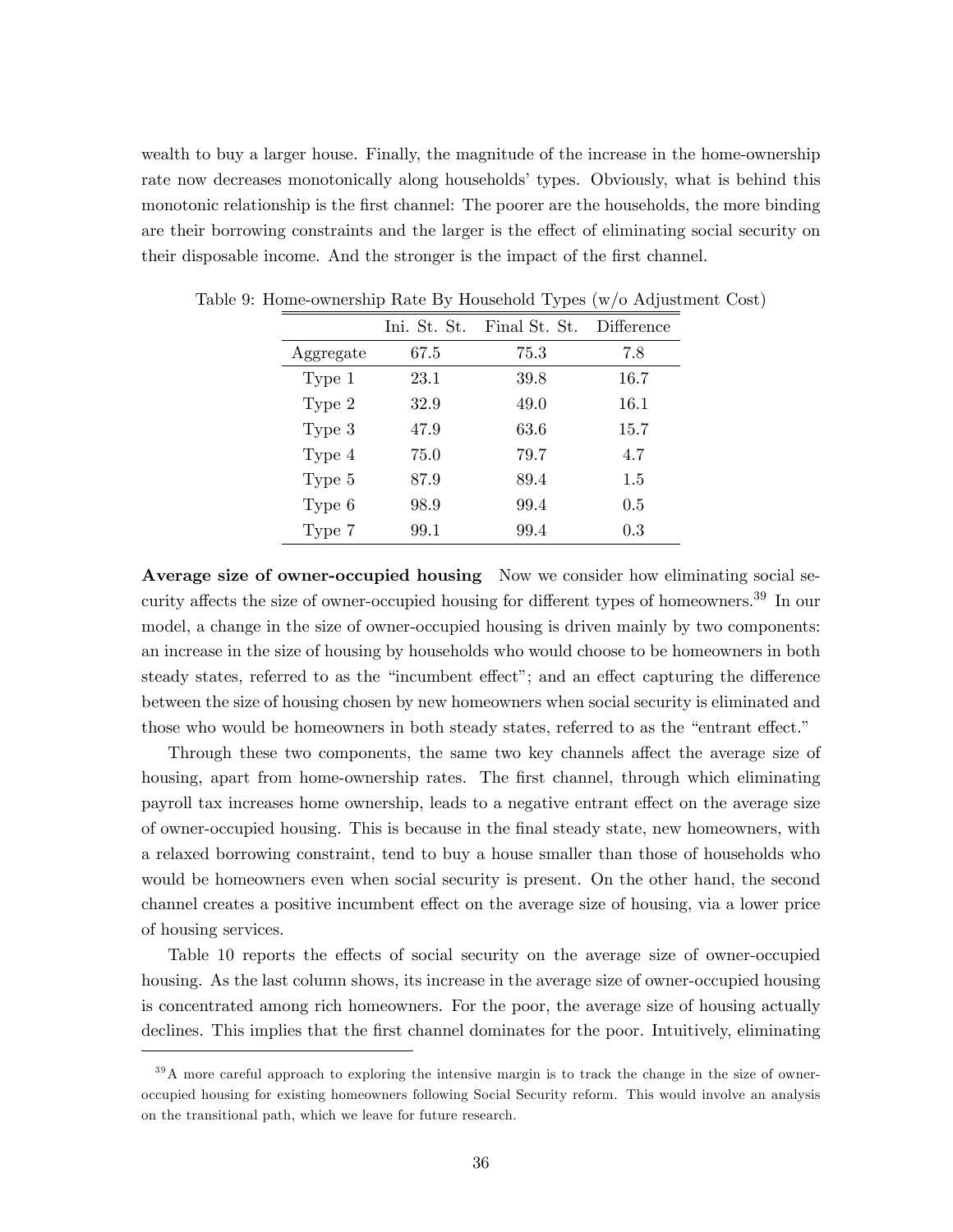wealth to buy a larger house. Finally, the magnitude of the increase in the home-ownership rate now decreases monotonically along households' types. Obviously, what is behind this monotonic relationship is the first channel: The poorer are the households, the more binding are their borrowing constraints and the larger is the effect of eliminating social security on their disposable income. And the stronger is the impact of the first channel.

Table 9: Home-ownership Rate By Household Types (w/o Adjustment Cost)

| | Ini. St. St. | Final St. St. | Difference |
|---|---|---|---|
| Aggregate | 67.5 | 75.3 | 7.8 |
| Type 1 | 23.1 | 39.8 | 16.7 |
| Type 2 | 32.9 | 49.0 | 16.1 |
| Type 3 | 47.9 | 63.6 | 15.7 |
| Type 4 | 75.0 | 79.7 | 4.7 |
| Type 5 | 87.9 | 89.4 | 1.5 |
| Type 6 | 98.9 | 99.4 | 0.5 |
| Type 7 | 99.1 | 99.4 | 0.3 |

**Average size of owner-occupied housing** Now we consider how eliminating social security affects the size of owner-occupied housing for different types of homeowners.[39] In our model, a change in the size of owner-occupied housing is driven mainly by two components: an increase in the size of housing by households who would choose to be homeowners in both steady states, referred to as the "incumbent effect"; and an effect capturing the difference between the size of housing chosen by new homeowners when social security is eliminated and those who would be homeowners in both steady states, referred to as the "entrant effect."

Through these two components, the same two key channels affect the average size of housing, apart from home-ownership rates. The first channel, through which eliminating payroll tax increases home ownership, leads to a negative entrant effect on the average size of owner-occupied housing. This is because in the final steady state, new homeowners, with a relaxed borrowing constraint, tend to buy a house smaller than those of households who would be homeowners even when social security is present. On the other hand, the second channel creates a positive incumbent effect on the average size of housing, via a lower price of housing services.

Table 10 reports the effects of social security on the average size of owner-occupied housing. As the last column shows, its increase in the average size of owner-occupied housing is concentrated among rich homeowners. For the poor, the average size of housing actually declines. This implies that the first channel dominates for the poor. Intuitively, eliminating

[39] A more careful approach to exploring the intensive margin is to track the change in the size of owner-occupied housing for existing homeowners following Social Security reform. This would involve an analysis on the transitional path, which we leave for future research.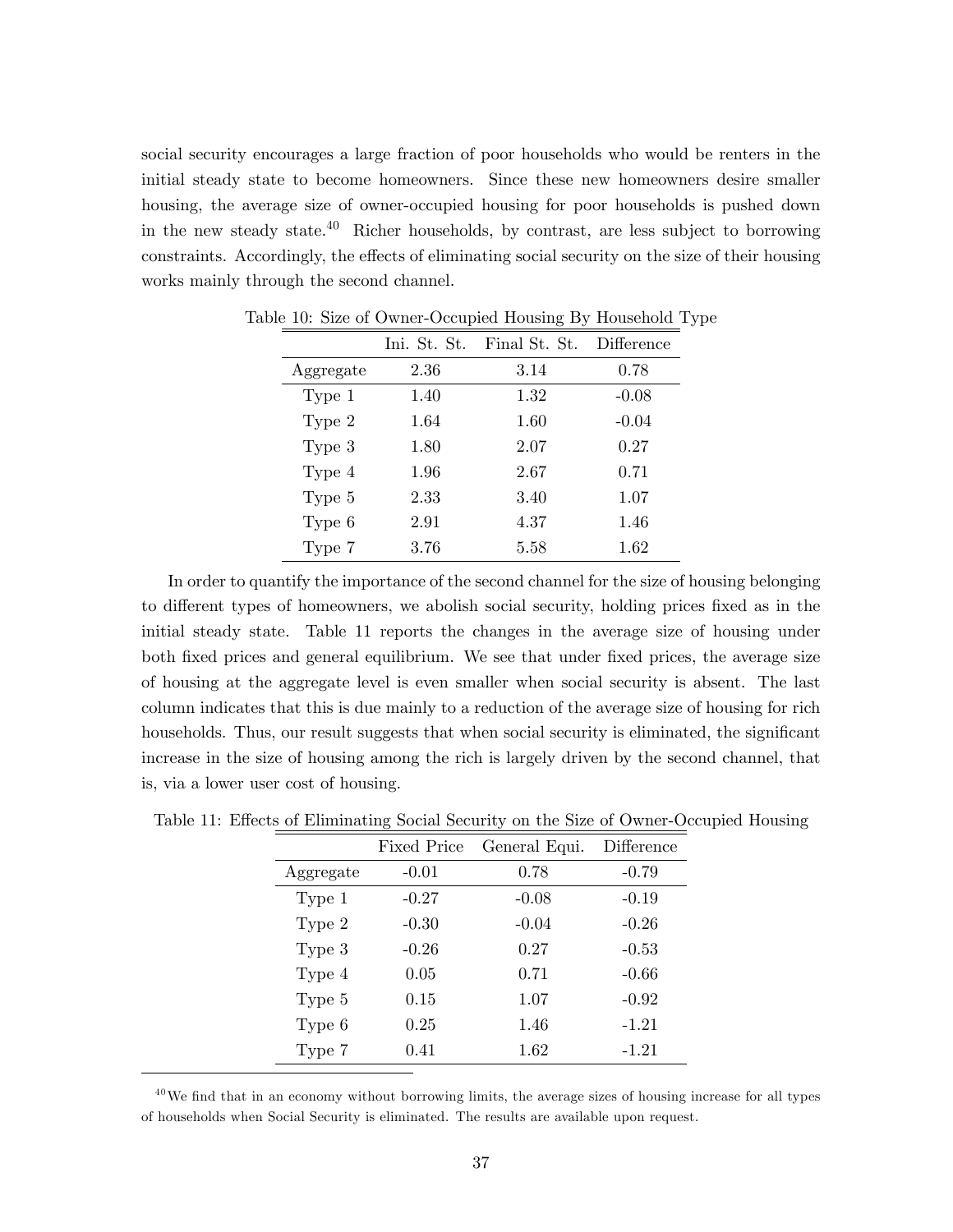social security encourages a large fraction of poor households who would be renters in the initial steady state to become homeowners. Since these new homeowners desire smaller housing, the average size of owner-occupied housing for poor households is pushed down in the new steady state.[40] Richer households, by contrast, are less subject to borrowing constraints. Accordingly, the effects of eliminating social security on the size of their housing works mainly through the second channel.

Table 10: Size of Owner-Occupied Housing By Household Type

| | Ini. St. St. | Final St. St. | Difference |
|---|---|---|---|
| Aggregate | 2.36 | 3.14 | 0.78 |
| Type 1 | 1.40 | 1.32 | -0.08 |
| Type 2 | 1.64 | 1.60 | -0.04 |
| Type 3 | 1.80 | 2.07 | 0.27 |
| Type 4 | 1.96 | 2.67 | 0.71 |
| Type 5 | 2.33 | 3.40 | 1.07 |
| Type 6 | 2.91 | 4.37 | 1.46 |
| Type 7 | 3.76 | 5.58 | 1.62 |

In order to quantify the importance of the second channel for the size of housing belonging to different types of homeowners, we abolish social security, holding prices fixed as in the initial steady state. Table 11 reports the changes in the average size of housing under both fixed prices and general equilibrium. We see that under fixed prices, the average size of housing at the aggregate level is even smaller when social security is absent. The last column indicates that this is due mainly to a reduction of the average size of housing for rich households. Thus, our result suggests that when social security is eliminated, the significant increase in the size of housing among the rich is largely driven by the second channel, that is, via a lower user cost of housing.

Table 11: Effects of Eliminating Social Security on the Size of Owner-Occupied Housing

| | Fixed Price | General Equi. | Difference |
|---|---|---|---|
| Aggregate | -0.01 | 0.78 | -0.79 |
| Type 1 | -0.27 | -0.08 | -0.19 |
| Type 2 | -0.30 | -0.04 | -0.26 |
| Type 3 | -0.26 | 0.27 | -0.53 |
| Type 4 | 0.05 | 0.71 | -0.66 |
| Type 5 | 0.15 | 1.07 | -0.92 |
| Type 6 | 0.25 | 1.46 | -1.21 |
| Type 7 | 0.41 | 1.62 | -1.21 |

[40] We find that in an economy without borrowing limits, the average sizes of housing increase for all types of households when Social Security is eliminated. The results are available upon request.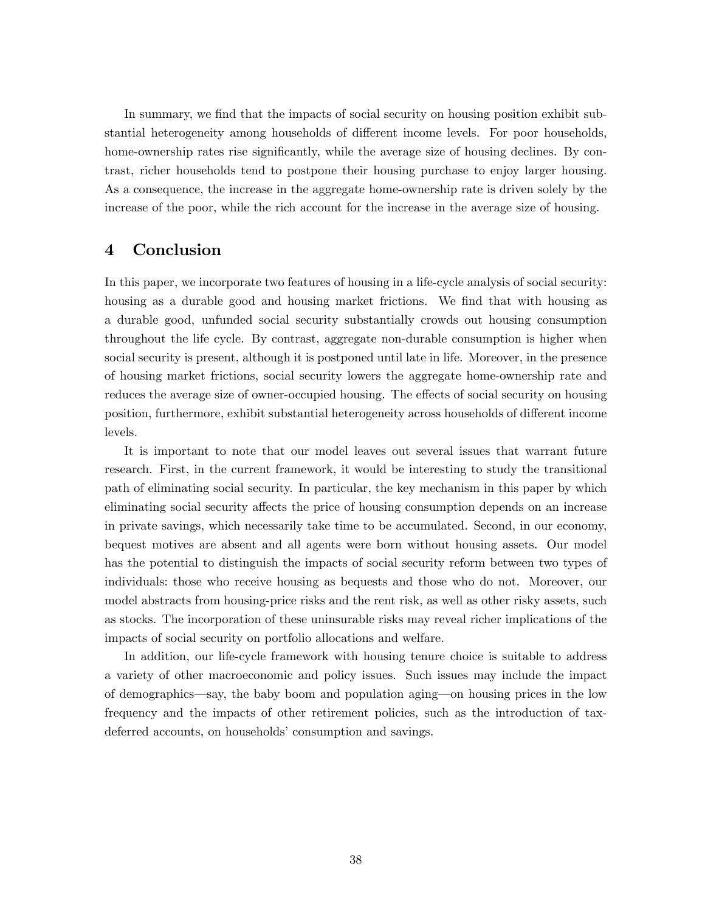In summary, we find that the impacts of social security on housing position exhibit substantial heterogeneity among households of different income levels. For poor households, home-ownership rates rise significantly, while the average size of housing declines. By contrast, richer households tend to postpone their housing purchase to enjoy larger housing. As a consequence, the increase in the aggregate home-ownership rate is driven solely by the increase of the poor, while the rich account for the increase in the average size of housing.

## 4 Conclusion

In this paper, we incorporate two features of housing in a life-cycle analysis of social security: housing as a durable good and housing market frictions. We find that with housing as a durable good, unfunded social security substantially crowds out housing consumption throughout the life cycle. By contrast, aggregate non-durable consumption is higher when social security is present, although it is postponed until late in life. Moreover, in the presence of housing market frictions, social security lowers the aggregate home-ownership rate and reduces the average size of owner-occupied housing. The effects of social security on housing position, furthermore, exhibit substantial heterogeneity across households of different income levels.

It is important to note that our model leaves out several issues that warrant future research. First, in the current framework, it would be interesting to study the transitional path of eliminating social security. In particular, the key mechanism in this paper by which eliminating social security affects the price of housing consumption depends on an increase in private savings, which necessarily take time to be accumulated. Second, in our economy, bequest motives are absent and all agents were born without housing assets. Our model has the potential to distinguish the impacts of social security reform between two types of individuals: those who receive housing as bequests and those who do not. Moreover, our model abstracts from housing-price risks and the rent risk, as well as other risky assets, such as stocks. The incorporation of these uninsurable risks may reveal richer implications of the impacts of social security on portfolio allocations and welfare.

In addition, our life-cycle framework with housing tenure choice is suitable to address a variety of other macroeconomic and policy issues. Such issues may include the impact of demographics—say, the baby boom and population aging—on housing prices in the low frequency and the impacts of other retirement policies, such as the introduction of tax-deferred accounts, on households' consumption and savings.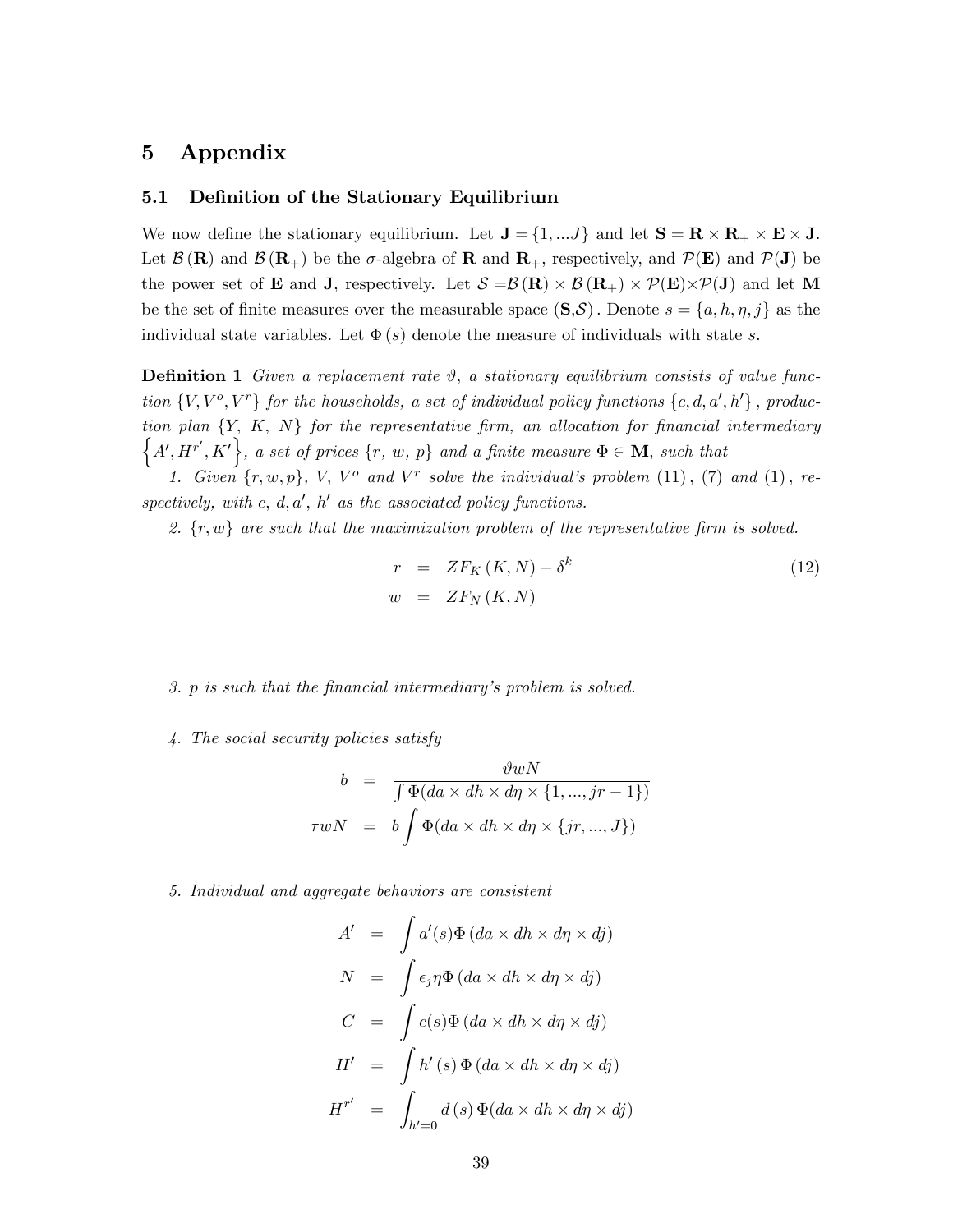# 5 Appendix

## 5.1 Definition of the Stationary Equilibrium

We now define the stationary equilibrium. Let $\mathbf{J} = \{1, ...J\}$ and let $\mathbf{S} = \mathbf{R} \times \mathbf{R}_+ \times \mathbf{E} \times \mathbf{J}$. Let $\mathcal{B}(\mathbf{R})$ and $\mathcal{B}(\mathbf{R}_+)$ be the $\sigma$-algebra of $\mathbf{R}$ and $\mathbf{R}_+$, respectively, and $\mathcal{P}(\mathbf{E})$ and $\mathcal{P}(\mathbf{J})$ be the power set of $\mathbf{E}$ and $\mathbf{J}$, respectively. Let $\mathcal{S} = \mathcal{B}(\mathbf{R}) \times \mathcal{B}(\mathbf{R}_+) \times \mathcal{P}(\mathbf{E}) \times \mathcal{P}(\mathbf{J})$ and let $\mathbf{M}$ be the set of finite measures over the measurable space $(\mathbf{S}, \mathcal{S})$. Denote $s = \{a, h, \eta, j\}$ as the individual state variables. Let $\Phi(s)$ denote the measure of individuals with state $s$.

**Definition 1** *Given a replacement rate $\vartheta$, a stationary equilibrium consists of value function $\{V, V^o, V^r\}$ for the households, a set of individual policy functions $\{c, d, a', h'\}$, production plan $\{Y, K, N\}$ for the representative firm, an allocation for financial intermediary $\left\{A', H^{r'}, K'\right\}$, a set of prices $\{r, w, p\}$ and a finite measure $\Phi \in \mathbf{M}$, such that*

*1. Given $\{r, w, p\}$, $V$, $V^o$ and $V^r$ solve the individual's problem (11), (7) and (1), respectively, with $c$, $d, a'$, $h'$ as the associated policy functions.*

*2. $\{r, w\}$ are such that the maximization problem of the representative firm is solved.*

$$\begin{aligned} r &= ZF_K(K, N) - \delta^k \\ w &= ZF_N(K, N) \end{aligned} \tag{12}$$

*3. $p$ is such that the financial intermediary's problem is solved.*

*4. The social security policies satisfy*

$$\begin{aligned} b &= \frac{\vartheta w N}{\int \Phi(da \times dh \times d\eta \times \{1, ..., jr-1\})} \\ \tau w N &= b \int \Phi(da \times dh \times d\eta \times \{jr, ..., J\}) \end{aligned}$$

*5. Individual and aggregate behaviors are consistent*

$$\begin{aligned} A' &= \int a'(s)\Phi(da \times dh \times d\eta \times dj) \\ N &= \int \epsilon_j \eta \Phi(da \times dh \times d\eta \times dj) \\ C &= \int c(s)\Phi(da \times dh \times d\eta \times dj) \\ H' &= \int h'(s)\Phi(da \times dh \times d\eta \times dj) \\ H^{r'} &= \int_{h'=0} d(s)\Phi(da \times dh \times d\eta \times dj) \end{aligned}$$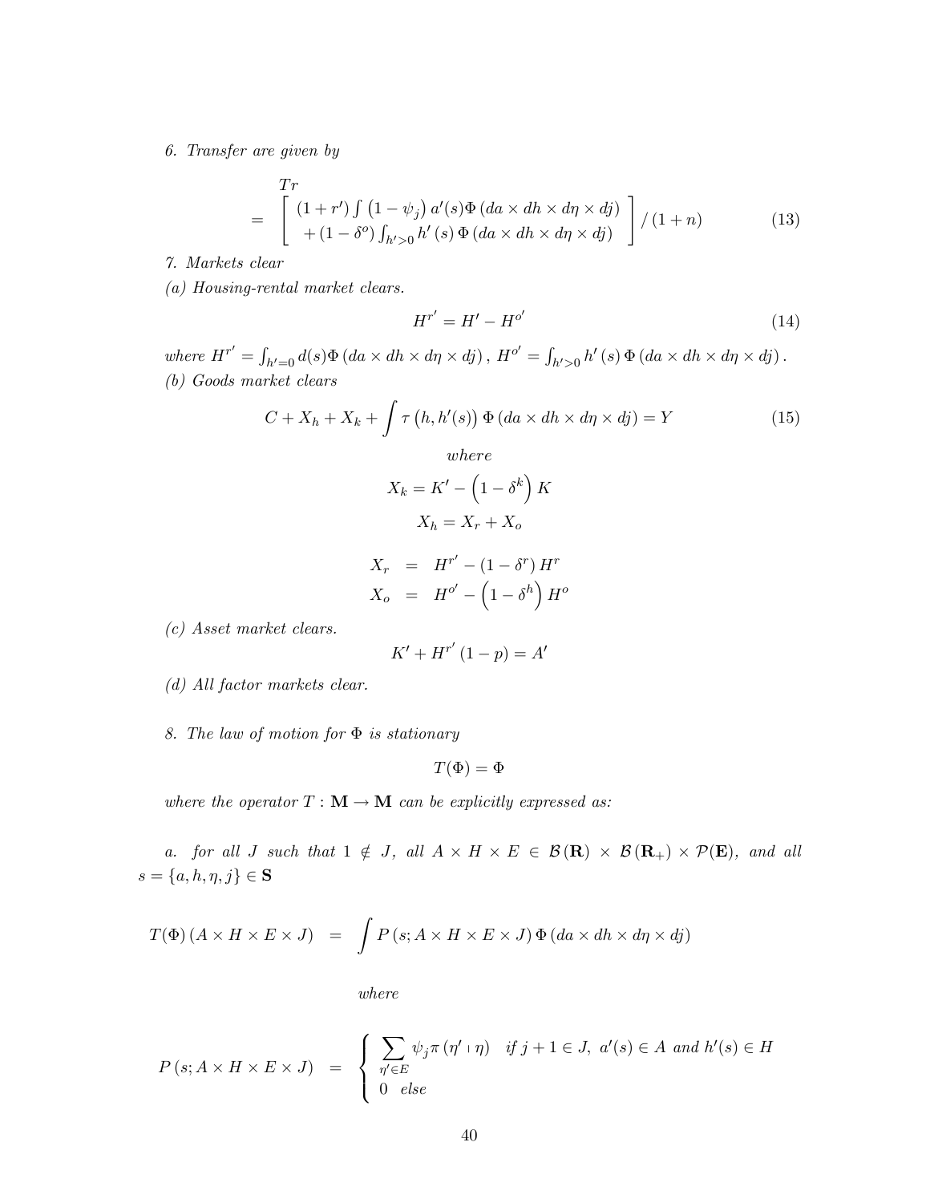*6. Transfer are given by*

$$
\begin{aligned}
& Tr \\
= & \left[ \begin{array}{c} (1+r') \int \left(1-\psi_j\right) a'(s) \Phi\left(da \times dh \times d\eta \times dj\right) \\ + (1-\delta^o) \int_{h'>0} h'\left(s\right) \Phi\left(da \times dh \times d\eta \times dj\right) \end{array} \right] / \left(1+n\right)
\end{aligned} \tag{13}
$$

*7. Markets clear*

*(a) Housing-rental market clears.*

$$
H^{r'} = H' - H^{o'} \tag{14}
$$

*where* $H^{r'} = \int_{h'=0} d(s) \Phi\left(da \times dh \times d\eta \times dj\right),\ H^{o'} = \int_{h'>0} h'\left(s\right) \Phi\left(da \times dh \times d\eta \times dj\right).$

*(b) Goods market clears*

$$
C + X_h + X_k + \int \tau\left(h, h'(s)\right) \Phi\left(da \times dh \times d\eta \times dj\right) = Y \tag{15}
$$

$$
where
$$

$$
X_k = K' - \left(1 - \delta^k\right) K
$$

$$
X_h = X_r + X_o
$$

$$
\begin{aligned}
X_r &= H^{r'} - \left(1 - \delta^r\right) H^r \\
X_o &= H^{o'} - \left(1 - \delta^h\right) H^o
\end{aligned}
$$

*(c) Asset market clears.*

$$
K' + H^{r'}\left(1 - p\right) = A'
$$

*(d) All factor markets clear.*

*8. The law of motion for* $\Phi$ *is stationary*

$$
T(\Phi) = \Phi
$$

*where the operator* $T : \mathbf{M} \to \mathbf{M}$ *can be explicitly expressed as:*

*a. for all* $J$ *such that* $1 \notin J$*, all* $A \times H \times E \in \mathcal{B}(\mathbf{R}) \times \mathcal{B}(\mathbf{R}_+) \times \mathcal{P}(\mathbf{E})$*, and all* $s = \{a, h, \eta, j\} \in \mathbf{S}$

$$
T(\Phi)\left(A \times H \times E \times J\right) = \int P\left(s; A \times H \times E \times J\right) \Phi\left(da \times dh \times d\eta \times dj\right)
$$

$$
where
$$

$$
P\left(s; A \times H \times E \times J\right) = \begin{cases} \sum_{\eta' \in E} \psi_j \pi\left(\eta' \mid \eta\right) & if\ j+1 \in J,\ a'(s) \in A\ and\ h'(s) \in H \\ 0 \quad else \end{cases}
$$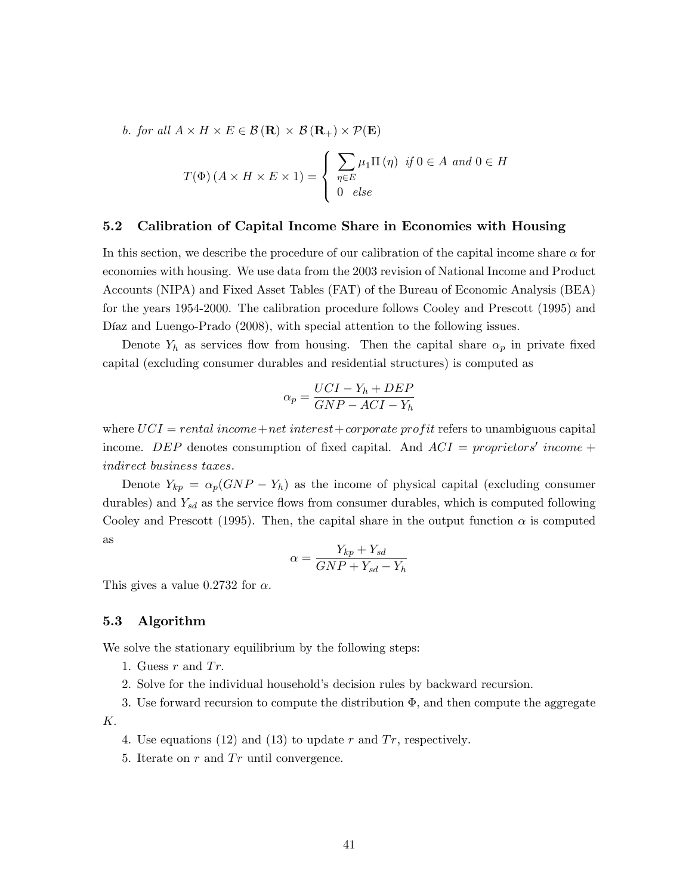*b. for all* $A \times H \times E \in \mathcal{B}(\mathbf{R}) \times \mathcal{B}(\mathbf{R}_+) \times \mathcal{P}(\mathbf{E})$

$$T(\Phi)(A \times H \times E \times 1) = \begin{cases} \sum_{\eta \in E} \mu_1 \Pi(\eta) & \text{if } 0 \in A \text{ and } 0 \in H \\ 0 & \text{else} \end{cases}$$

### 5.2 Calibration of Capital Income Share in Economies with Housing

In this section, we describe the procedure of our calibration of the capital income share $\alpha$ for economies with housing. We use data from the 2003 revision of National Income and Product Accounts (NIPA) and Fixed Asset Tables (FAT) of the Bureau of Economic Analysis (BEA) for the years 1954-2000. The calibration procedure follows Cooley and Prescott (1995) and Díaz and Luengo-Prado (2008), with special attention to the following issues.

Denote $Y_h$ as services flow from housing. Then the capital share $\alpha_p$ in private fixed capital (excluding consumer durables and residential structures) is computed as

$$\alpha_p = \frac{UCI - Y_h + DEP}{GNP - ACI - Y_h}$$

where $UCI = rental\ income + net\ interest + corporate\ profit$ refers to unambiguous capital income. $DEP$ denotes consumption of fixed capital. And $ACI = proprietors'\ income + indirect\ business\ taxes$.

Denote $Y_{kp} = \alpha_p(GNP - Y_h)$ as the income of physical capital (excluding consumer durables) and $Y_{sd}$ as the service flows from consumer durables, which is computed following Cooley and Prescott (1995). Then, the capital share in the output function $\alpha$ is computed as

$$\alpha = \frac{Y_{kp} + Y_{sd}}{GNP + Y_{sd} - Y_h}$$

This gives a value 0.2732 for $\alpha$.

### 5.3 Algorithm

We solve the stationary equilibrium by the following steps:

1. Guess $r$ and $Tr$.
2. Solve for the individual household's decision rules by backward recursion.
3. Use forward recursion to compute the distribution $\Phi$, and then compute the aggregate $K$.
4. Use equations (12) and (13) to update $r$ and $Tr$, respectively.
5. Iterate on $r$ and $Tr$ until convergence.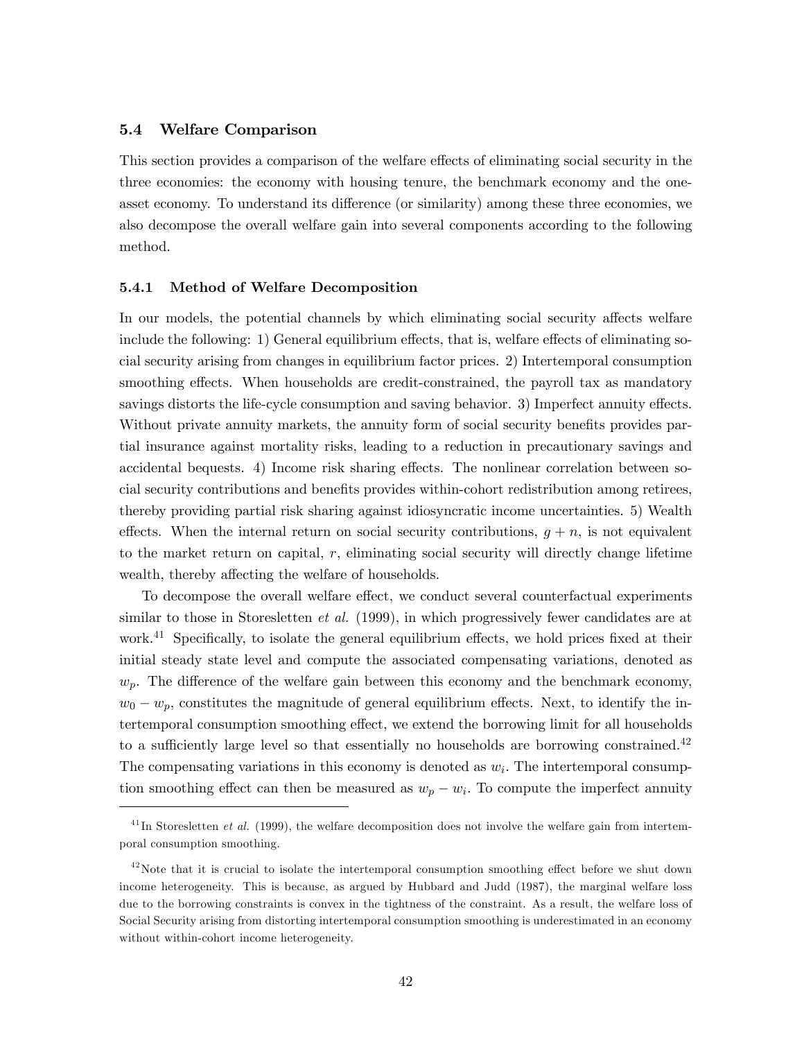### 5.4 Welfare Comparison

This section provides a comparison of the welfare effects of eliminating social security in the three economies: the economy with housing tenure, the benchmark economy and the one-asset economy. To understand its difference (or similarity) among these three economies, we also decompose the overall welfare gain into several components according to the following method.

#### 5.4.1 Method of Welfare Decomposition

In our models, the potential channels by which eliminating social security affects welfare include the following: 1) General equilibrium effects, that is, welfare effects of eliminating social security arising from changes in equilibrium factor prices. 2) Intertemporal consumption smoothing effects. When households are credit-constrained, the payroll tax as mandatory savings distorts the life-cycle consumption and saving behavior. 3) Imperfect annuity effects. Without private annuity markets, the annuity form of social security benefits provides partial insurance against mortality risks, leading to a reduction in precautionary savings and accidental bequests. 4) Income risk sharing effects. The nonlinear correlation between social security contributions and benefits provides within-cohort redistribution among retirees, thereby providing partial risk sharing against idiosyncratic income uncertainties. 5) Wealth effects. When the internal return on social security contributions, $g + n$, is not equivalent to the market return on capital, $r$, eliminating social security will directly change lifetime wealth, thereby affecting the welfare of households.

To decompose the overall welfare effect, we conduct several counterfactual experiments similar to those in Storesletten *et al.* (1999), in which progressively fewer candidates are at work.[41] Specifically, to isolate the general equilibrium effects, we hold prices fixed at their initial steady state level and compute the associated compensating variations, denoted as $w_p$. The difference of the welfare gain between this economy and the benchmark economy, $w_0 - w_p$, constitutes the magnitude of general equilibrium effects. Next, to identify the intertemporal consumption smoothing effect, we extend the borrowing limit for all households to a sufficiently large level so that essentially no households are borrowing constrained.[42] The compensating variations in this economy is denoted as $w_i$. The intertemporal consumption smoothing effect can then be measured as $w_p - w_i$. To compute the imperfect annuity

[41] In Storesletten *et al.* (1999), the welfare decomposition does not involve the welfare gain from intertemporal consumption smoothing.

[42] Note that it is crucial to isolate the intertemporal consumption smoothing effect before we shut down income heterogeneity. This is because, as argued by Hubbard and Judd (1987), the marginal welfare loss due to the borrowing constraints is convex in the tightness of the constraint. As a result, the welfare loss of Social Security arising from distorting intertemporal consumption smoothing is underestimated in an economy without within-cohort income heterogeneity.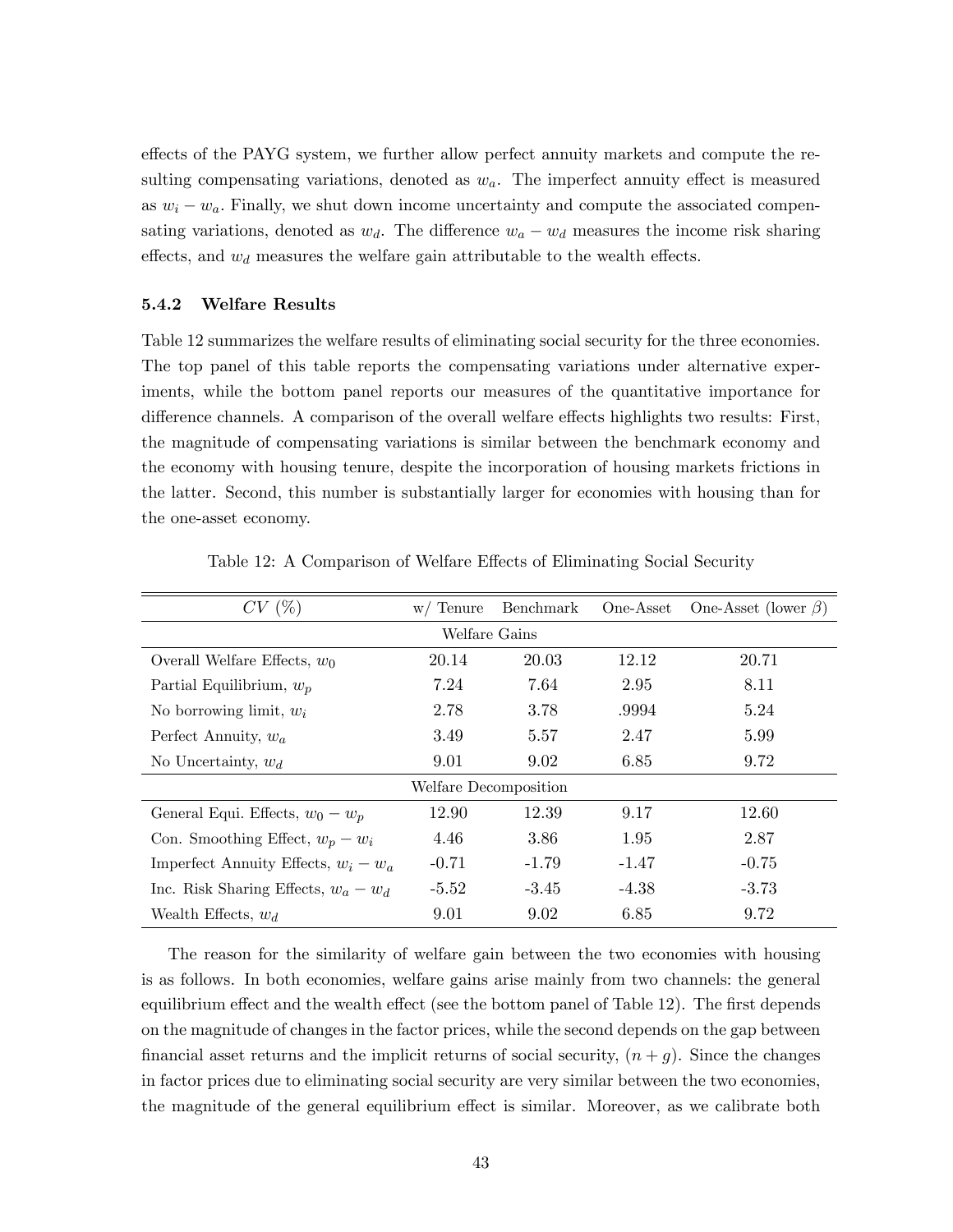effects of the PAYG system, we further allow perfect annuity markets and compute the resulting compensating variations, denoted as $w_a$. The imperfect annuity effect is measured as $w_i - w_a$. Finally, we shut down income uncertainty and compute the associated compensating variations, denoted as $w_d$. The difference $w_a - w_d$ measures the income risk sharing effects, and $w_d$ measures the welfare gain attributable to the wealth effects.

#### 5.4.2 Welfare Results

Table 12 summarizes the welfare results of eliminating social security for the three economies. The top panel of this table reports the compensating variations under alternative experiments, while the bottom panel reports our measures of the quantitative importance for difference channels. A comparison of the overall welfare effects highlights two results: First, the magnitude of compensating variations is similar between the benchmark economy and the economy with housing tenure, despite the incorporation of housing markets frictions in the latter. Second, this number is substantially larger for economies with housing than for the one-asset economy.

Table 12: A Comparison of Welfare Effects of Eliminating Social Security

| $CV$ (%) | w/ Tenure | Benchmark | One-Asset | One-Asset (lower $\beta$) |
|---|---|---|---|---|
| Welfare Gains | | | | |
| Overall Welfare Effects, $w_0$ | 20.14 | 20.03 | 12.12 | 20.71 |
| Partial Equilibrium, $w_p$ | 7.24 | 7.64 | 2.95 | 8.11 |
| No borrowing limit, $w_i$ | 2.78 | 3.78 | .9994 | 5.24 |
| Perfect Annuity, $w_a$ | 3.49 | 5.57 | 2.47 | 5.99 |
| No Uncertainty, $w_d$ | 9.01 | 9.02 | 6.85 | 9.72 |
| Welfare Decomposition | | | | |
| General Equi. Effects, $w_0 - w_p$ | 12.90 | 12.39 | 9.17 | 12.60 |
| Con. Smoothing Effect, $w_p - w_i$ | 4.46 | 3.86 | 1.95 | 2.87 |
| Imperfect Annuity Effects, $w_i - w_a$ | -0.71 | -1.79 | -1.47 | -0.75 |
| Inc. Risk Sharing Effects, $w_a - w_d$ | -5.52 | -3.45 | -4.38 | -3.73 |
| Wealth Effects, $w_d$ | 9.01 | 9.02 | 6.85 | 9.72 |

The reason for the similarity of welfare gain between the two economies with housing is as follows. In both economies, welfare gains arise mainly from two channels: the general equilibrium effect and the wealth effect (see the bottom panel of Table 12). The first depends on the magnitude of changes in the factor prices, while the second depends on the gap between financial asset returns and the implicit returns of social security, $(n + g)$. Since the changes in factor prices due to eliminating social security are very similar between the two economies, the magnitude of the general equilibrium effect is similar. Moreover, as we calibrate both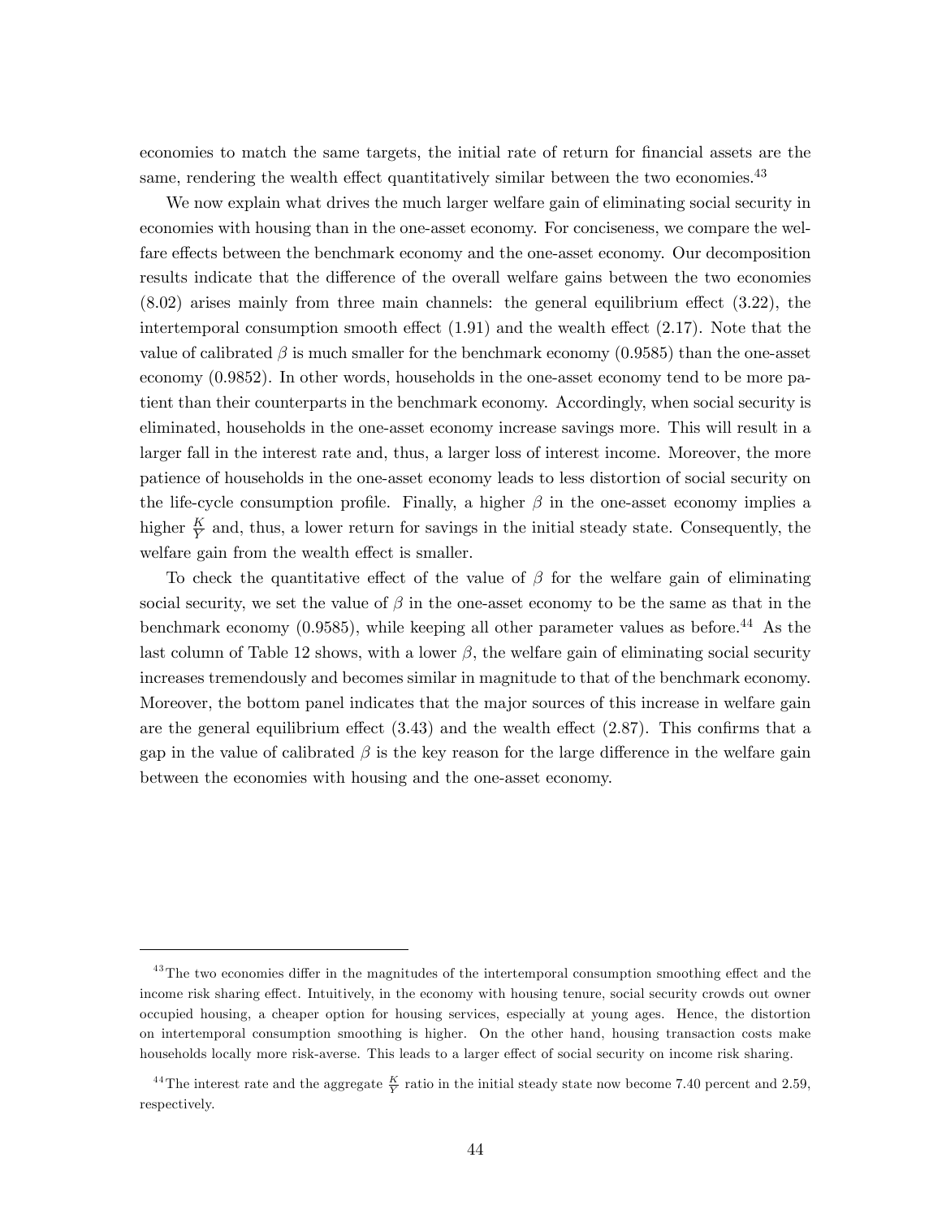economies to match the same targets, the initial rate of return for financial assets are the same, rendering the wealth effect quantitatively similar between the two economies.[43]

We now explain what drives the much larger welfare gain of eliminating social security in economies with housing than in the one-asset economy. For conciseness, we compare the welfare effects between the benchmark economy and the one-asset economy. Our decomposition results indicate that the difference of the overall welfare gains between the two economies (8.02) arises mainly from three main channels: the general equilibrium effect (3.22), the intertemporal consumption smooth effect (1.91) and the wealth effect (2.17). Note that the value of calibrated $\beta$ is much smaller for the benchmark economy (0.9585) than the one-asset economy (0.9852). In other words, households in the one-asset economy tend to be more patient than their counterparts in the benchmark economy. Accordingly, when social security is eliminated, households in the one-asset economy increase savings more. This will result in a larger fall in the interest rate and, thus, a larger loss of interest income. Moreover, the more patience of households in the one-asset economy leads to less distortion of social security on the life-cycle consumption profile. Finally, a higher $\beta$ in the one-asset economy implies a higher $\frac{K}{Y}$ and, thus, a lower return for savings in the initial steady state. Consequently, the welfare gain from the wealth effect is smaller.

To check the quantitative effect of the value of $\beta$ for the welfare gain of eliminating social security, we set the value of $\beta$ in the one-asset economy to be the same as that in the benchmark economy (0.9585), while keeping all other parameter values as before.[44] As the last column of Table 12 shows, with a lower $\beta$, the welfare gain of eliminating social security increases tremendously and becomes similar in magnitude to that of the benchmark economy. Moreover, the bottom panel indicates that the major sources of this increase in welfare gain are the general equilibrium effect (3.43) and the wealth effect (2.87). This confirms that a gap in the value of calibrated $\beta$ is the key reason for the large difference in the welfare gain between the economies with housing and the one-asset economy.

[43] The two economies differ in the magnitudes of the intertemporal consumption smoothing effect and the income risk sharing effect. Intuitively, in the economy with housing tenure, social security crowds out owner occupied housing, a cheaper option for housing services, especially at young ages. Hence, the distortion on intertemporal consumption smoothing is higher. On the other hand, housing transaction costs make households locally more risk-averse. This leads to a larger effect of social security on income risk sharing.

[44] The interest rate and the aggregate $\frac{K}{Y}$ ratio in the initial steady state now become 7.40 percent and 2.59, respectively.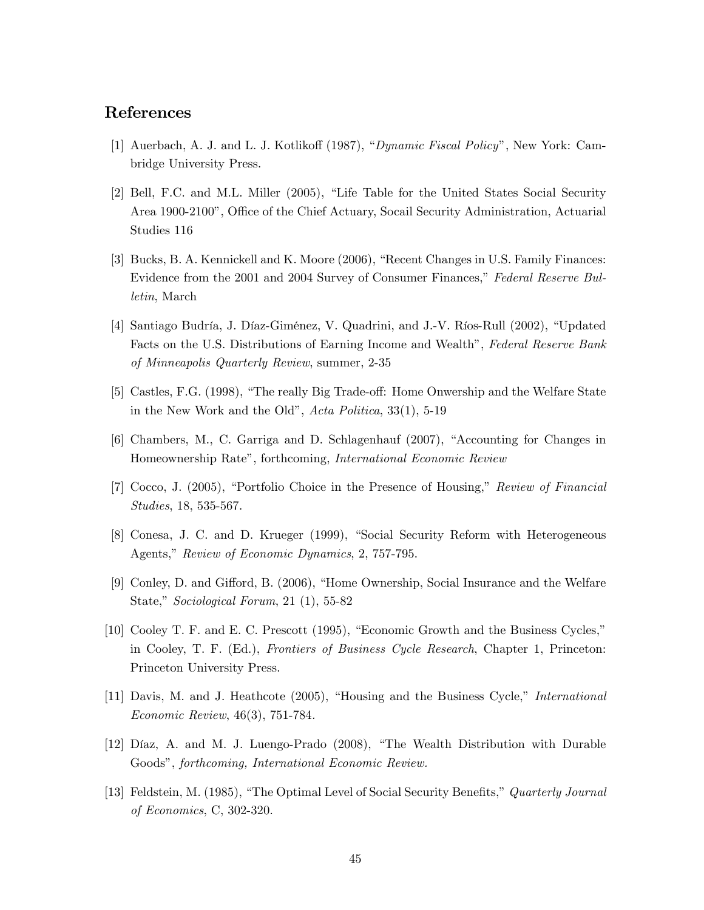## References

[1] Auerbach, A. J. and L. J. Kotlikoff (1987), "*Dynamic Fiscal Policy*", New York: Cambridge University Press.

[2] Bell, F.C. and M.L. Miller (2005), "Life Table for the United States Social Security Area 1900-2100", Office of the Chief Actuary, Socail Security Administration, Actuarial Studies 116

[3] Bucks, B. A. Kennickell and K. Moore (2006), "Recent Changes in U.S. Family Finances: Evidence from the 2001 and 2004 Survey of Consumer Finances," *Federal Reserve Bulletin*, March

[4] Santiago Budría, J. Díaz-Giménez, V. Quadrini, and J.-V. Ríos-Rull (2002), "Updated Facts on the U.S. Distributions of Earning Income and Wealth", *Federal Reserve Bank of Minneapolis Quarterly Review*, summer, 2-35

[5] Castles, F.G. (1998), "The really Big Trade-off: Home Onwership and the Welfare State in the New Work and the Old", *Acta Politica*, 33(1), 5-19

[6] Chambers, M., C. Garriga and D. Schlagenhauf (2007), "Accounting for Changes in Homeownership Rate", forthcoming, *International Economic Review*

[7] Cocco, J. (2005), "Portfolio Choice in the Presence of Housing," *Review of Financial Studies*, 18, 535-567.

[8] Conesa, J. C. and D. Krueger (1999), "Social Security Reform with Heterogeneous Agents," *Review of Economic Dynamics*, 2, 757-795.

[9] Conley, D. and Gifford, B. (2006), "Home Ownership, Social Insurance and the Welfare State," *Sociological Forum*, 21 (1), 55-82

[10] Cooley T. F. and E. C. Prescott (1995), "Economic Growth and the Business Cycles," in Cooley, T. F. (Ed.), *Frontiers of Business Cycle Research*, Chapter 1, Princeton: Princeton University Press.

[11] Davis, M. and J. Heathcote (2005), "Housing and the Business Cycle," *International Economic Review*, 46(3), 751-784.

[12] Díaz, A. and M. J. Luengo-Prado (2008), "The Wealth Distribution with Durable Goods", *forthcoming, International Economic Review.*

[13] Feldstein, M. (1985), "The Optimal Level of Social Security Benefits," *Quarterly Journal of Economics*, C, 302-320.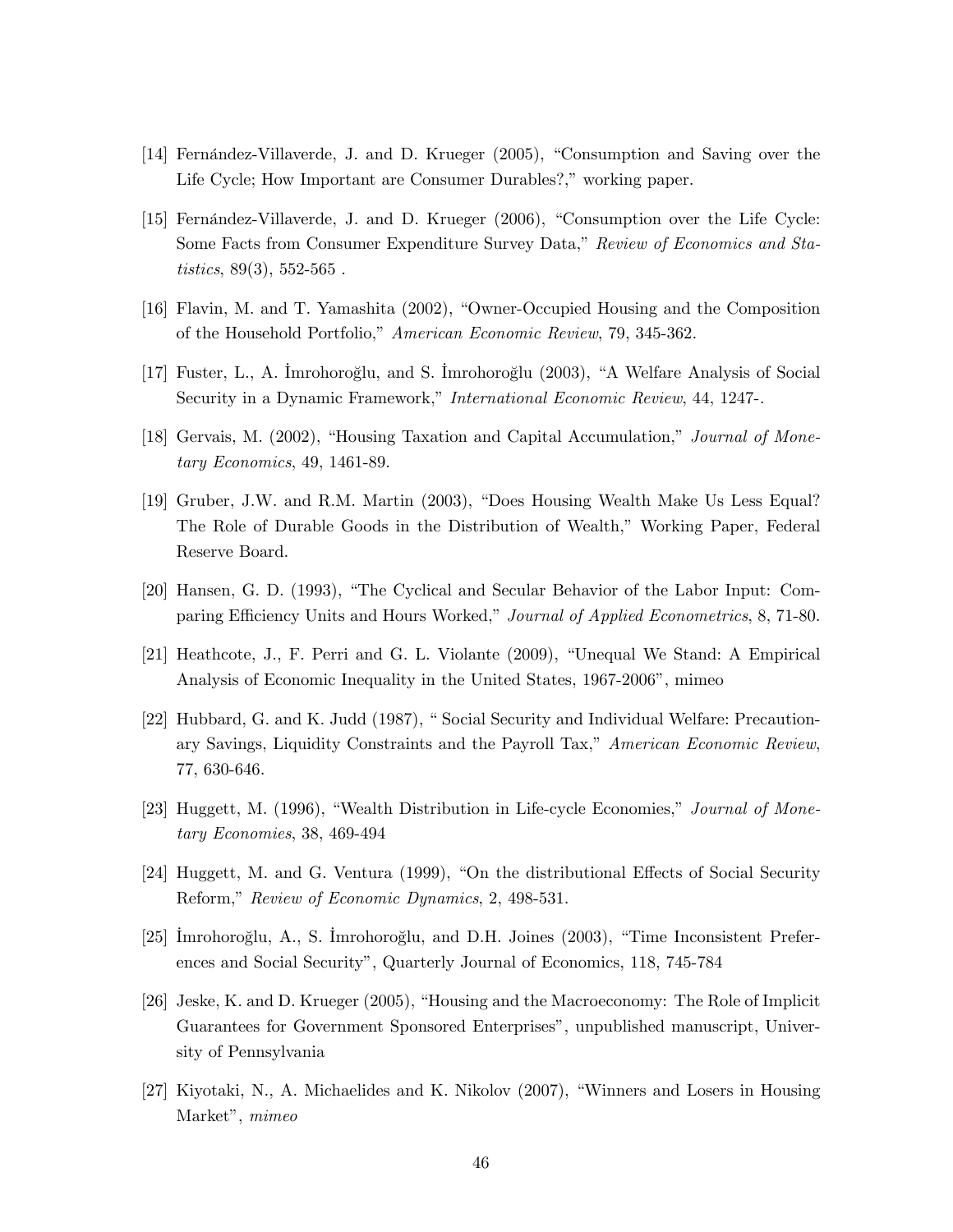[14] Fernández-Villaverde, J. and D. Krueger (2005), "Consumption and Saving over the Life Cycle; How Important are Consumer Durables?," working paper.

[15] Fernández-Villaverde, J. and D. Krueger (2006), "Consumption over the Life Cycle: Some Facts from Consumer Expenditure Survey Data," *Review of Economics and Statistics*, 89(3), 552-565 .

[16] Flavin, M. and T. Yamashita (2002), "Owner-Occupied Housing and the Composition of the Household Portfolio," *American Economic Review*, 79, 345-362.

[17] Fuster, L., A. İmrohoroğlu, and S. İmrohoroğlu (2003), "A Welfare Analysis of Social Security in a Dynamic Framework," *International Economic Review*, 44, 1247-.

[18] Gervais, M. (2002), "Housing Taxation and Capital Accumulation," *Journal of Monetary Economics*, 49, 1461-89.

[19] Gruber, J.W. and R.M. Martin (2003), "Does Housing Wealth Make Us Less Equal? The Role of Durable Goods in the Distribution of Wealth," Working Paper, Federal Reserve Board.

[20] Hansen, G. D. (1993), "The Cyclical and Secular Behavior of the Labor Input: Comparing Efficiency Units and Hours Worked," *Journal of Applied Econometrics*, 8, 71-80.

[21] Heathcote, J., F. Perri and G. L. Violante (2009), "Unequal We Stand: A Empirical Analysis of Economic Inequality in the United States, 1967-2006", mimeo

[22] Hubbard, G. and K. Judd (1987), " Social Security and Individual Welfare: Precautionary Savings, Liquidity Constraints and the Payroll Tax," *American Economic Review*, 77, 630-646.

[23] Huggett, M. (1996), "Wealth Distribution in Life-cycle Economies," *Journal of Monetary Economies*, 38, 469-494

[24] Huggett, M. and G. Ventura (1999), "On the distributional Effects of Social Security Reform," *Review of Economic Dynamics*, 2, 498-531.

[25] İmrohoroğlu, A., S. İmrohoroğlu, and D.H. Joines (2003), "Time Inconsistent Preferences and Social Security", Quarterly Journal of Economics, 118, 745-784

[26] Jeske, K. and D. Krueger (2005), "Housing and the Macroeconomy: The Role of Implicit Guarantees for Government Sponsored Enterprises", unpublished manuscript, University of Pennsylvania

[27] Kiyotaki, N., A. Michaelides and K. Nikolov (2007), "Winners and Losers in Housing Market", *mimeo*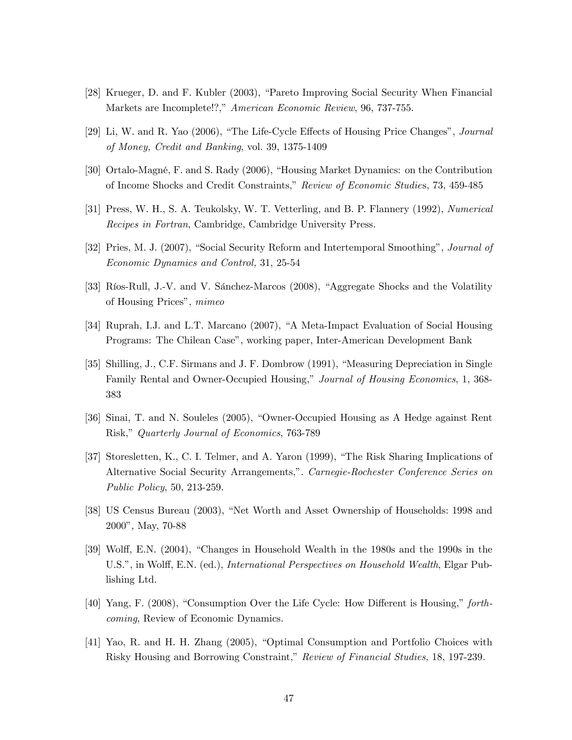[28] Krueger, D. and F. Kubler (2003), "Pareto Improving Social Security When Financial Markets are Incomplete!?," *American Economic Review*, 96, 737-755.

[29] Li, W. and R. Yao (2006), "The Life-Cycle Effects of Housing Price Changes", *Journal of Money, Credit and Banking*, vol. 39, 1375-1409

[30] Ortalo-Magné, F. and S. Rady (2006), "Housing Market Dynamics: on the Contribution of Income Shocks and Credit Constraints," *Review of Economic Studies*, 73, 459-485

[31] Press, W. H., S. A. Teukolsky, W. T. Vetterling, and B. P. Flannery (1992), *Numerical Recipes in Fortran*, Cambridge, Cambridge University Press.

[32] Pries, M. J. (2007), "Social Security Reform and Intertemporal Smoothing", *Journal of Economic Dynamics and Control,* 31, 25-54

[33] Ríos-Rull, J.-V. and V. Sánchez-Marcos (2008), "Aggregate Shocks and the Volatility of Housing Prices", *mimeo*

[34] Ruprah, I.J. and L.T. Marcano (2007), "A Meta-Impact Evaluation of Social Housing Programs: The Chilean Case", working paper, Inter-American Development Bank

[35] Shilling, J., C.F. Sirmans and J. F. Dombrow (1991), "Measuring Depreciation in Single Family Rental and Owner-Occupied Housing," *Journal of Housing Economics*, 1, 368-383

[36] Sinai, T. and N. Souleles (2005), "Owner-Occupied Housing as A Hedge against Rent Risk," *Quarterly Journal of Economics*, 763-789

[37] Storesletten, K., C. I. Telmer, and A. Yaron (1999), "The Risk Sharing Implications of Alternative Social Security Arrangements,". *Carnegie-Rochester Conference Series on Public Policy*, 50, 213-259.

[38] US Census Bureau (2003), "Net Worth and Asset Ownership of Households: 1998 and 2000", May, 70-88

[39] Wolff, E.N. (2004), "Changes in Household Wealth in the 1980s and the 1990s in the U.S.", in Wolff, E.N. (ed.), *International Perspectives on Household Wealth*, Elgar Publishing Ltd.

[40] Yang, F. (2008), "Consumption Over the Life Cycle: How Different is Housing," *forthcoming*, Review of Economic Dynamics.

[41] Yao, R. and H. H. Zhang (2005), "Optimal Consumption and Portfolio Choices with Risky Housing and Borrowing Constraint," *Review of Financial Studies,* 18, 197-239.